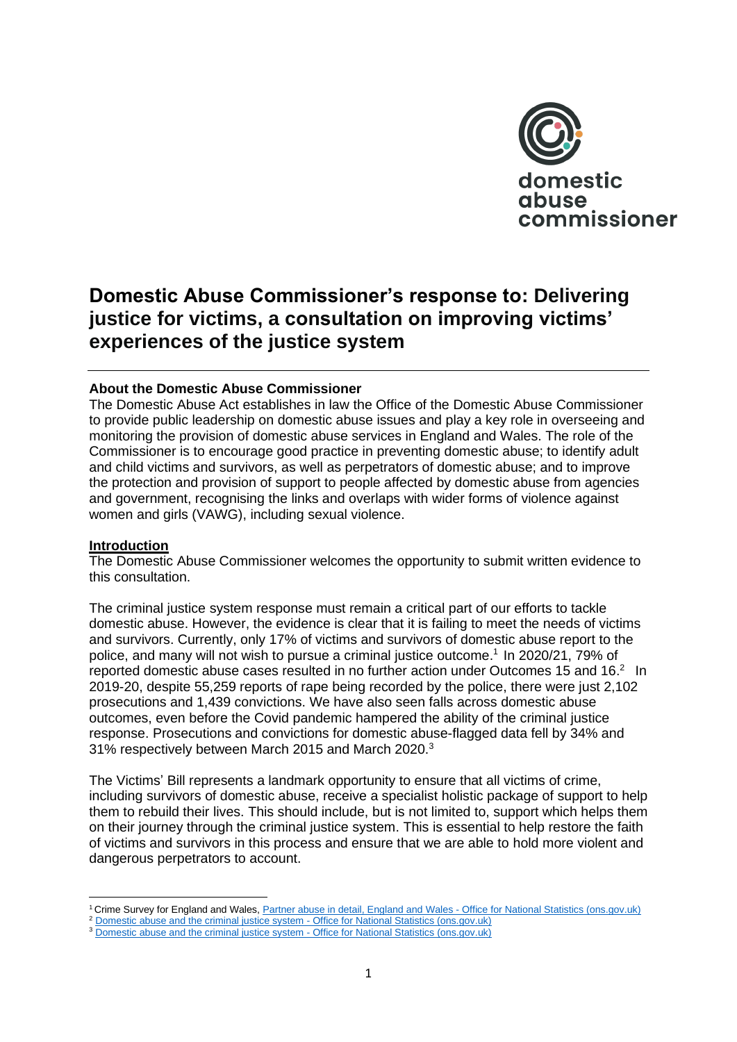domestic abuse commissioner

# Domestic Abuse Commissioner's response to: Delivering justice for victims, a consultation on improving victims' experiences of the justice system

**About the Domestic Abuse Commissioner**

The Domestic Abuse Act establishes in law the Office of the Domestic Abuse Commissioner to provide public leadership on domestic abuse issues and play a key role in overseeing and monitoring the provision of domestic abuse services in England and Wales. The role of the Commissioner is to encourage good practice in preventing domestic abuse; to identify adult and child victims and survivors, as well as perpetrators of domestic abuse; and to improve the protection and provision of support to people affected by domestic abuse from agencies and government, recognising the links and overlaps with wider forms of violence against women and girls (VAWG), including sexual violence.

## Introduction

The Domestic Abuse Commissioner welcomes the opportunity to submit written evidence to this consultation.

The criminal justice system response must remain a critical part of our efforts to tackle domestic abuse. However, the evidence is clear that it is failing to meet the needs of victims and survivors. Currently, only 17% of victims and survivors of domestic abuse report to the police, and many will not wish to pursue a criminal justice outcome.[1] In 2020/21, 79% of reported domestic abuse cases resulted in no further action under Outcomes 15 and 16.[2] In 2019-20, despite 55,259 reports of rape being recorded by the police, there were just 2,102 prosecutions and 1,439 convictions. We have also seen falls across domestic abuse outcomes, even before the Covid pandemic hampered the ability of the criminal justice response. Prosecutions and convictions for domestic abuse-flagged data fell by 34% and 31% respectively between March 2015 and March 2020.[3]

The Victims' Bill represents a landmark opportunity to ensure that all victims of crime, including survivors of domestic abuse, receive a specialist holistic package of support to help them to rebuild their lives. This should include, but is not limited to, support which helps them on their journey through the criminal justice system. This is essential to help restore the faith of victims and survivors in this process and ensure that we are able to hold more violent and dangerous perpetrators to account.

---

[1] Crime Survey for England and Wales, Partner abuse in detail, England and Wales - Office for National Statistics (ons.gov.uk)

[2] Domestic abuse and the criminal justice system - Office for National Statistics (ons.gov.uk)

[3] Domestic abuse and the criminal justice system - Office for National Statistics (ons.gov.uk)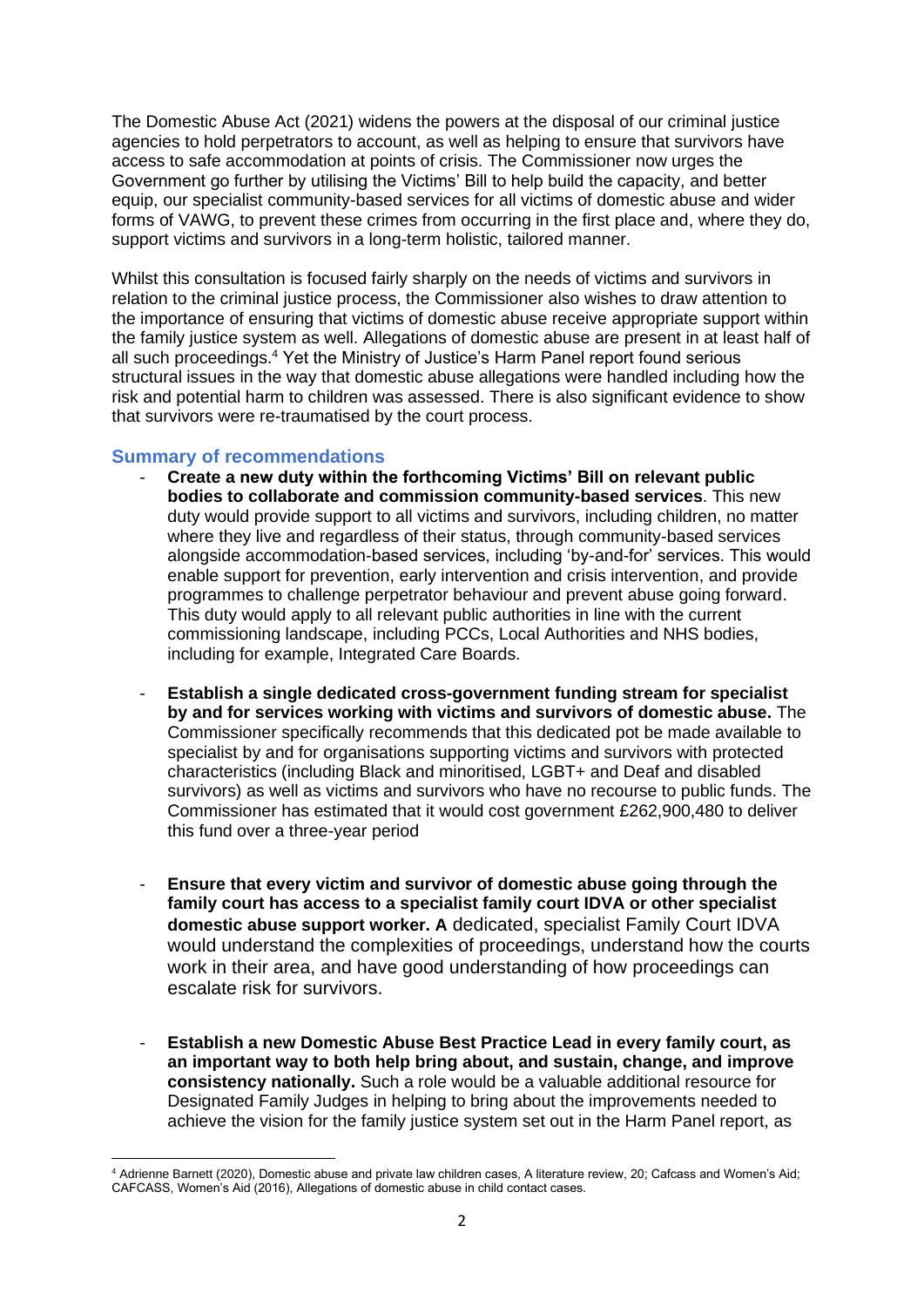The Domestic Abuse Act (2021) widens the powers at the disposal of our criminal justice agencies to hold perpetrators to account, as well as helping to ensure that survivors have access to safe accommodation at points of crisis. The Commissioner now urges the Government go further by utilising the Victims' Bill to help build the capacity, and better equip, our specialist community-based services for all victims of domestic abuse and wider forms of VAWG, to prevent these crimes from occurring in the first place and, where they do, support victims and survivors in a long-term holistic, tailored manner.

Whilst this consultation is focused fairly sharply on the needs of victims and survivors in relation to the criminal justice process, the Commissioner also wishes to draw attention to the importance of ensuring that victims of domestic abuse receive appropriate support within the family justice system as well. Allegations of domestic abuse are present in at least half of all such proceedings.[4] Yet the Ministry of Justice's Harm Panel report found serious structural issues in the way that domestic abuse allegations were handled including how the risk and potential harm to children was assessed. There is also significant evidence to show that survivors were re-traumatised by the court process.

## Summary of recommendations

- **Create a new duty within the forthcoming Victims' Bill on relevant public bodies to collaborate and commission community-based services**. This new duty would provide support to all victims and survivors, including children, no matter where they live and regardless of their status, through community-based services alongside accommodation-based services, including 'by-and-for' services. This would enable support for prevention, early intervention and crisis intervention, and provide programmes to challenge perpetrator behaviour and prevent abuse going forward. This duty would apply to all relevant public authorities in line with the current commissioning landscape, including PCCs, Local Authorities and NHS bodies, including for example, Integrated Care Boards.

- **Establish a single dedicated cross-government funding stream for specialist by and for services working with victims and survivors of domestic abuse.** The Commissioner specifically recommends that this dedicated pot be made available to specialist by and for organisations supporting victims and survivors with protected characteristics (including Black and minoritised, LGBT+ and Deaf and disabled survivors) as well as victims and survivors who have no recourse to public funds. The Commissioner has estimated that it would cost government £262,900,480 to deliver this fund over a three-year period

- **Ensure that every victim and survivor of domestic abuse going through the family court has access to a specialist family court IDVA or other specialist domestic abuse support worker. A** dedicated, specialist Family Court IDVA would understand the complexities of proceedings, understand how the courts work in their area, and have good understanding of how proceedings can escalate risk for survivors.

- **Establish a new Domestic Abuse Best Practice Lead in every family court, as an important way to both help bring about, and sustain, change, and improve consistency nationally.** Such a role would be a valuable additional resource for Designated Family Judges in helping to bring about the improvements needed to achieve the vision for the family justice system set out in the Harm Panel report, as

---

[4] Adrienne Barnett (2020), Domestic abuse and private law children cases, A literature review, 20; Cafcass and Women's Aid; CAFCASS, Women's Aid (2016), Allegations of domestic abuse in child contact cases.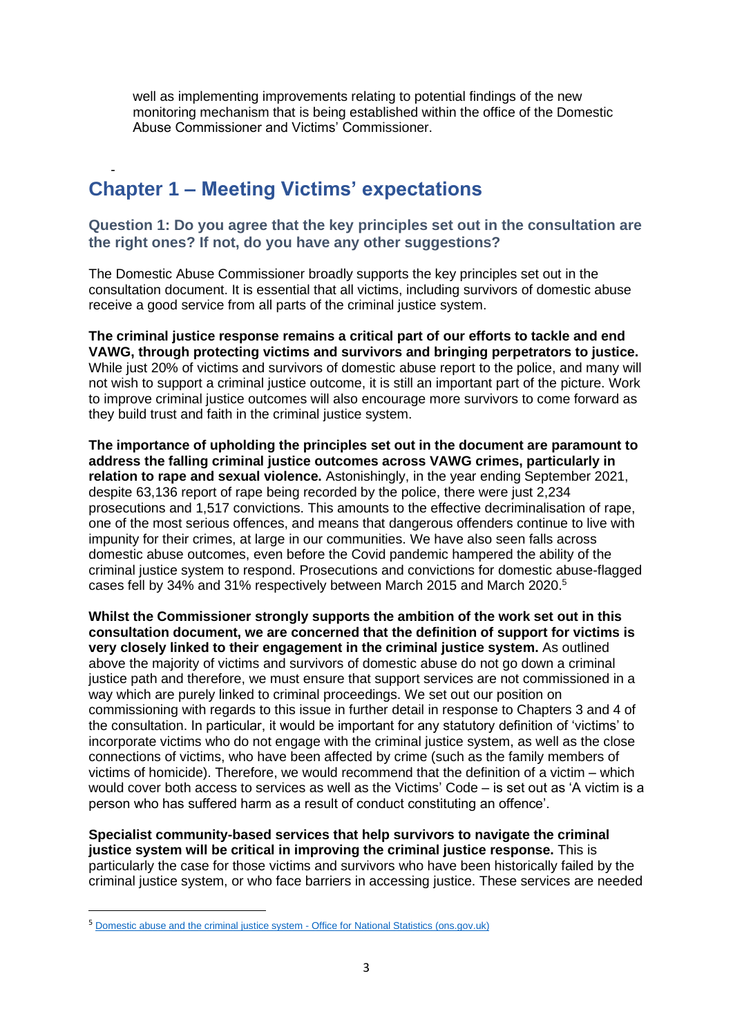well as implementing improvements relating to potential findings of the new monitoring mechanism that is being established within the office of the Domestic Abuse Commissioner and Victims' Commissioner.

## Chapter 1 – Meeting Victims' expectations

### Question 1: Do you agree that the key principles set out in the consultation are the right ones? If not, do you have any other suggestions?

The Domestic Abuse Commissioner broadly supports the key principles set out in the consultation document. It is essential that all victims, including survivors of domestic abuse receive a good service from all parts of the criminal justice system.

**The criminal justice response remains a critical part of our efforts to tackle and end VAWG, through protecting victims and survivors and bringing perpetrators to justice.** While just 20% of victims and survivors of domestic abuse report to the police, and many will not wish to support a criminal justice outcome, it is still an important part of the picture. Work to improve criminal justice outcomes will also encourage more survivors to come forward as they build trust and faith in the criminal justice system.

**The importance of upholding the principles set out in the document are paramount to address the falling criminal justice outcomes across VAWG crimes, particularly in relation to rape and sexual violence.** Astonishingly, in the year ending September 2021, despite 63,136 report of rape being recorded by the police, there were just 2,234 prosecutions and 1,517 convictions. This amounts to the effective decriminalisation of rape, one of the most serious offences, and means that dangerous offenders continue to live with impunity for their crimes, at large in our communities. We have also seen falls across domestic abuse outcomes, even before the Covid pandemic hampered the ability of the criminal justice system to respond. Prosecutions and convictions for domestic abuse-flagged cases fell by 34% and 31% respectively between March 2015 and March 2020.[5]

**Whilst the Commissioner strongly supports the ambition of the work set out in this consultation document, we are concerned that the definition of support for victims is very closely linked to their engagement in the criminal justice system.** As outlined above the majority of victims and survivors of domestic abuse do not go down a criminal justice path and therefore, we must ensure that support services are not commissioned in a way which are purely linked to criminal proceedings. We set out our position on commissioning with regards to this issue in further detail in response to Chapters 3 and 4 of the consultation. In particular, it would be important for any statutory definition of 'victims' to incorporate victims who do not engage with the criminal justice system, as well as the close connections of victims, who have been affected by crime (such as the family members of victims of homicide). Therefore, we would recommend that the definition of a victim – which would cover both access to services as well as the Victims' Code – is set out as 'A victim is a person who has suffered harm as a result of conduct constituting an offence'.

**Specialist community-based services that help survivors to navigate the criminal justice system will be critical in improving the criminal justice response.** This is particularly the case for those victims and survivors who have been historically failed by the criminal justice system, or who face barriers in accessing justice. These services are needed

---

[5] Domestic abuse and the criminal justice system - Office for National Statistics (ons.gov.uk)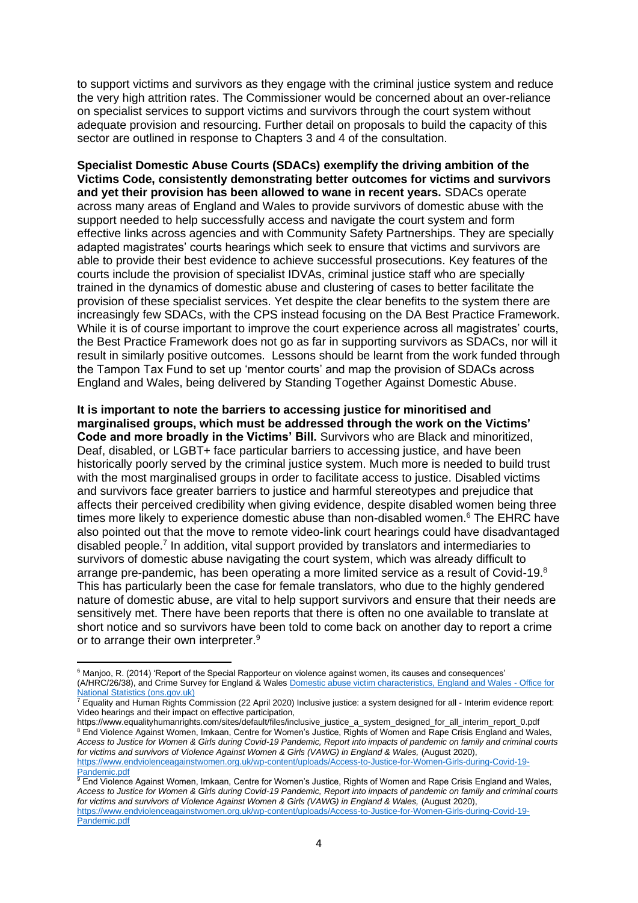to support victims and survivors as they engage with the criminal justice system and reduce the very high attrition rates. The Commissioner would be concerned about an over-reliance on specialist services to support victims and survivors through the court system without adequate provision and resourcing. Further detail on proposals to build the capacity of this sector are outlined in response to Chapters 3 and 4 of the consultation.

**Specialist Domestic Abuse Courts (SDACs) exemplify the driving ambition of the Victims Code, consistently demonstrating better outcomes for victims and survivors and yet their provision has been allowed to wane in recent years.** SDACs operate across many areas of England and Wales to provide survivors of domestic abuse with the support needed to help successfully access and navigate the court system and form effective links across agencies and with Community Safety Partnerships. They are specially adapted magistrates' courts hearings which seek to ensure that victims and survivors are able to provide their best evidence to achieve successful prosecutions. Key features of the courts include the provision of specialist IDVAs, criminal justice staff who are specially trained in the dynamics of domestic abuse and clustering of cases to better facilitate the provision of these specialist services. Yet despite the clear benefits to the system there are increasingly few SDACs, with the CPS instead focusing on the DA Best Practice Framework. While it is of course important to improve the court experience across all magistrates' courts, the Best Practice Framework does not go as far in supporting survivors as SDACs, nor will it result in similarly positive outcomes. Lessons should be learnt from the work funded through the Tampon Tax Fund to set up 'mentor courts' and map the provision of SDACs across England and Wales, being delivered by Standing Together Against Domestic Abuse.

**It is important to note the barriers to accessing justice for minoritised and marginalised groups, which must be addressed through the work on the Victims' Code and more broadly in the Victims' Bill.** Survivors who are Black and minoritized, Deaf, disabled, or LGBT+ face particular barriers to accessing justice, and have been historically poorly served by the criminal justice system. Much more is needed to build trust with the most marginalised groups in order to facilitate access to justice. Disabled victims and survivors face greater barriers to justice and harmful stereotypes and prejudice that affects their perceived credibility when giving evidence, despite disabled women being three times more likely to experience domestic abuse than non-disabled women.[6] The EHRC have also pointed out that the move to remote video-link court hearings could have disadvantaged disabled people.[7] In addition, vital support provided by translators and intermediaries to survivors of domestic abuse navigating the court system, which was already difficult to arrange pre-pandemic, has been operating a more limited service as a result of Covid-19.[8] This has particularly been the case for female translators, who due to the highly gendered nature of domestic abuse, are vital to help support survivors and ensure that their needs are sensitively met. There have been reports that there is often no one available to translate at short notice and so survivors have been told to come back on another day to report a crime or to arrange their own interpreter.[9]

---

[6] Manjoo, R. (2014) 'Report of the Special Rapporteur on violence against women, its causes and consequences' (A/HRC/26/38), and Crime Survey for England & Wales [Domestic abuse victim characteristics, England and Wales - Office for National Statistics (ons.gov.uk)]

[7] Equality and Human Rights Commission (22 April 2020) Inclusive justice: a system designed for all - Interim evidence report: Video hearings and their impact on effective participation, https://www.equalityhumanrights.com/sites/default/files/inclusive_justice_a_system_designed_for_all_interim_report_0.pdf

[8] End Violence Against Women, Imkaan, Centre for Women's Justice, Rights of Women and Rape Crisis England and Wales, *Access to Justice for Women & Girls during Covid-19 Pandemic, Report into impacts of pandemic on family and criminal courts for victims and survivors of Violence Against Women & Girls (VAWG) in England & Wales,* (August 2020), https://www.endviolenceagainstwomen.org.uk/wp-content/uploads/Access-to-Justice-for-Women-Girls-during-Covid-19-Pandemic.pdf

[9] End Violence Against Women, Imkaan, Centre for Women's Justice, Rights of Women and Rape Crisis England and Wales, *Access to Justice for Women & Girls during Covid-19 Pandemic, Report into impacts of pandemic on family and criminal courts for victims and survivors of Violence Against Women & Girls (VAWG) in England & Wales,* (August 2020), https://www.endviolenceagainstwomen.org.uk/wp-content/uploads/Access-to-Justice-for-Women-Girls-during-Covid-19-Pandemic.pdf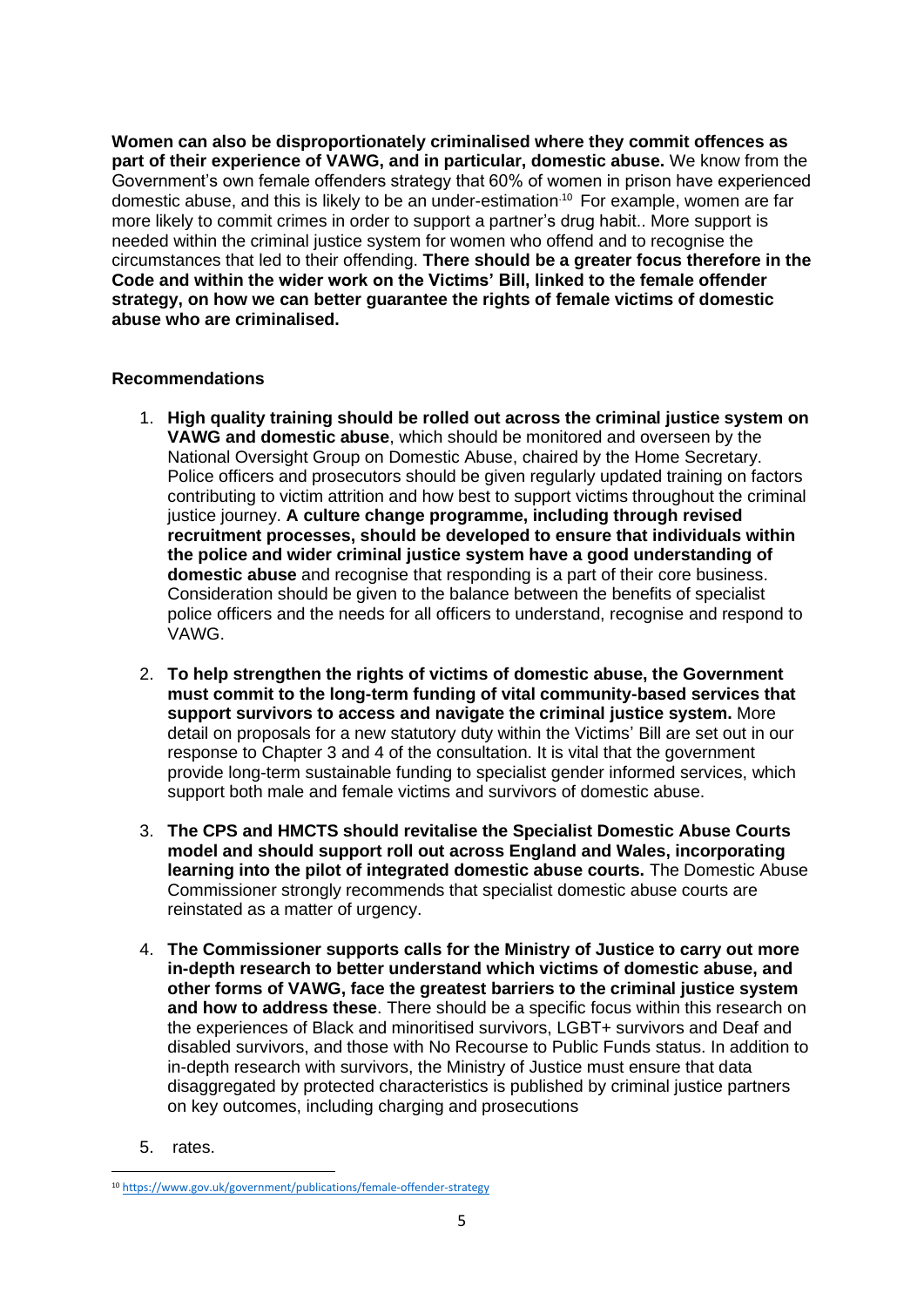**Women can also be disproportionately criminalised where they commit offences as part of their experience of VAWG, and in particular, domestic abuse.** We know from the Government's own female offenders strategy that 60% of women in prison have experienced domestic abuse, and this is likely to be an under-estimation[10] For example, women are far more likely to commit crimes in order to support a partner's drug habit.. More support is needed within the criminal justice system for women who offend and to recognise the circumstances that led to their offending. **There should be a greater focus therefore in the Code and within the wider work on the Victims' Bill, linked to the female offender strategy, on how we can better guarantee the rights of female victims of domestic abuse who are criminalised.**

**Recommendations**

1. **High quality training should be rolled out across the criminal justice system on VAWG and domestic abuse**, which should be monitored and overseen by the National Oversight Group on Domestic Abuse, chaired by the Home Secretary. Police officers and prosecutors should be given regularly updated training on factors contributing to victim attrition and how best to support victims throughout the criminal justice journey. **A culture change programme, including through revised recruitment processes, should be developed to ensure that individuals within the police and wider criminal justice system have a good understanding of domestic abuse** and recognise that responding is a part of their core business. Consideration should be given to the balance between the benefits of specialist police officers and the needs for all officers to understand, recognise and respond to VAWG.

2. **To help strengthen the rights of victims of domestic abuse, the Government must commit to the long-term funding of vital community-based services that support survivors to access and navigate the criminal justice system.** More detail on proposals for a new statutory duty within the Victims' Bill are set out in our response to Chapter 3 and 4 of the consultation. It is vital that the government provide long-term sustainable funding to specialist gender informed services, which support both male and female victims and survivors of domestic abuse.

3. **The CPS and HMCTS should revitalise the Specialist Domestic Abuse Courts model and should support roll out across England and Wales, incorporating learning into the pilot of integrated domestic abuse courts.** The Domestic Abuse Commissioner strongly recommends that specialist domestic abuse courts are reinstated as a matter of urgency.

4. **The Commissioner supports calls for the Ministry of Justice to carry out more in-depth research to better understand which victims of domestic abuse, and other forms of VAWG, face the greatest barriers to the criminal justice system and how to address these**. There should be a specific focus within this research on the experiences of Black and minoritised survivors, LGBT+ survivors and Deaf and disabled survivors, and those with No Recourse to Public Funds status. In addition to in-depth research with survivors, the Ministry of Justice must ensure that data disaggregated by protected characteristics is published by criminal justice partners on key outcomes, including charging and prosecutions

5. rates.

[10] https://www.gov.uk/government/publications/female-offender-strategy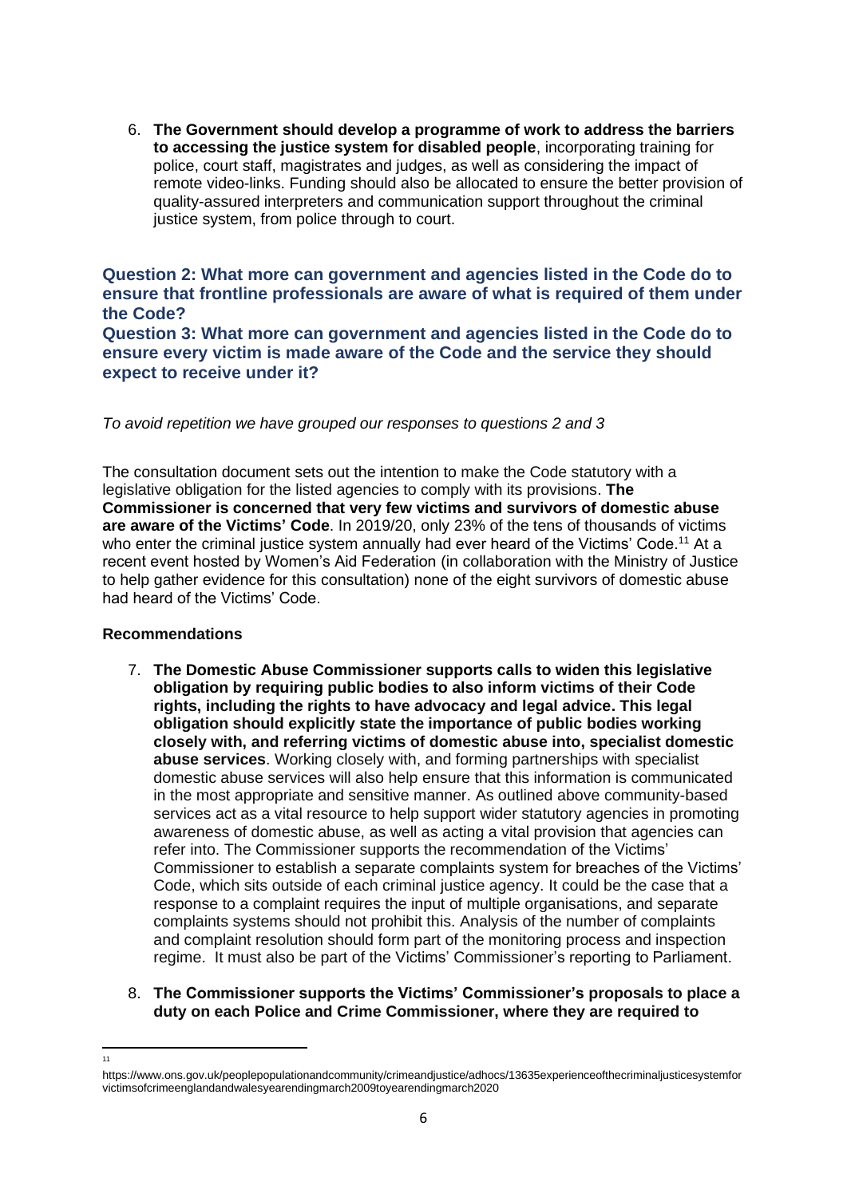6. **The Government should develop a programme of work to address the barriers to accessing the justice system for disabled people**, incorporating training for police, court staff, magistrates and judges, as well as considering the impact of remote video-links. Funding should also be allocated to ensure the better provision of quality-assured interpreters and communication support throughout the criminal justice system, from police through to court.

### Question 2: What more can government and agencies listed in the Code do to ensure that frontline professionals are aware of what is required of them under the Code?

### Question 3: What more can government and agencies listed in the Code do to ensure every victim is made aware of the Code and the service they should expect to receive under it?

*To avoid repetition we have grouped our responses to questions 2 and 3*

The consultation document sets out the intention to make the Code statutory with a legislative obligation for the listed agencies to comply with its provisions. **The Commissioner is concerned that very few victims and survivors of domestic abuse are aware of the Victims' Code**. In 2019/20, only 23% of the tens of thousands of victims who enter the criminal justice system annually had ever heard of the Victims' Code.[11] At a recent event hosted by Women's Aid Federation (in collaboration with the Ministry of Justice to help gather evidence for this consultation) none of the eight survivors of domestic abuse had heard of the Victims' Code.

**Recommendations**

7. **The Domestic Abuse Commissioner supports calls to widen this legislative obligation by requiring public bodies to also inform victims of their Code rights, including the rights to have advocacy and legal advice. This legal obligation should explicitly state the importance of public bodies working closely with, and referring victims of domestic abuse into, specialist domestic abuse services**. Working closely with, and forming partnerships with specialist domestic abuse services will also help ensure that this information is communicated in the most appropriate and sensitive manner. As outlined above community-based services act as a vital resource to help support wider statutory agencies in promoting awareness of domestic abuse, as well as acting a vital provision that agencies can refer into. The Commissioner supports the recommendation of the Victims' Commissioner to establish a separate complaints system for breaches of the Victims' Code, which sits outside of each criminal justice agency. It could be the case that a response to a complaint requires the input of multiple organisations, and separate complaints systems should not prohibit this. Analysis of the number of complaints and complaint resolution should form part of the monitoring process and inspection regime. It must also be part of the Victims' Commissioner's reporting to Parliament.

8. **The Commissioner supports the Victims' Commissioner's proposals to place a duty on each Police and Crime Commissioner, where they are required to**

---

[11] https://www.ons.gov.uk/peoplepopulationandcommunity/crimeandjustice/adhocs/13635experienceofthecriminaljusticesystemforvictimsofcrimeenglandandwalesyearendingmarch2009toyearendingmarch2020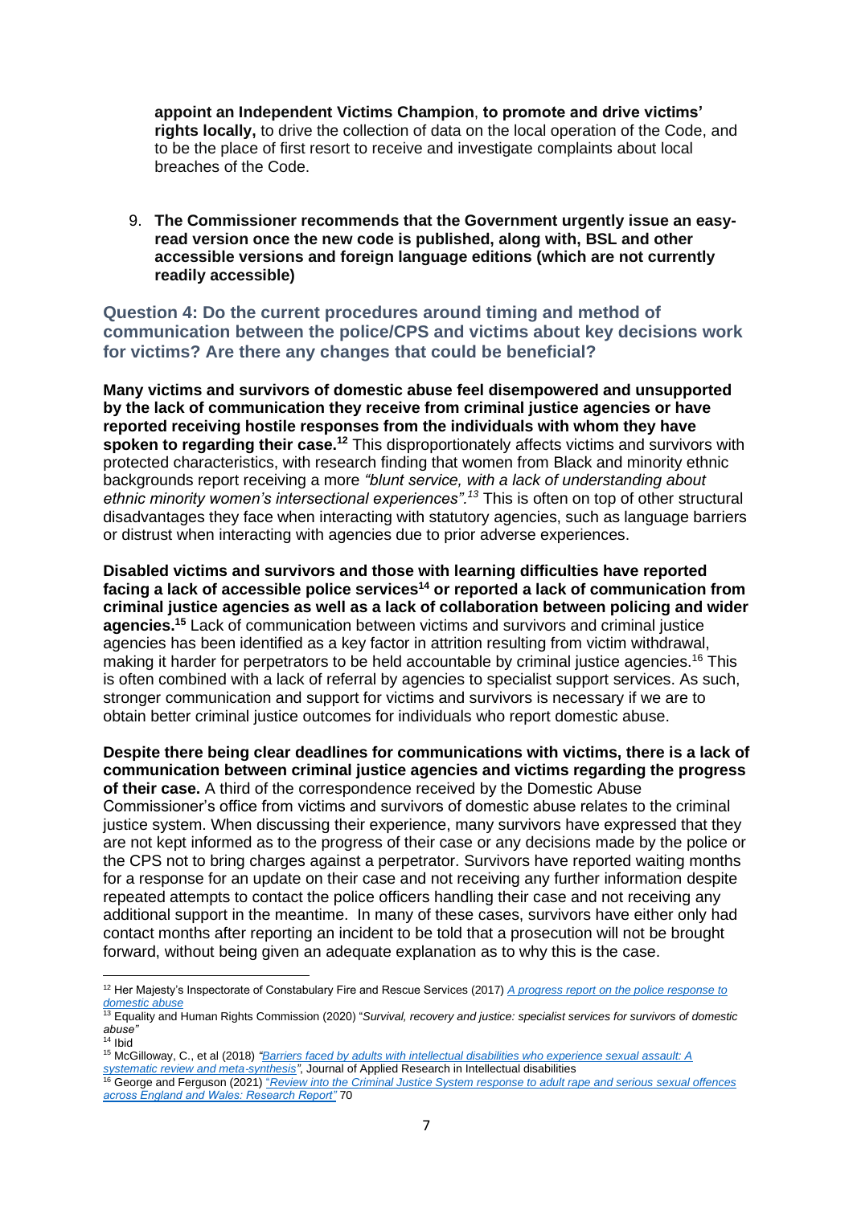**appoint an Independent Victims Champion**, **to promote and drive victims' rights locally,** to drive the collection of data on the local operation of the Code, and to be the place of first resort to receive and investigate complaints about local breaches of the Code.

9. **The Commissioner recommends that the Government urgently issue an easy-read version once the new code is published, along with, BSL and other accessible versions and foreign language editions (which are not currently readily accessible)**

### Question 4: Do the current procedures around timing and method of communication between the police/CPS and victims about key decisions work for victims? Are there any changes that could be beneficial?

**Many victims and survivors of domestic abuse feel disempowered and unsupported by the lack of communication they receive from criminal justice agencies or have reported receiving hostile responses from the individuals with whom they have spoken to regarding their case.**[12] This disproportionately affects victims and survivors with protected characteristics, with research finding that women from Black and minority ethnic backgrounds report receiving a more *"blunt service, with a lack of understanding about ethnic minority women's intersectional experiences"*.[13] This is often on top of other structural disadvantages they face when interacting with statutory agencies, such as language barriers or distrust when interacting with agencies due to prior adverse experiences.

**Disabled victims and survivors and those with learning difficulties have reported facing a lack of accessible police services[14] or reported a lack of communication from criminal justice agencies as well as a lack of collaboration between policing and wider agencies.**[15] Lack of communication between victims and survivors and criminal justice agencies has been identified as a key factor in attrition resulting from victim withdrawal, making it harder for perpetrators to be held accountable by criminal justice agencies.[16] This is often combined with a lack of referral by agencies to specialist support services. As such, stronger communication and support for victims and survivors is necessary if we are to obtain better criminal justice outcomes for individuals who report domestic abuse.

**Despite there being clear deadlines for communications with victims, there is a lack of communication between criminal justice agencies and victims regarding the progress of their case.** A third of the correspondence received by the Domestic Abuse Commissioner's office from victims and survivors of domestic abuse relates to the criminal justice system. When discussing their experience, many survivors have expressed that they are not kept informed as to the progress of their case or any decisions made by the police or the CPS not to bring charges against a perpetrator. Survivors have reported waiting months for a response for an update on their case and not receiving any further information despite repeated attempts to contact the police officers handling their case and not receiving any additional support in the meantime. In many of these cases, survivors have either only had contact months after reporting an incident to be told that a prosecution will not be brought forward, without being given an adequate explanation as to why this is the case.

---

[12] Her Majesty's Inspectorate of Constabulary Fire and Rescue Services (2017) *A progress report on the police response to domestic abuse*

[13] Equality and Human Rights Commission (2020) "*Survival, recovery and justice: specialist services for survivors of domestic abuse*"

[14] Ibid

[15] McGilloway, C., et al (2018) *"Barriers faced by adults with intellectual disabilities who experience sexual assault: A systematic review and meta-synthesis"*, Journal of Applied Research in Intellectual disabilities

[16] George and Ferguson (2021) *"Review into the Criminal Justice System response to adult rape and serious sexual offences across England and Wales: Research Report"* 70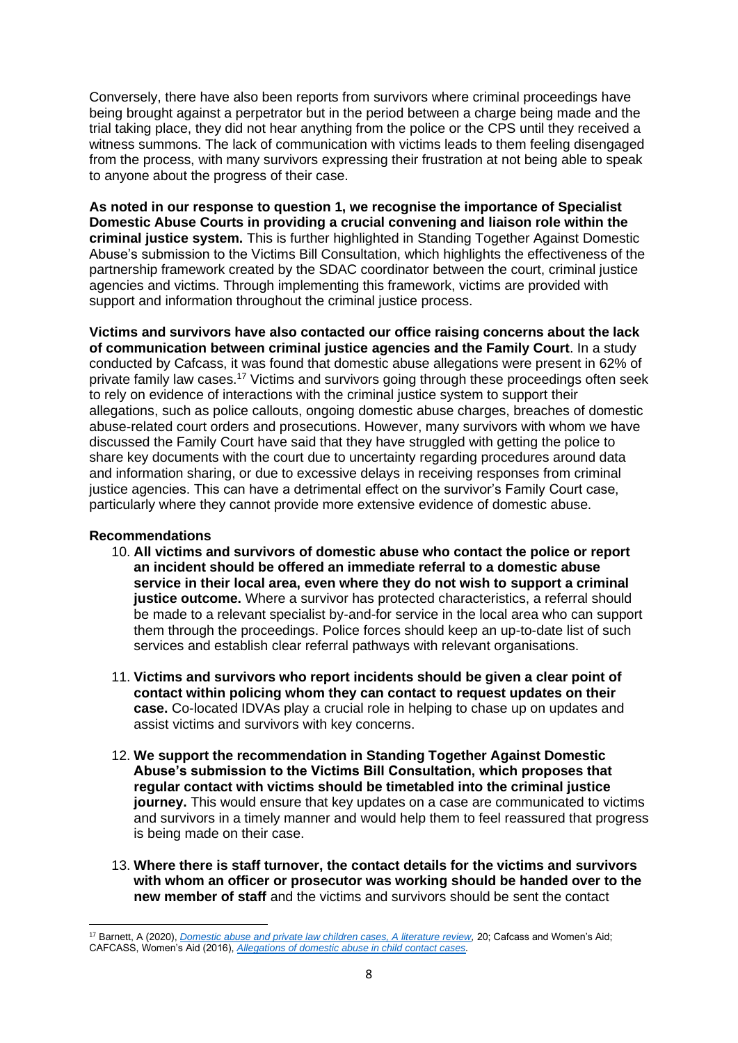Conversely, there have also been reports from survivors where criminal proceedings have being brought against a perpetrator but in the period between a charge being made and the trial taking place, they did not hear anything from the police or the CPS until they received a witness summons. The lack of communication with victims leads to them feeling disengaged from the process, with many survivors expressing their frustration at not being able to speak to anyone about the progress of their case.

**As noted in our response to question 1, we recognise the importance of Specialist Domestic Abuse Courts in providing a crucial convening and liaison role within the criminal justice system.** This is further highlighted in Standing Together Against Domestic Abuse's submission to the Victims Bill Consultation, which highlights the effectiveness of the partnership framework created by the SDAC coordinator between the court, criminal justice agencies and victims. Through implementing this framework, victims are provided with support and information throughout the criminal justice process.

**Victims and survivors have also contacted our office raising concerns about the lack of communication between criminal justice agencies and the Family Court**. In a study conducted by Cafcass, it was found that domestic abuse allegations were present in 62% of private family law cases.[17] Victims and survivors going through these proceedings often seek to rely on evidence of interactions with the criminal justice system to support their allegations, such as police callouts, ongoing domestic abuse charges, breaches of domestic abuse-related court orders and prosecutions. However, many survivors with whom we have discussed the Family Court have said that they have struggled with getting the police to share key documents with the court due to uncertainty regarding procedures around data and information sharing, or due to excessive delays in receiving responses from criminal justice agencies. This can have a detrimental effect on the survivor's Family Court case, particularly where they cannot provide more extensive evidence of domestic abuse.

**Recommendations**

10. **All victims and survivors of domestic abuse who contact the police or report an incident should be offered an immediate referral to a domestic abuse service in their local area, even where they do not wish to support a criminal justice outcome.** Where a survivor has protected characteristics, a referral should be made to a relevant specialist by-and-for service in the local area who can support them through the proceedings. Police forces should keep an up-to-date list of such services and establish clear referral pathways with relevant organisations.

11. **Victims and survivors who report incidents should be given a clear point of contact within policing whom they can contact to request updates on their case.** Co-located IDVAs play a crucial role in helping to chase up on updates and assist victims and survivors with key concerns.

12. **We support the recommendation in Standing Together Against Domestic Abuse's submission to the Victims Bill Consultation, which proposes that regular contact with victims should be timetabled into the criminal justice journey.** This would ensure that key updates on a case are communicated to victims and survivors in a timely manner and would help them to feel reassured that progress is being made on their case.

13. **Where there is staff turnover, the contact details for the victims and survivors with whom an officer or prosecutor was working should be handed over to the new member of staff** and the victims and survivors should be sent the contact

---

[17] Barnett, A (2020), *Domestic abuse and private law children cases, A literature review,* 20; Cafcass and Women's Aid; CAFCASS, Women's Aid (2016), *Allegations of domestic abuse in child contact cases.*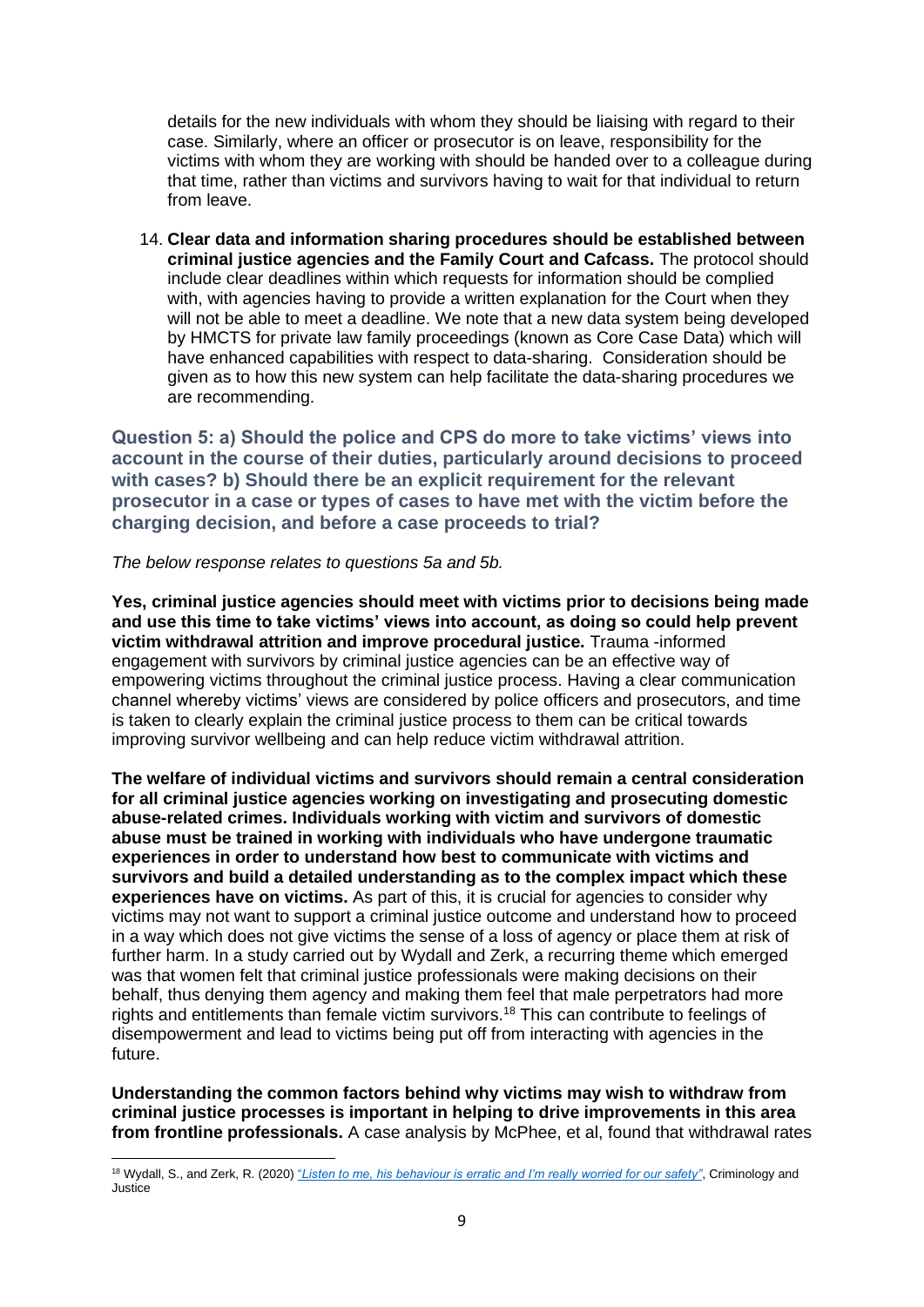details for the new individuals with whom they should be liaising with regard to their case. Similarly, where an officer or prosecutor is on leave, responsibility for the victims with whom they are working with should be handed over to a colleague during that time, rather than victims and survivors having to wait for that individual to return from leave.

14. **Clear data and information sharing procedures should be established between criminal justice agencies and the Family Court and Cafcass.** The protocol should include clear deadlines within which requests for information should be complied with, with agencies having to provide a written explanation for the Court when they will not be able to meet a deadline. We note that a new data system being developed by HMCTS for private law family proceedings (known as Core Case Data) which will have enhanced capabilities with respect to data-sharing. Consideration should be given as to how this new system can help facilitate the data-sharing procedures we are recommending.

### Question 5: a) Should the police and CPS do more to take victims' views into account in the course of their duties, particularly around decisions to proceed with cases? b) Should there be an explicit requirement for the relevant prosecutor in a case or types of cases to have met with the victim before the charging decision, and before a case proceeds to trial?

*The below response relates to questions 5a and 5b.*

**Yes, criminal justice agencies should meet with victims prior to decisions being made and use this time to take victims' views into account, as doing so could help prevent victim withdrawal attrition and improve procedural justice.** Trauma -informed engagement with survivors by criminal justice agencies can be an effective way of empowering victims throughout the criminal justice process. Having a clear communication channel whereby victims' views are considered by police officers and prosecutors, and time is taken to clearly explain the criminal justice process to them can be critical towards improving survivor wellbeing and can help reduce victim withdrawal attrition.

**The welfare of individual victims and survivors should remain a central consideration for all criminal justice agencies working on investigating and prosecuting domestic abuse-related crimes. Individuals working with victim and survivors of domestic abuse must be trained in working with individuals who have undergone traumatic experiences in order to understand how best to communicate with victims and survivors and build a detailed understanding as to the complex impact which these experiences have on victims.** As part of this, it is crucial for agencies to consider why victims may not want to support a criminal justice outcome and understand how to proceed in a way which does not give victims the sense of a loss of agency or place them at risk of further harm. In a study carried out by Wydall and Zerk, a recurring theme which emerged was that women felt that criminal justice professionals were making decisions on their behalf, thus denying them agency and making them feel that male perpetrators had more rights and entitlements than female victim survivors.[18] This can contribute to feelings of disempowerment and lead to victims being put off from interacting with agencies in the future.

**Understanding the common factors behind why victims may wish to withdraw from criminal justice processes is important in helping to drive improvements in this area from frontline professionals.** A case analysis by McPhee, et al, found that withdrawal rates

---

[18] Wydall, S., and Zerk, R. (2020) "*Listen to me, his behaviour is erratic and I'm really worried for our safety*", Criminology and Justice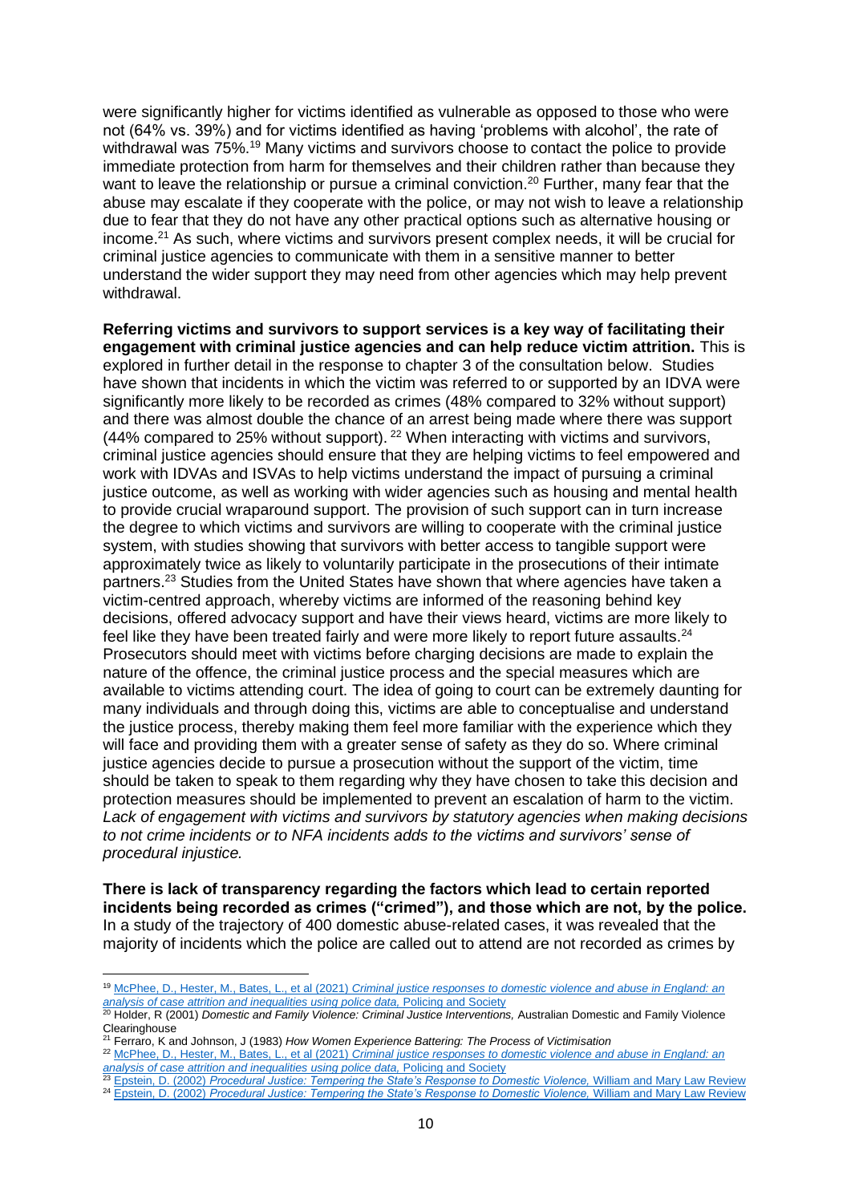were significantly higher for victims identified as vulnerable as opposed to those who were not (64% vs. 39%) and for victims identified as having 'problems with alcohol', the rate of withdrawal was 75%.[19] Many victims and survivors choose to contact the police to provide immediate protection from harm for themselves and their children rather than because they want to leave the relationship or pursue a criminal conviction.[20] Further, many fear that the abuse may escalate if they cooperate with the police, or may not wish to leave a relationship due to fear that they do not have any other practical options such as alternative housing or income.[21] As such, where victims and survivors present complex needs, it will be crucial for criminal justice agencies to communicate with them in a sensitive manner to better understand the wider support they may need from other agencies which may help prevent withdrawal.

**Referring victims and survivors to support services is a key way of facilitating their engagement with criminal justice agencies and can help reduce victim attrition.** This is explored in further detail in the response to chapter 3 of the consultation below. Studies have shown that incidents in which the victim was referred to or supported by an IDVA were significantly more likely to be recorded as crimes (48% compared to 32% without support) and there was almost double the chance of an arrest being made where there was support (44% compared to 25% without support).[22] When interacting with victims and survivors, criminal justice agencies should ensure that they are helping victims to feel empowered and work with IDVAs and ISVAs to help victims understand the impact of pursuing a criminal justice outcome, as well as working with wider agencies such as housing and mental health to provide crucial wraparound support. The provision of such support can in turn increase the degree to which victims and survivors are willing to cooperate with the criminal justice system, with studies showing that survivors with better access to tangible support were approximately twice as likely to voluntarily participate in the prosecutions of their intimate partners.[23] Studies from the United States have shown that where agencies have taken a victim-centred approach, whereby victims are informed of the reasoning behind key decisions, offered advocacy support and have their views heard, victims are more likely to feel like they have been treated fairly and were more likely to report future assaults.[24] Prosecutors should meet with victims before charging decisions are made to explain the nature of the offence, the criminal justice process and the special measures which are available to victims attending court. The idea of going to court can be extremely daunting for many individuals and through doing this, victims are able to conceptualise and understand the justice process, thereby making them feel more familiar with the experience which they will face and providing them with a greater sense of safety as they do so. Where criminal justice agencies decide to pursue a prosecution without the support of the victim, time should be taken to speak to them regarding why they have chosen to take this decision and protection measures should be implemented to prevent an escalation of harm to the victim. *Lack of engagement with victims and survivors by statutory agencies when making decisions to not crime incidents or to NFA incidents adds to the victims and survivors' sense of procedural injustice.*

**There is lack of transparency regarding the factors which lead to certain reported incidents being recorded as crimes ("crimed"), and those which are not, by the police.** In a study of the trajectory of 400 domestic abuse-related cases, it was revealed that the majority of incidents which the police are called out to attend are not recorded as crimes by

---

[19] McPhee, D., Hester, M., Bates, L., et al (2021) *Criminal justice responses to domestic violence and abuse in England: an analysis of case attrition and inequalities using police data,* Policing and Society

[20] Holder, R (2001) *Domestic and Family Violence: Criminal Justice Interventions,* Australian Domestic and Family Violence Clearinghouse

[21] Ferraro, K and Johnson, J (1983) *How Women Experience Battering: The Process of Victimisation*

[22] McPhee, D., Hester, M., Bates, L., et al (2021) *Criminal justice responses to domestic violence and abuse in England: an analysis of case attrition and inequalities using police data,* Policing and Society

[23] Epstein, D. (2002) *Procedural Justice: Tempering the State's Response to Domestic Violence,* William and Mary Law Review

[24] Epstein, D. (2002) *Procedural Justice: Tempering the State's Response to Domestic Violence,* William and Mary Law Review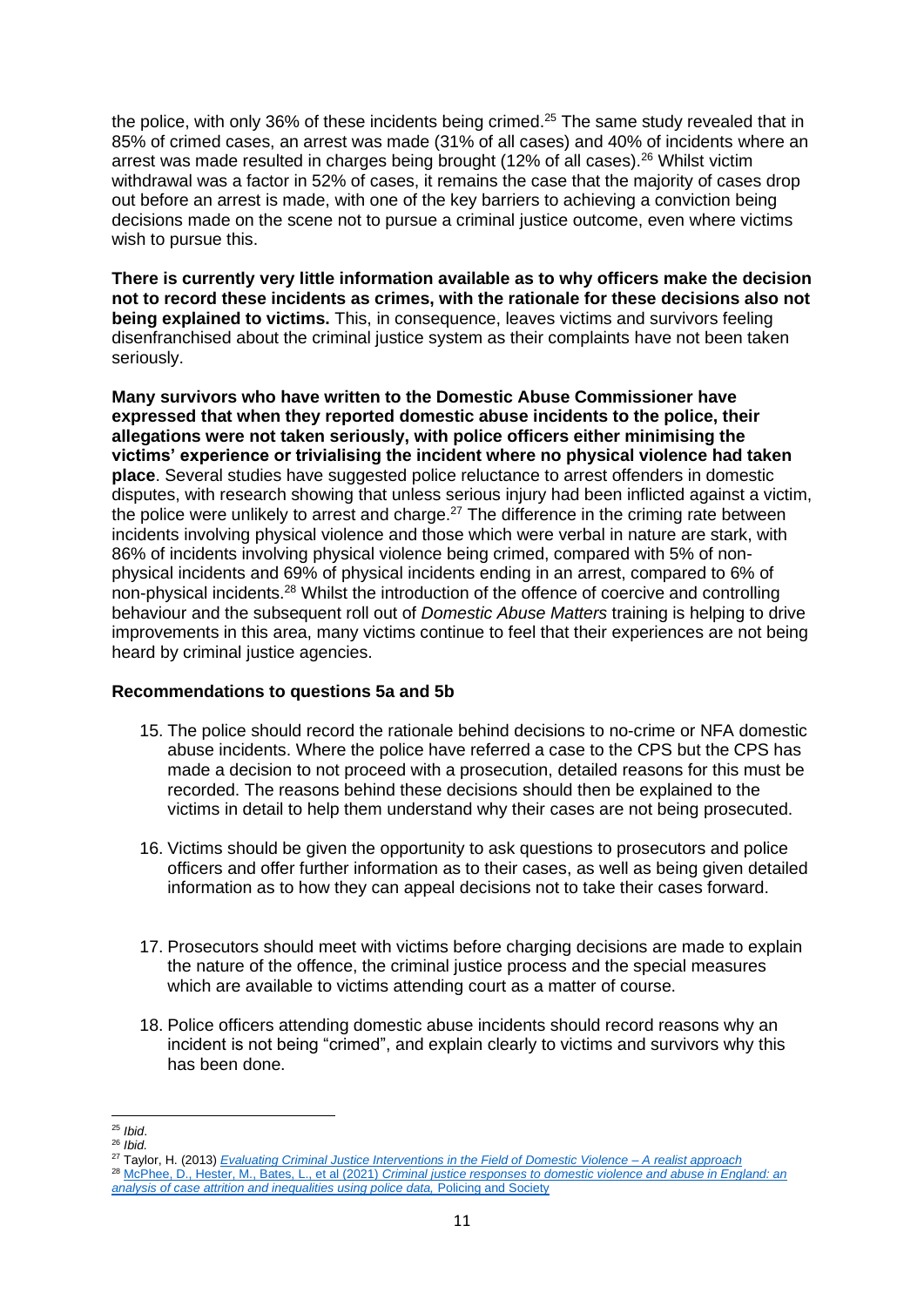the police, with only 36% of these incidents being crimed.[25] The same study revealed that in 85% of crimed cases, an arrest was made (31% of all cases) and 40% of incidents where an arrest was made resulted in charges being brought (12% of all cases).[26] Whilst victim withdrawal was a factor in 52% of cases, it remains the case that the majority of cases drop out before an arrest is made, with one of the key barriers to achieving a conviction being decisions made on the scene not to pursue a criminal justice outcome, even where victims wish to pursue this.

**There is currently very little information available as to why officers make the decision not to record these incidents as crimes, with the rationale for these decisions also not being explained to victims.** This, in consequence, leaves victims and survivors feeling disenfranchised about the criminal justice system as their complaints have not been taken seriously.

**Many survivors who have written to the Domestic Abuse Commissioner have expressed that when they reported domestic abuse incidents to the police, their allegations were not taken seriously, with police officers either minimising the victims' experience or trivialising the incident where no physical violence had taken place**. Several studies have suggested police reluctance to arrest offenders in domestic disputes, with research showing that unless serious injury had been inflicted against a victim, the police were unlikely to arrest and charge.[27] The difference in the criming rate between incidents involving physical violence and those which were verbal in nature are stark, with 86% of incidents involving physical violence being crimed, compared with 5% of non-physical incidents and 69% of physical incidents ending in an arrest, compared to 6% of non-physical incidents.[28] Whilst the introduction of the offence of coercive and controlling behaviour and the subsequent roll out of *Domestic Abuse Matters* training is helping to drive improvements in this area, many victims continue to feel that their experiences are not being heard by criminal justice agencies.

**Recommendations to questions 5a and 5b**

15. The police should record the rationale behind decisions to no-crime or NFA domestic abuse incidents. Where the police have referred a case to the CPS but the CPS has made a decision to not proceed with a prosecution, detailed reasons for this must be recorded. The reasons behind these decisions should then be explained to the victims in detail to help them understand why their cases are not being prosecuted.

16. Victims should be given the opportunity to ask questions to prosecutors and police officers and offer further information as to their cases, as well as being given detailed information as to how they can appeal decisions not to take their cases forward.

17. Prosecutors should meet with victims before charging decisions are made to explain the nature of the offence, the criminal justice process and the special measures which are available to victims attending court as a matter of course.

18. Police officers attending domestic abuse incidents should record reasons why an incident is not being "crimed", and explain clearly to victims and survivors why this has been done.

---

[25] *Ibid*.

[26] *Ibid.*

[27] Taylor, H. (2013) *Evaluating Criminal Justice Interventions in the Field of Domestic Violence – A realist approach*

[28] McPhee, D., Hester, M., Bates, L., et al (2021) *Criminal justice responses to domestic violence and abuse in England: an analysis of case attrition and inequalities using police data,* Policing and Society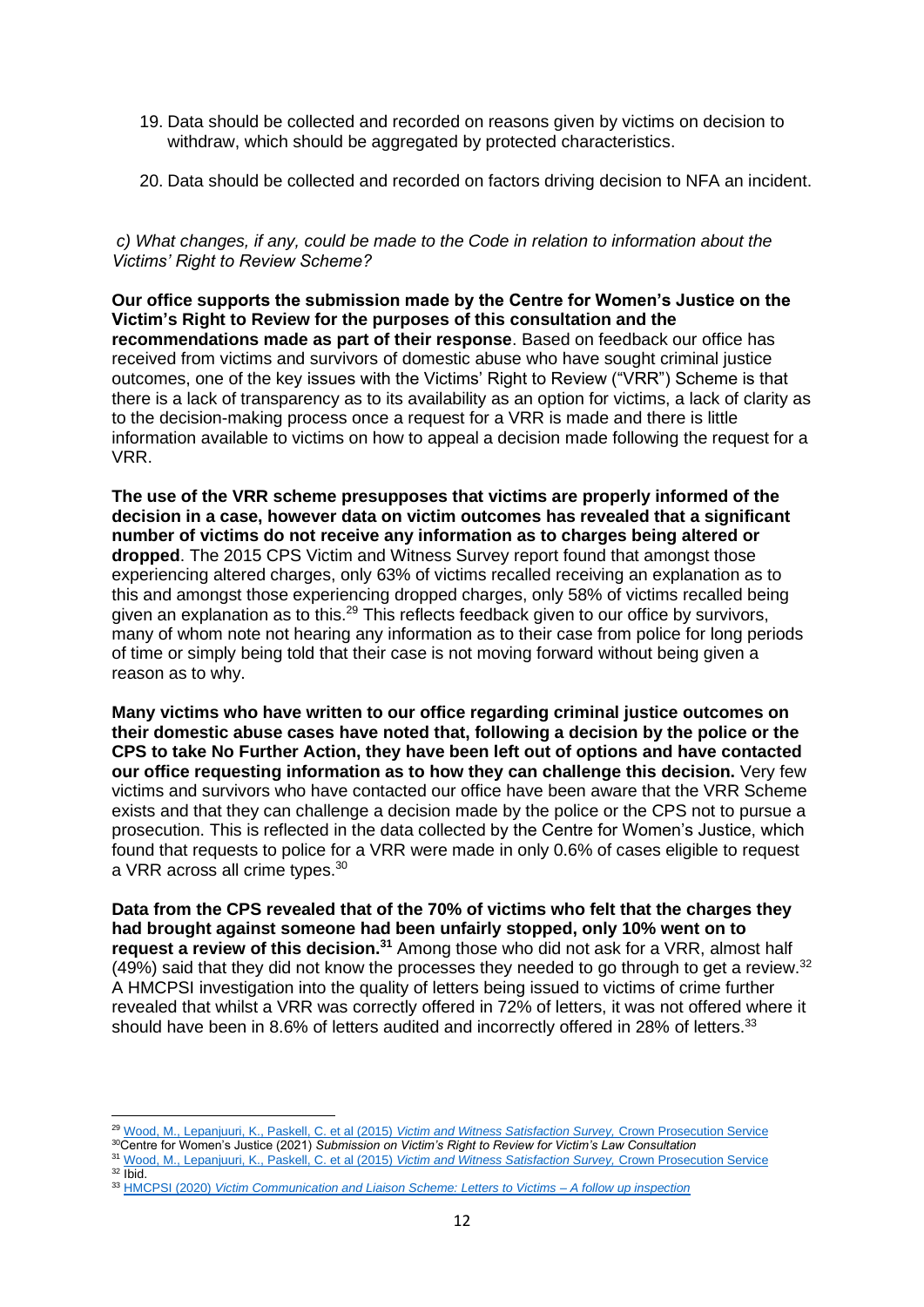19. Data should be collected and recorded on reasons given by victims on decision to withdraw, which should be aggregated by protected characteristics.

20. Data should be collected and recorded on factors driving decision to NFA an incident.

*c) What changes, if any, could be made to the Code in relation to information about the Victims' Right to Review Scheme?*

**Our office supports the submission made by the Centre for Women's Justice on the Victim's Right to Review for the purposes of this consultation and the recommendations made as part of their response**. Based on feedback our office has received from victims and survivors of domestic abuse who have sought criminal justice outcomes, one of the key issues with the Victims' Right to Review ("VRR") Scheme is that there is a lack of transparency as to its availability as an option for victims, a lack of clarity as to the decision-making process once a request for a VRR is made and there is little information available to victims on how to appeal a decision made following the request for a VRR.

**The use of the VRR scheme presupposes that victims are properly informed of the decision in a case, however data on victim outcomes has revealed that a significant number of victims do not receive any information as to charges being altered or dropped**. The 2015 CPS Victim and Witness Survey report found that amongst those experiencing altered charges, only 63% of victims recalled receiving an explanation as to this and amongst those experiencing dropped charges, only 58% of victims recalled being given an explanation as to this.[29] This reflects feedback given to our office by survivors, many of whom note not hearing any information as to their case from police for long periods of time or simply being told that their case is not moving forward without being given a reason as to why.

**Many victims who have written to our office regarding criminal justice outcomes on their domestic abuse cases have noted that, following a decision by the police or the CPS to take No Further Action, they have been left out of options and have contacted our office requesting information as to how they can challenge this decision.** Very few victims and survivors who have contacted our office have been aware that the VRR Scheme exists and that they can challenge a decision made by the police or the CPS not to pursue a prosecution. This is reflected in the data collected by the Centre for Women's Justice, which found that requests to police for a VRR were made in only 0.6% of cases eligible to request a VRR across all crime types.[30]

**Data from the CPS revealed that of the 70% of victims who felt that the charges they had brought against someone had been unfairly stopped, only 10% went on to request a review of this decision.[31]** Among those who did not ask for a VRR, almost half (49%) said that they did not know the processes they needed to go through to get a review.[32] A HMCPSI investigation into the quality of letters being issued to victims of crime further revealed that whilst a VRR was correctly offered in 72% of letters, it was not offered where it should have been in 8.6% of letters audited and incorrectly offered in 28% of letters.[33]

---

[29] Wood, M., Lepanjuuri, K., Paskell, C. et al (2015) *Victim and Witness Satisfaction Survey,* Crown Prosecution Service

[30] Centre for Women's Justice (2021) *Submission on Victim's Right to Review for Victim's Law Consultation*

[31] Wood, M., Lepanjuuri, K., Paskell, C. et al (2015) *Victim and Witness Satisfaction Survey,* Crown Prosecution Service

[32] Ibid.

[33] HMCPSI (2020) *Victim Communication and Liaison Scheme: Letters to Victims – A follow up inspection*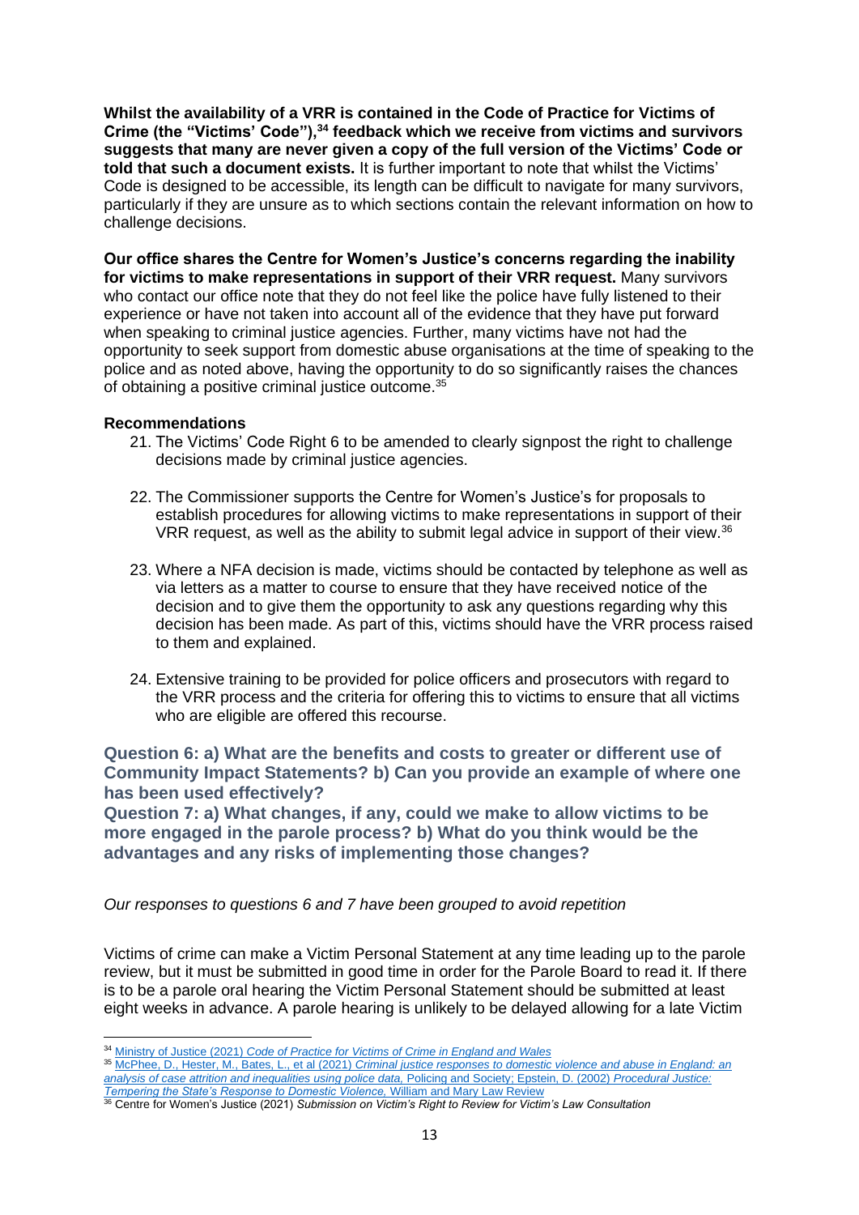**Whilst the availability of a VRR is contained in the Code of Practice for Victims of Crime (the "Victims' Code"),[34] feedback which we receive from victims and survivors suggests that many are never given a copy of the full version of the Victims' Code or told that such a document exists.** It is further important to note that whilst the Victims' Code is designed to be accessible, its length can be difficult to navigate for many survivors, particularly if they are unsure as to which sections contain the relevant information on how to challenge decisions.

**Our office shares the Centre for Women's Justice's concerns regarding the inability for victims to make representations in support of their VRR request.** Many survivors who contact our office note that they do not feel like the police have fully listened to their experience or have not taken into account all of the evidence that they have put forward when speaking to criminal justice agencies. Further, many victims have not had the opportunity to seek support from domestic abuse organisations at the time of speaking to the police and as noted above, having the opportunity to do so significantly raises the chances of obtaining a positive criminal justice outcome.[35]

**Recommendations**

21. The Victims' Code Right 6 to be amended to clearly signpost the right to challenge decisions made by criminal justice agencies.

22. The Commissioner supports the Centre for Women's Justice's for proposals to establish procedures for allowing victims to make representations in support of their VRR request, as well as the ability to submit legal advice in support of their view.[36]

23. Where a NFA decision is made, victims should be contacted by telephone as well as via letters as a matter to course to ensure that they have received notice of the decision and to give them the opportunity to ask any questions regarding why this decision has been made. As part of this, victims should have the VRR process raised to them and explained.

24. Extensive training to be provided for police officers and prosecutors with regard to the VRR process and the criteria for offering this to victims to ensure that all victims who are eligible are offered this recourse.

### Question 6: a) What are the benefits and costs to greater or different use of Community Impact Statements? b) Can you provide an example of where one has been used effectively?

### Question 7: a) What changes, if any, could we make to allow victims to be more engaged in the parole process? b) What do you think would be the advantages and any risks of implementing those changes?

*Our responses to questions 6 and 7 have been grouped to avoid repetition*

Victims of crime can make a Victim Personal Statement at any time leading up to the parole review, but it must be submitted in good time in order for the Parole Board to read it. If there is to be a parole oral hearing the Victim Personal Statement should be submitted at least eight weeks in advance. A parole hearing is unlikely to be delayed allowing for a late Victim

---

[34] Ministry of Justice (2021) *Code of Practice for Victims of Crime in England and Wales*

[35] McPhee, D., Hester, M., Bates, L., et al (2021) *Criminal justice responses to domestic violence and abuse in England: an analysis of case attrition and inequalities using police data,* Policing and Society; Epstein, D. (2002) *Procedural Justice: Tempering the State's Response to Domestic Violence,* William and Mary Law Review

[36] Centre for Women's Justice (2021) *Submission on Victim's Right to Review for Victim's Law Consultation*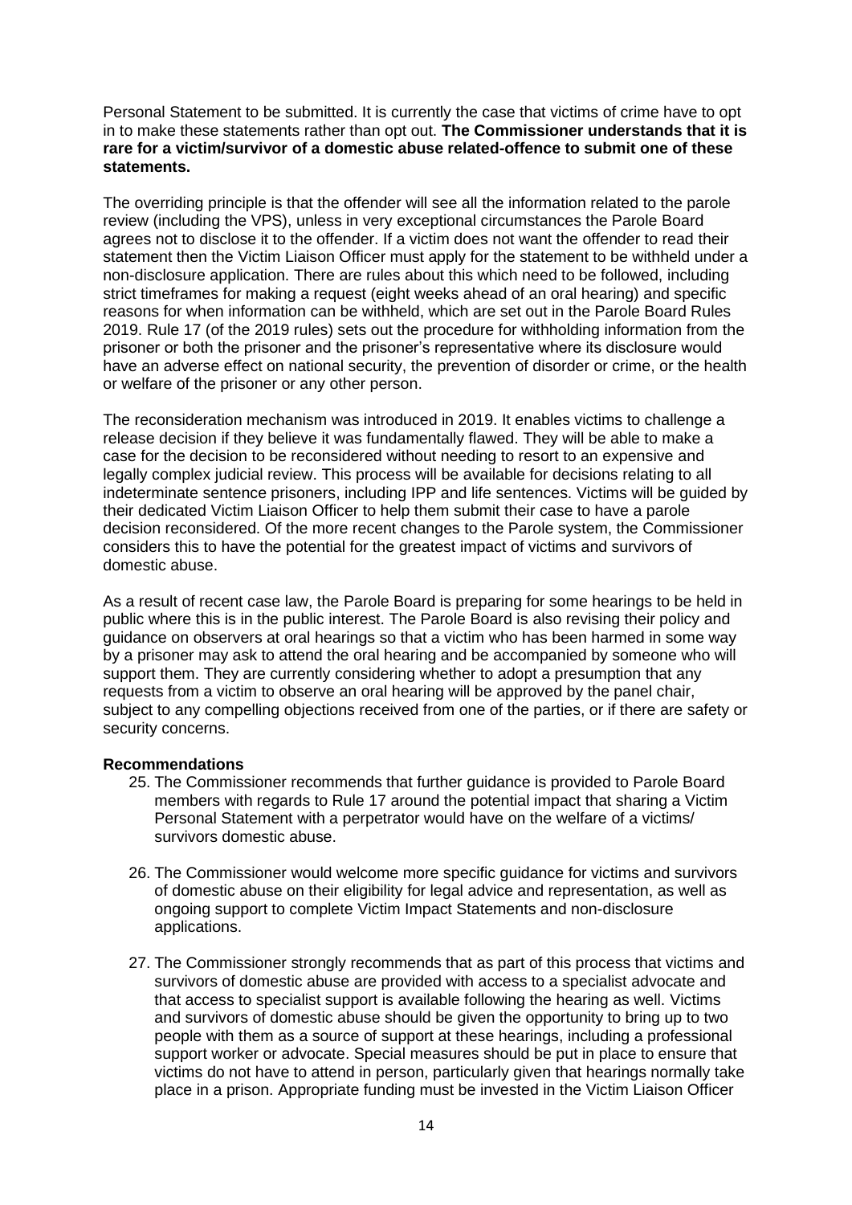Personal Statement to be submitted. It is currently the case that victims of crime have to opt in to make these statements rather than opt out. **The Commissioner understands that it is rare for a victim/survivor of a domestic abuse related-offence to submit one of these statements.**

The overriding principle is that the offender will see all the information related to the parole review (including the VPS), unless in very exceptional circumstances the Parole Board agrees not to disclose it to the offender. If a victim does not want the offender to read their statement then the Victim Liaison Officer must apply for the statement to be withheld under a non-disclosure application. There are rules about this which need to be followed, including strict timeframes for making a request (eight weeks ahead of an oral hearing) and specific reasons for when information can be withheld, which are set out in the Parole Board Rules 2019. Rule 17 (of the 2019 rules) sets out the procedure for withholding information from the prisoner or both the prisoner and the prisoner's representative where its disclosure would have an adverse effect on national security, the prevention of disorder or crime, or the health or welfare of the prisoner or any other person.

The reconsideration mechanism was introduced in 2019. It enables victims to challenge a release decision if they believe it was fundamentally flawed. They will be able to make a case for the decision to be reconsidered without needing to resort to an expensive and legally complex judicial review. This process will be available for decisions relating to all indeterminate sentence prisoners, including IPP and life sentences. Victims will be guided by their dedicated Victim Liaison Officer to help them submit their case to have a parole decision reconsidered. Of the more recent changes to the Parole system, the Commissioner considers this to have the potential for the greatest impact of victims and survivors of domestic abuse.

As a result of recent case law, the Parole Board is preparing for some hearings to be held in public where this is in the public interest. The Parole Board is also revising their policy and guidance on observers at oral hearings so that a victim who has been harmed in some way by a prisoner may ask to attend the oral hearing and be accompanied by someone who will support them. They are currently considering whether to adopt a presumption that any requests from a victim to observe an oral hearing will be approved by the panel chair, subject to any compelling objections received from one of the parties, or if there are safety or security concerns.

**Recommendations**

25. The Commissioner recommends that further guidance is provided to Parole Board members with regards to Rule 17 around the potential impact that sharing a Victim Personal Statement with a perpetrator would have on the welfare of a victims/ survivors domestic abuse.

26. The Commissioner would welcome more specific guidance for victims and survivors of domestic abuse on their eligibility for legal advice and representation, as well as ongoing support to complete Victim Impact Statements and non-disclosure applications.

27. The Commissioner strongly recommends that as part of this process that victims and survivors of domestic abuse are provided with access to a specialist advocate and that access to specialist support is available following the hearing as well. Victims and survivors of domestic abuse should be given the opportunity to bring up to two people with them as a source of support at these hearings, including a professional support worker or advocate. Special measures should be put in place to ensure that victims do not have to attend in person, particularly given that hearings normally take place in a prison. Appropriate funding must be invested in the Victim Liaison Officer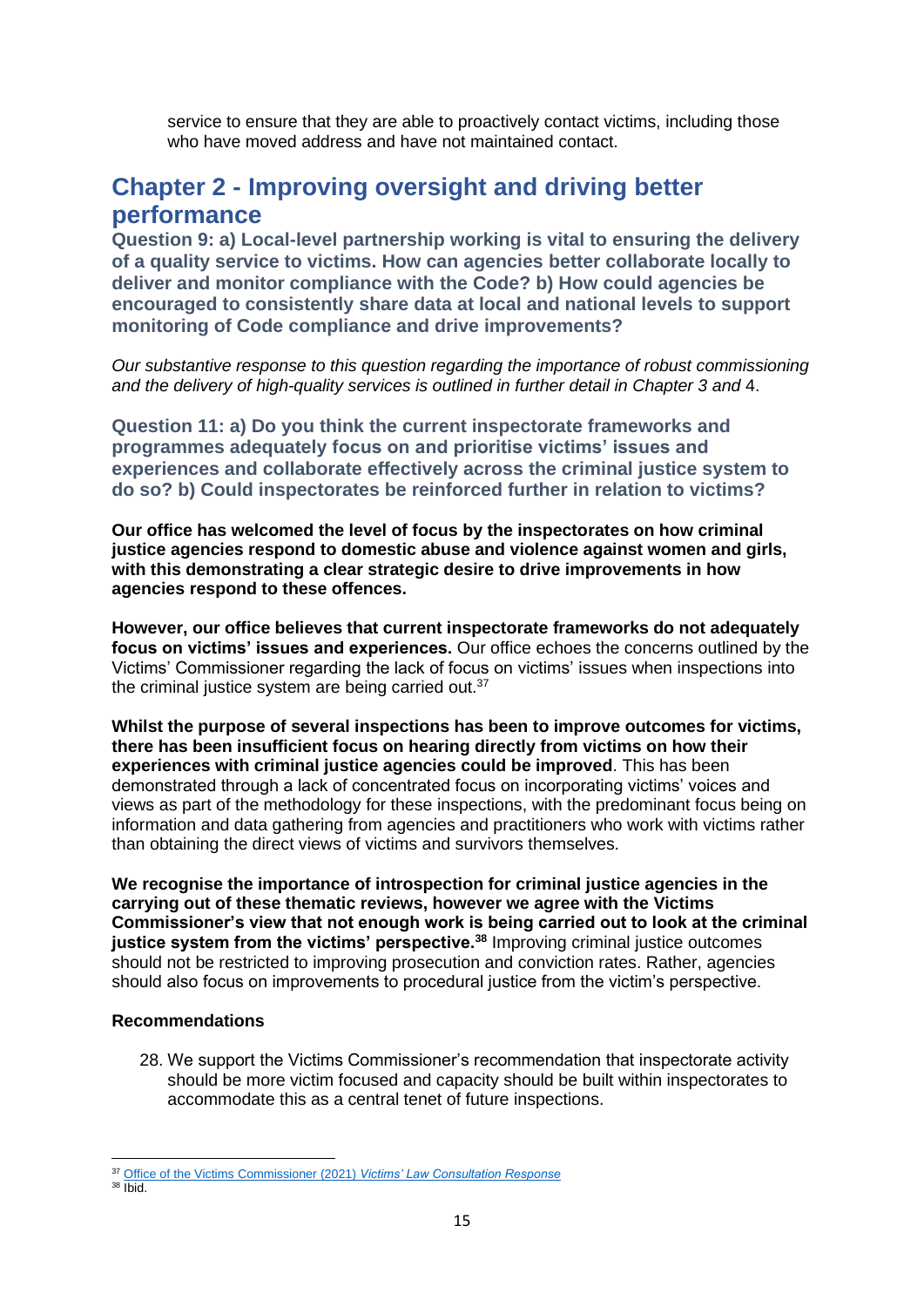service to ensure that they are able to proactively contact victims, including those who have moved address and have not maintained contact.

# Chapter 2 - Improving oversight and driving better performance

### Question 9: a) Local-level partnership working is vital to ensuring the delivery of a quality service to victims. How can agencies better collaborate locally to deliver and monitor compliance with the Code? b) How could agencies be encouraged to consistently share data at local and national levels to support monitoring of Code compliance and drive improvements?

*Our substantive response to this question regarding the importance of robust commissioning and the delivery of high-quality services is outlined in further detail in Chapter 3 and* 4.

### Question 11: a) Do you think the current inspectorate frameworks and programmes adequately focus on and prioritise victims' issues and experiences and collaborate effectively across the criminal justice system to do so? b) Could inspectorates be reinforced further in relation to victims?

**Our office has welcomed the level of focus by the inspectorates on how criminal justice agencies respond to domestic abuse and violence against women and girls, with this demonstrating a clear strategic desire to drive improvements in how agencies respond to these offences.**

**However, our office believes that current inspectorate frameworks do not adequately focus on victims' issues and experiences.** Our office echoes the concerns outlined by the Victims' Commissioner regarding the lack of focus on victims' issues when inspections into the criminal justice system are being carried out.[37]

**Whilst the purpose of several inspections has been to improve outcomes for victims, there has been insufficient focus on hearing directly from victims on how their experiences with criminal justice agencies could be improved**. This has been demonstrated through a lack of concentrated focus on incorporating victims' voices and views as part of the methodology for these inspections, with the predominant focus being on information and data gathering from agencies and practitioners who work with victims rather than obtaining the direct views of victims and survivors themselves.

**We recognise the importance of introspection for criminal justice agencies in the carrying out of these thematic reviews, however we agree with the Victims Commissioner's view that not enough work is being carried out to look at the criminal justice system from the victims' perspective.[38]** Improving criminal justice outcomes should not be restricted to improving prosecution and conviction rates. Rather, agencies should also focus on improvements to procedural justice from the victim's perspective.

**Recommendations**

28. We support the Victims Commissioner's recommendation that inspectorate activity should be more victim focused and capacity should be built within inspectorates to accommodate this as a central tenet of future inspections.

[37] Office of the Victims Commissioner (2021) *Victims' Law Consultation Response*
[38] Ibid.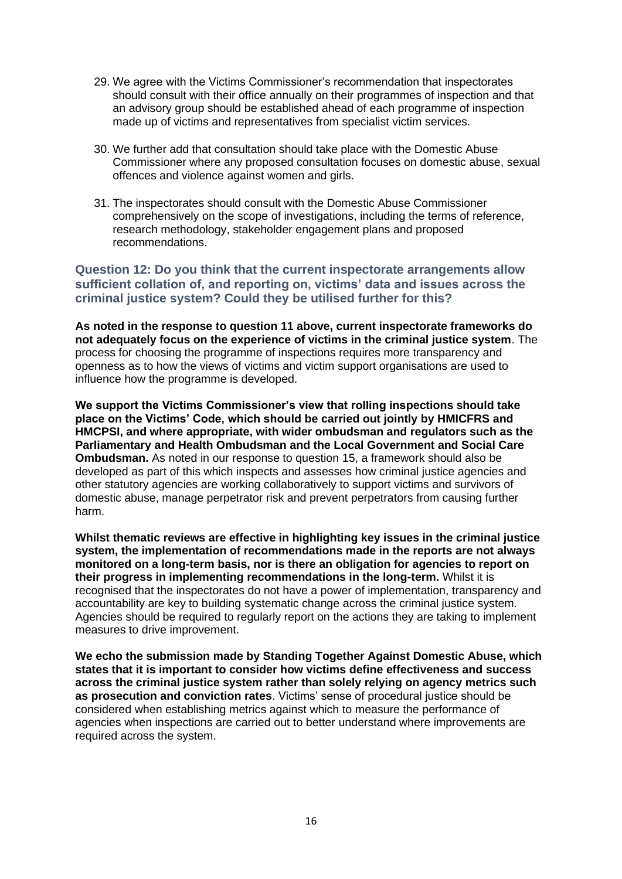29. We agree with the Victims Commissioner's recommendation that inspectorates should consult with their office annually on their programmes of inspection and that an advisory group should be established ahead of each programme of inspection made up of victims and representatives from specialist victim services.

30. We further add that consultation should take place with the Domestic Abuse Commissioner where any proposed consultation focuses on domestic abuse, sexual offences and violence against women and girls.

31. The inspectorates should consult with the Domestic Abuse Commissioner comprehensively on the scope of investigations, including the terms of reference, research methodology, stakeholder engagement plans and proposed recommendations.

### Question 12: Do you think that the current inspectorate arrangements allow sufficient collation of, and reporting on, victims' data and issues across the criminal justice system? Could they be utilised further for this?

**As noted in the response to question 11 above, current inspectorate frameworks do not adequately focus on the experience of victims in the criminal justice system**. The process for choosing the programme of inspections requires more transparency and openness as to how the views of victims and victim support organisations are used to influence how the programme is developed.

**We support the Victims Commissioner's view that rolling inspections should take place on the Victims' Code, which should be carried out jointly by HMICFRS and HMCPSI, and where appropriate, with wider ombudsman and regulators such as the Parliamentary and Health Ombudsman and the Local Government and Social Care Ombudsman.** As noted in our response to question 15, a framework should also be developed as part of this which inspects and assesses how criminal justice agencies and other statutory agencies are working collaboratively to support victims and survivors of domestic abuse, manage perpetrator risk and prevent perpetrators from causing further harm.

**Whilst thematic reviews are effective in highlighting key issues in the criminal justice system, the implementation of recommendations made in the reports are not always monitored on a long-term basis, nor is there an obligation for agencies to report on their progress in implementing recommendations in the long-term.** Whilst it is recognised that the inspectorates do not have a power of implementation, transparency and accountability are key to building systematic change across the criminal justice system. Agencies should be required to regularly report on the actions they are taking to implement measures to drive improvement.

**We echo the submission made by Standing Together Against Domestic Abuse, which states that it is important to consider how victims define effectiveness and success across the criminal justice system rather than solely relying on agency metrics such as prosecution and conviction rates**. Victims' sense of procedural justice should be considered when establishing metrics against which to measure the performance of agencies when inspections are carried out to better understand where improvements are required across the system.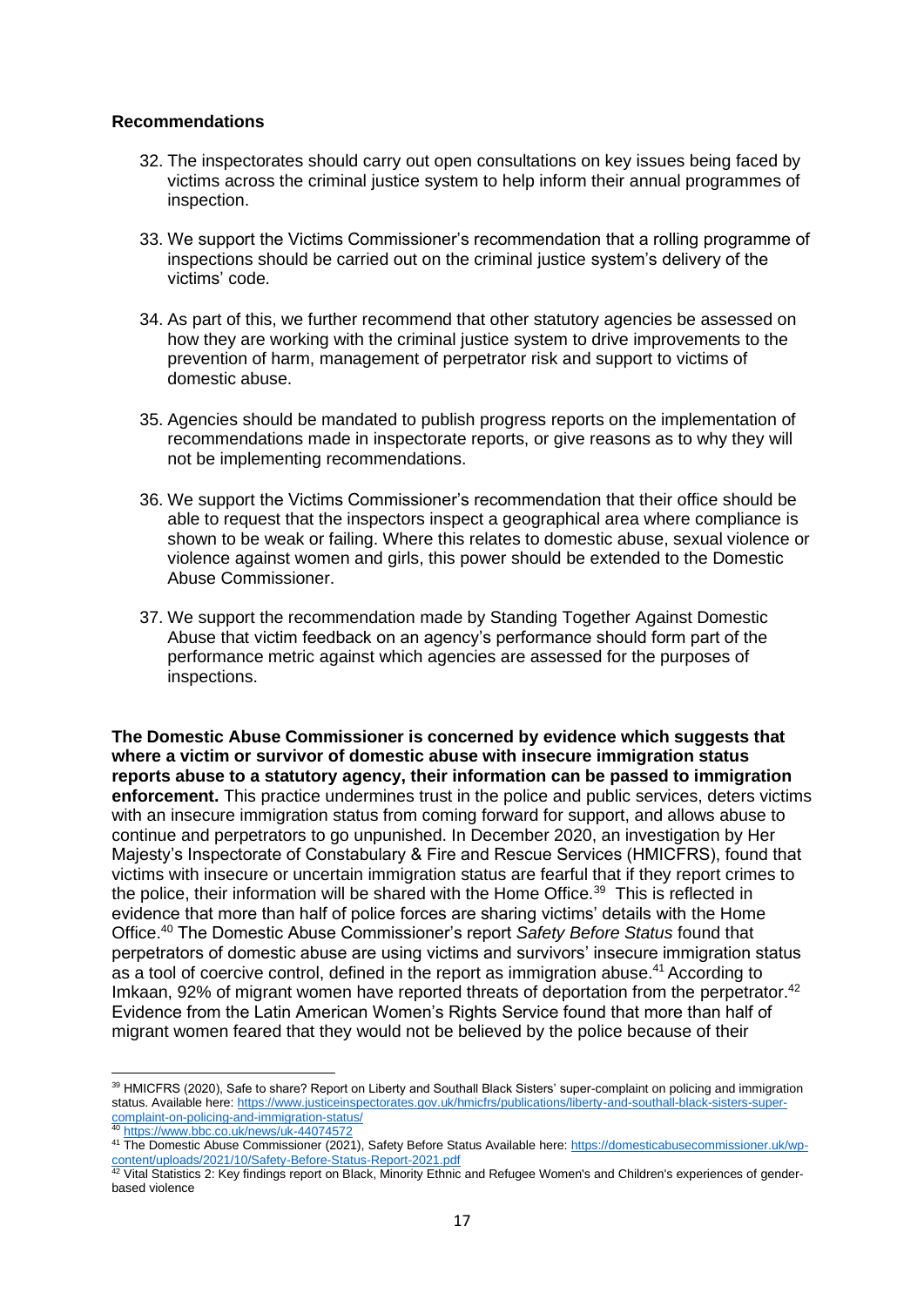**Recommendations**

32. The inspectorates should carry out open consultations on key issues being faced by victims across the criminal justice system to help inform their annual programmes of inspection.

33. We support the Victims Commissioner's recommendation that a rolling programme of inspections should be carried out on the criminal justice system's delivery of the victims' code.

34. As part of this, we further recommend that other statutory agencies be assessed on how they are working with the criminal justice system to drive improvements to the prevention of harm, management of perpetrator risk and support to victims of domestic abuse.

35. Agencies should be mandated to publish progress reports on the implementation of recommendations made in inspectorate reports, or give reasons as to why they will not be implementing recommendations.

36. We support the Victims Commissioner's recommendation that their office should be able to request that the inspectors inspect a geographical area where compliance is shown to be weak or failing. Where this relates to domestic abuse, sexual violence or violence against women and girls, this power should be extended to the Domestic Abuse Commissioner.

37. We support the recommendation made by Standing Together Against Domestic Abuse that victim feedback on an agency's performance should form part of the performance metric against which agencies are assessed for the purposes of inspections.

**The Domestic Abuse Commissioner is concerned by evidence which suggests that where a victim or survivor of domestic abuse with insecure immigration status reports abuse to a statutory agency, their information can be passed to immigration enforcement.** This practice undermines trust in the police and public services, deters victims with an insecure immigration status from coming forward for support, and allows abuse to continue and perpetrators to go unpunished. In December 2020, an investigation by Her Majesty's Inspectorate of Constabulary & Fire and Rescue Services (HMICFRS), found that victims with insecure or uncertain immigration status are fearful that if they report crimes to the police, their information will be shared with the Home Office.[39] This is reflected in evidence that more than half of police forces are sharing victims' details with the Home Office.[40] The Domestic Abuse Commissioner's report *Safety Before Status* found that perpetrators of domestic abuse are using victims and survivors' insecure immigration status as a tool of coercive control, defined in the report as immigration abuse.[41] According to Imkaan, 92% of migrant women have reported threats of deportation from the perpetrator.[42] Evidence from the Latin American Women's Rights Service found that more than half of migrant women feared that they would not be believed by the police because of their

---

[39] HMICFRS (2020), Safe to share? Report on Liberty and Southall Black Sisters' super-complaint on policing and immigration status. Available here: https://www.justiceinspectorates.gov.uk/hmicfrs/publications/liberty-and-southall-black-sisters-super-complaint-on-policing-and-immigration-status/

[40] https://www.bbc.co.uk/news/uk-44074572

[41] The Domestic Abuse Commissioner (2021), Safety Before Status Available here: https://domesticabusecommissioner.uk/wp-content/uploads/2021/10/Safety-Before-Status-Report-2021.pdf

[42] Vital Statistics 2: Key findings report on Black, Minority Ethnic and Refugee Women's and Children's experiences of gender-based violence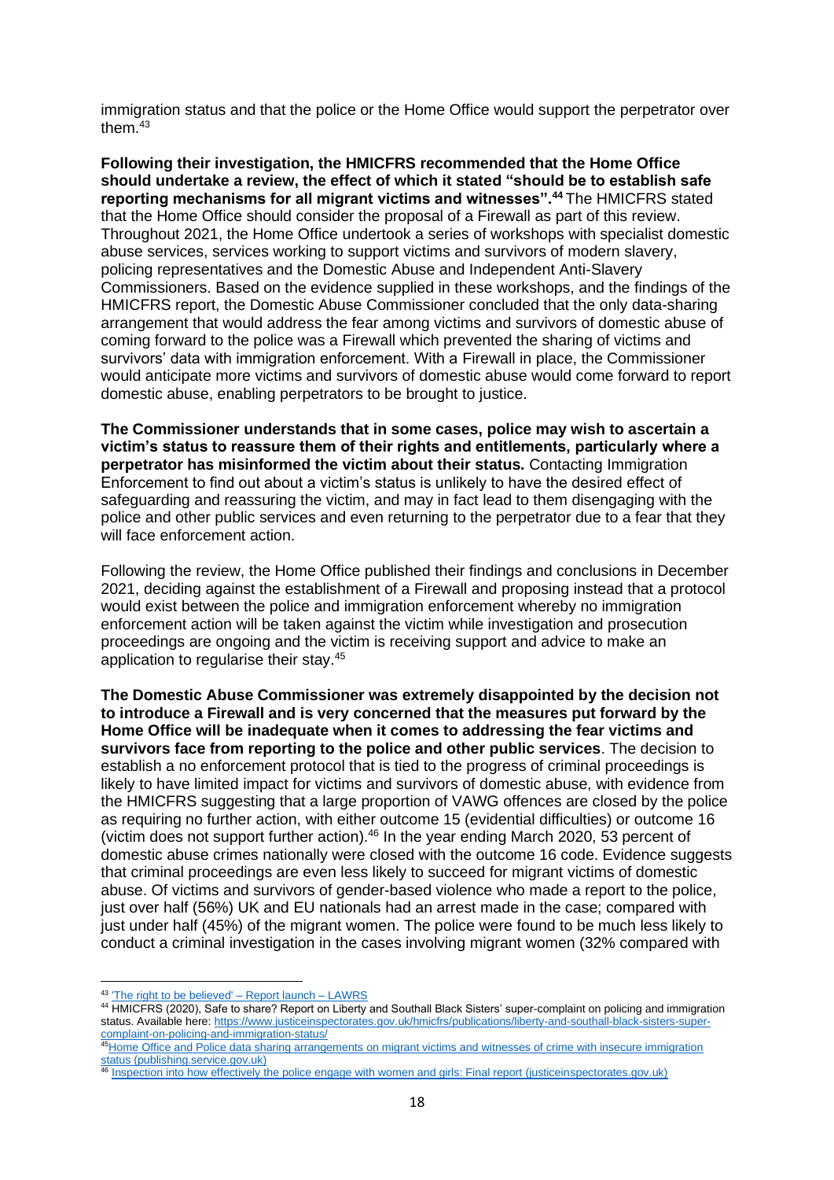immigration status and that the police or the Home Office would support the perpetrator over them.[43]

**Following their investigation, the HMICFRS recommended that the Home Office should undertake a review, the effect of which it stated "should be to establish safe reporting mechanisms for all migrant victims and witnesses".[44]** The HMICFRS stated that the Home Office should consider the proposal of a Firewall as part of this review. Throughout 2021, the Home Office undertook a series of workshops with specialist domestic abuse services, services working to support victims and survivors of modern slavery, policing representatives and the Domestic Abuse and Independent Anti-Slavery Commissioners. Based on the evidence supplied in these workshops, and the findings of the HMICFRS report, the Domestic Abuse Commissioner concluded that the only data-sharing arrangement that would address the fear among victims and survivors of domestic abuse of coming forward to the police was a Firewall which prevented the sharing of victims and survivors' data with immigration enforcement. With a Firewall in place, the Commissioner would anticipate more victims and survivors of domestic abuse would come forward to report domestic abuse, enabling perpetrators to be brought to justice.

**The Commissioner understands that in some cases, police may wish to ascertain a victim's status to reassure them of their rights and entitlements, particularly where a perpetrator has misinformed the victim about their status.** Contacting Immigration Enforcement to find out about a victim's status is unlikely to have the desired effect of safeguarding and reassuring the victim, and may in fact lead to them disengaging with the police and other public services and even returning to the perpetrator due to a fear that they will face enforcement action.

Following the review, the Home Office published their findings and conclusions in December 2021, deciding against the establishment of a Firewall and proposing instead that a protocol would exist between the police and immigration enforcement whereby no immigration enforcement action will be taken against the victim while investigation and prosecution proceedings are ongoing and the victim is receiving support and advice to make an application to regularise their stay.[45]

**The Domestic Abuse Commissioner was extremely disappointed by the decision not to introduce a Firewall and is very concerned that the measures put forward by the Home Office will be inadequate when it comes to addressing the fear victims and survivors face from reporting to the police and other public services**. The decision to establish a no enforcement protocol that is tied to the progress of criminal proceedings is likely to have limited impact for victims and survivors of domestic abuse, with evidence from the HMICFRS suggesting that a large proportion of VAWG offences are closed by the police as requiring no further action, with either outcome 15 (evidential difficulties) or outcome 16 (victim does not support further action).[46] In the year ending March 2020, 53 percent of domestic abuse crimes nationally were closed with the outcome 16 code. Evidence suggests that criminal proceedings are even less likely to succeed for migrant victims of domestic abuse. Of victims and survivors of gender-based violence who made a report to the police, just over half (56%) UK and EU nationals had an arrest made in the case; compared with just under half (45%) of the migrant women. The police were found to be much less likely to conduct a criminal investigation in the cases involving migrant women (32% compared with

---

[43] 'The right to be believed' – Report launch – LAWRS

[44] HMICFRS (2020), Safe to share? Report on Liberty and Southall Black Sisters' super-complaint on policing and immigration status. Available here: https://www.justiceinspectorates.gov.uk/hmicfrs/publications/liberty-and-southall-black-sisters-super-complaint-on-policing-and-immigration-status/

[45] Home Office and Police data sharing arrangements on migrant victims and witnesses of crime with insecure immigration status (publishing.service.gov.uk)

[46] Inspection into how effectively the police engage with women and girls: Final report (justiceinspectorates.gov.uk)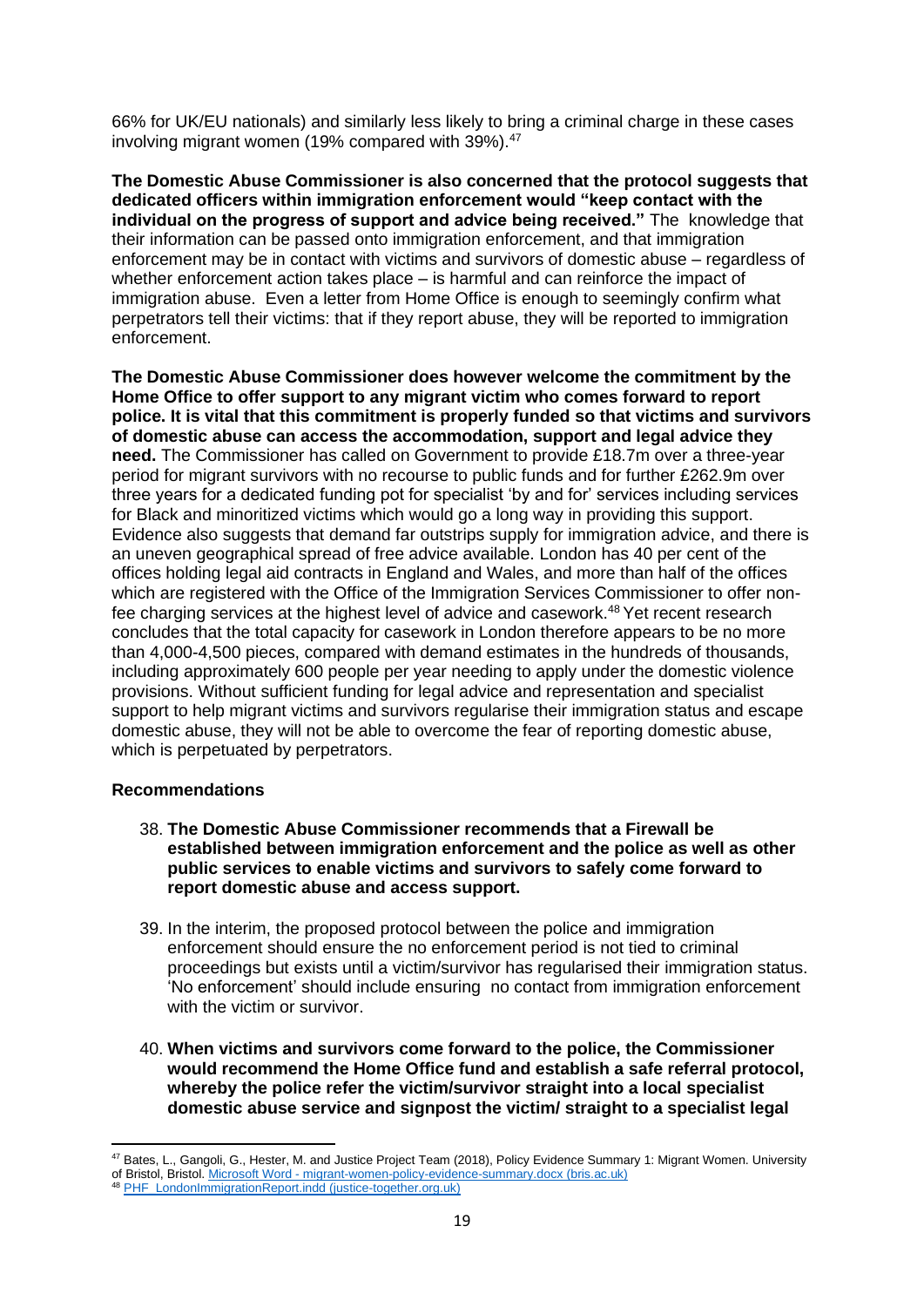66% for UK/EU nationals) and similarly less likely to bring a criminal charge in these cases involving migrant women (19% compared with 39%).[47]

**The Domestic Abuse Commissioner is also concerned that the protocol suggests that dedicated officers within immigration enforcement would "keep contact with the individual on the progress of support and advice being received."** The knowledge that their information can be passed onto immigration enforcement, and that immigration enforcement may be in contact with victims and survivors of domestic abuse – regardless of whether enforcement action takes place – is harmful and can reinforce the impact of immigration abuse. Even a letter from Home Office is enough to seemingly confirm what perpetrators tell their victims: that if they report abuse, they will be reported to immigration enforcement.

**The Domestic Abuse Commissioner does however welcome the commitment by the Home Office to offer support to any migrant victim who comes forward to report police. It is vital that this commitment is properly funded so that victims and survivors of domestic abuse can access the accommodation, support and legal advice they need.** The Commissioner has called on Government to provide £18.7m over a three-year period for migrant survivors with no recourse to public funds and for further £262.9m over three years for a dedicated funding pot for specialist 'by and for' services including services for Black and minoritized victims which would go a long way in providing this support. Evidence also suggests that demand far outstrips supply for immigration advice, and there is an uneven geographical spread of free advice available. London has 40 per cent of the offices holding legal aid contracts in England and Wales, and more than half of the offices which are registered with the Office of the Immigration Services Commissioner to offer non-fee charging services at the highest level of advice and casework.[48] Yet recent research concludes that the total capacity for casework in London therefore appears to be no more than 4,000-4,500 pieces, compared with demand estimates in the hundreds of thousands, including approximately 600 people per year needing to apply under the domestic violence provisions. Without sufficient funding for legal advice and representation and specialist support to help migrant victims and survivors regularise their immigration status and escape domestic abuse, they will not be able to overcome the fear of reporting domestic abuse, which is perpetuated by perpetrators.

**Recommendations**

38. **The Domestic Abuse Commissioner recommends that a Firewall be established between immigration enforcement and the police as well as other public services to enable victims and survivors to safely come forward to report domestic abuse and access support.**

39. In the interim, the proposed protocol between the police and immigration enforcement should ensure the no enforcement period is not tied to criminal proceedings but exists until a victim/survivor has regularised their immigration status. 'No enforcement' should include ensuring no contact from immigration enforcement with the victim or survivor.

40. **When victims and survivors come forward to the police, the Commissioner would recommend the Home Office fund and establish a safe referral protocol, whereby the police refer the victim/survivor straight into a local specialist domestic abuse service and signpost the victim/ straight to a specialist legal**

---

[47] Bates, L., Gangoli, G., Hester, M. and Justice Project Team (2018), Policy Evidence Summary 1: Migrant Women. University of Bristol, Bristol. Microsoft Word - migrant-women-policy-evidence-summary.docx (bris.ac.uk)

[48] PHF_LondonImmigrationReport.indd (justice-together.org.uk)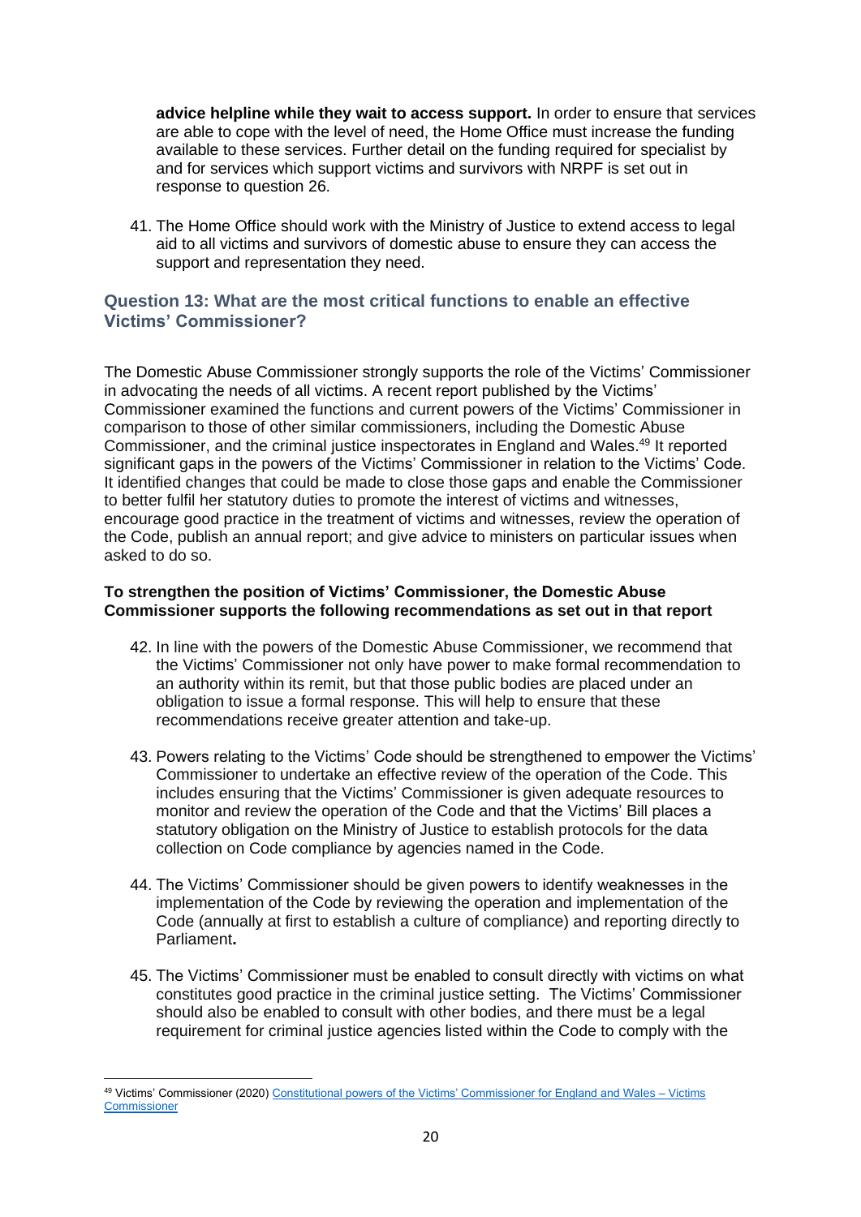**advice helpline while they wait to access support.** In order to ensure that services are able to cope with the level of need, the Home Office must increase the funding available to these services. Further detail on the funding required for specialist by and for services which support victims and survivors with NRPF is set out in response to question 26.

41. The Home Office should work with the Ministry of Justice to extend access to legal aid to all victims and survivors of domestic abuse to ensure they can access the support and representation they need.

### Question 13: What are the most critical functions to enable an effective Victims' Commissioner?

The Domestic Abuse Commissioner strongly supports the role of the Victims' Commissioner in advocating the needs of all victims. A recent report published by the Victims' Commissioner examined the functions and current powers of the Victims' Commissioner in comparison to those of other similar commissioners, including the Domestic Abuse Commissioner, and the criminal justice inspectorates in England and Wales.[49] It reported significant gaps in the powers of the Victims' Commissioner in relation to the Victims' Code. It identified changes that could be made to close those gaps and enable the Commissioner to better fulfil her statutory duties to promote the interest of victims and witnesses, encourage good practice in the treatment of victims and witnesses, review the operation of the Code, publish an annual report; and give advice to ministers on particular issues when asked to do so.

**To strengthen the position of Victims' Commissioner, the Domestic Abuse Commissioner supports the following recommendations as set out in that report**

42. In line with the powers of the Domestic Abuse Commissioner, we recommend that the Victims' Commissioner not only have power to make formal recommendation to an authority within its remit, but that those public bodies are placed under an obligation to issue a formal response. This will help to ensure that these recommendations receive greater attention and take-up.

43. Powers relating to the Victims' Code should be strengthened to empower the Victims' Commissioner to undertake an effective review of the operation of the Code. This includes ensuring that the Victims' Commissioner is given adequate resources to monitor and review the operation of the Code and that the Victims' Bill places a statutory obligation on the Ministry of Justice to establish protocols for the data collection on Code compliance by agencies named in the Code.

44. The Victims' Commissioner should be given powers to identify weaknesses in the implementation of the Code by reviewing the operation and implementation of the Code (annually at first to establish a culture of compliance) and reporting directly to Parliament**.**

45. The Victims' Commissioner must be enabled to consult directly with victims on what constitutes good practice in the criminal justice setting. The Victims' Commissioner should also be enabled to consult with other bodies, and there must be a legal requirement for criminal justice agencies listed within the Code to comply with the

---

[49] Victims' Commissioner (2020) [Constitutional powers of the Victims' Commissioner for England and Wales – Victims Commissioner]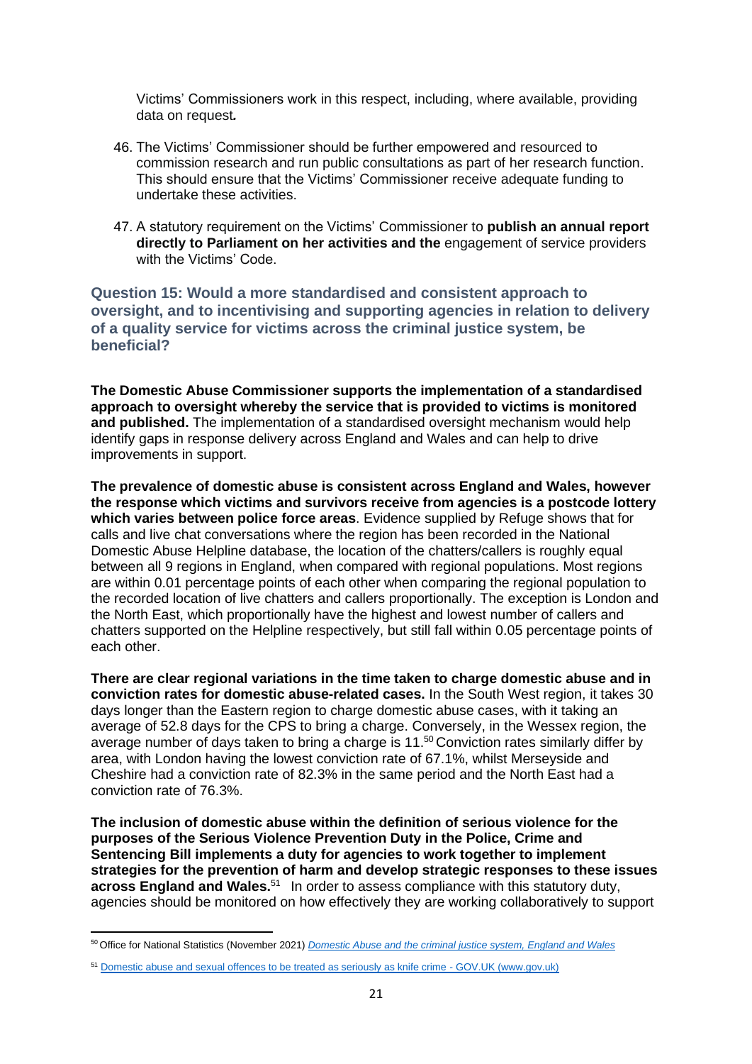Victims' Commissioners work in this respect, including, where available, providing data on request*.*

46. The Victims' Commissioner should be further empowered and resourced to commission research and run public consultations as part of her research function. This should ensure that the Victims' Commissioner receive adequate funding to undertake these activities.

47. A statutory requirement on the Victims' Commissioner to **publish an annual report directly to Parliament on her activities and the** engagement of service providers with the Victims' Code.

### Question 15: Would a more standardised and consistent approach to oversight, and to incentivising and supporting agencies in relation to delivery of a quality service for victims across the criminal justice system, be beneficial?

**The Domestic Abuse Commissioner supports the implementation of a standardised approach to oversight whereby the service that is provided to victims is monitored and published.** The implementation of a standardised oversight mechanism would help identify gaps in response delivery across England and Wales and can help to drive improvements in support.

**The prevalence of domestic abuse is consistent across England and Wales, however the response which victims and survivors receive from agencies is a postcode lottery which varies between police force areas**. Evidence supplied by Refuge shows that for calls and live chat conversations where the region has been recorded in the National Domestic Abuse Helpline database, the location of the chatters/callers is roughly equal between all 9 regions in England, when compared with regional populations. Most regions are within 0.01 percentage points of each other when comparing the regional population to the recorded location of live chatters and callers proportionally. The exception is London and the North East, which proportionally have the highest and lowest number of callers and chatters supported on the Helpline respectively, but still fall within 0.05 percentage points of each other.

**There are clear regional variations in the time taken to charge domestic abuse and in conviction rates for domestic abuse-related cases.** In the South West region, it takes 30 days longer than the Eastern region to charge domestic abuse cases, with it taking an average of 52.8 days for the CPS to bring a charge. Conversely, in the Wessex region, the average number of days taken to bring a charge is 11.[50] Conviction rates similarly differ by area, with London having the lowest conviction rate of 67.1%, whilst Merseyside and Cheshire had a conviction rate of 82.3% in the same period and the North East had a conviction rate of 76.3%.

**The inclusion of domestic abuse within the definition of serious violence for the purposes of the Serious Violence Prevention Duty in the Police, Crime and Sentencing Bill implements a duty for agencies to work together to implement strategies for the prevention of harm and develop strategic responses to these issues across England and Wales.**[51] In order to assess compliance with this statutory duty, agencies should be monitored on how effectively they are working collaboratively to support

---

[50] Office for National Statistics (November 2021) [Domestic Abuse and the criminal justice system, England and Wales]

[51] [Domestic abuse and sexual offences to be treated as seriously as knife crime - GOV.UK (www.gov.uk)]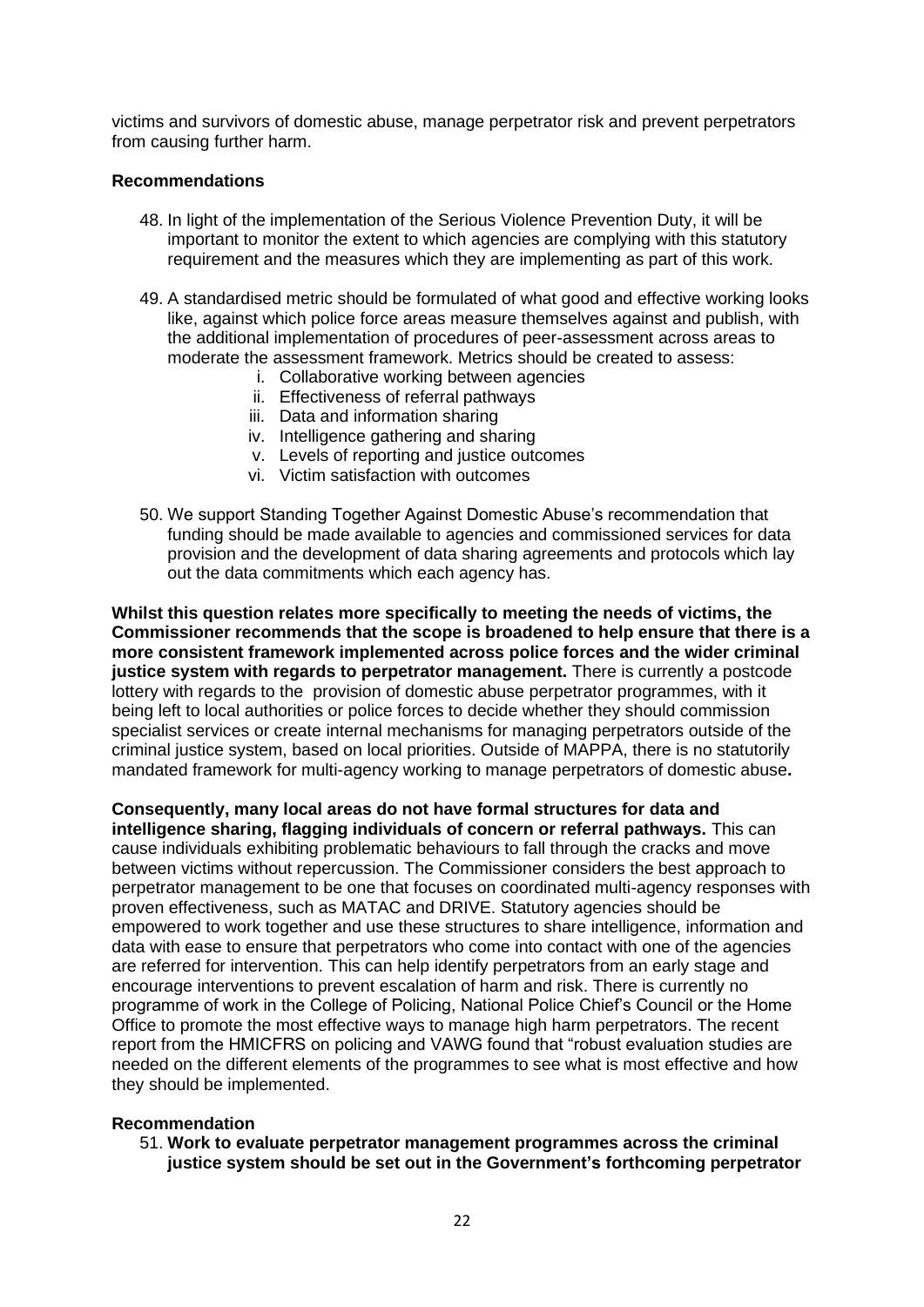victims and survivors of domestic abuse, manage perpetrator risk and prevent perpetrators from causing further harm.

**Recommendations**

48. In light of the implementation of the Serious Violence Prevention Duty, it will be important to monitor the extent to which agencies are complying with this statutory requirement and the measures which they are implementing as part of this work.

49. A standardised metric should be formulated of what good and effective working looks like, against which police force areas measure themselves against and publish, with the additional implementation of procedures of peer-assessment across areas to moderate the assessment framework. Metrics should be created to assess:
    i. Collaborative working between agencies
    ii. Effectiveness of referral pathways
    iii. Data and information sharing
    iv. Intelligence gathering and sharing
    v. Levels of reporting and justice outcomes
    vi. Victim satisfaction with outcomes

50. We support Standing Together Against Domestic Abuse's recommendation that funding should be made available to agencies and commissioned services for data provision and the development of data sharing agreements and protocols which lay out the data commitments which each agency has.

**Whilst this question relates more specifically to meeting the needs of victims, the Commissioner recommends that the scope is broadened to help ensure that there is a more consistent framework implemented across police forces and the wider criminal justice system with regards to perpetrator management.** There is currently a postcode lottery with regards to the provision of domestic abuse perpetrator programmes, with it being left to local authorities or police forces to decide whether they should commission specialist services or create internal mechanisms for managing perpetrators outside of the criminal justice system, based on local priorities. Outside of MAPPA, there is no statutorily mandated framework for multi-agency working to manage perpetrators of domestic abuse**.**

**Consequently, many local areas do not have formal structures for data and intelligence sharing, flagging individuals of concern or referral pathways.** This can cause individuals exhibiting problematic behaviours to fall through the cracks and move between victims without repercussion. The Commissioner considers the best approach to perpetrator management to be one that focuses on coordinated multi-agency responses with proven effectiveness, such as MATAC and DRIVE. Statutory agencies should be empowered to work together and use these structures to share intelligence, information and data with ease to ensure that perpetrators who come into contact with one of the agencies are referred for intervention. This can help identify perpetrators from an early stage and encourage interventions to prevent escalation of harm and risk. There is currently no programme of work in the College of Policing, National Police Chief's Council or the Home Office to promote the most effective ways to manage high harm perpetrators. The recent report from the HMICFRS on policing and VAWG found that "robust evaluation studies are needed on the different elements of the programmes to see what is most effective and how they should be implemented.

**Recommendation**

51. **Work to evaluate perpetrator management programmes across the criminal justice system should be set out in the Government's forthcoming perpetrator**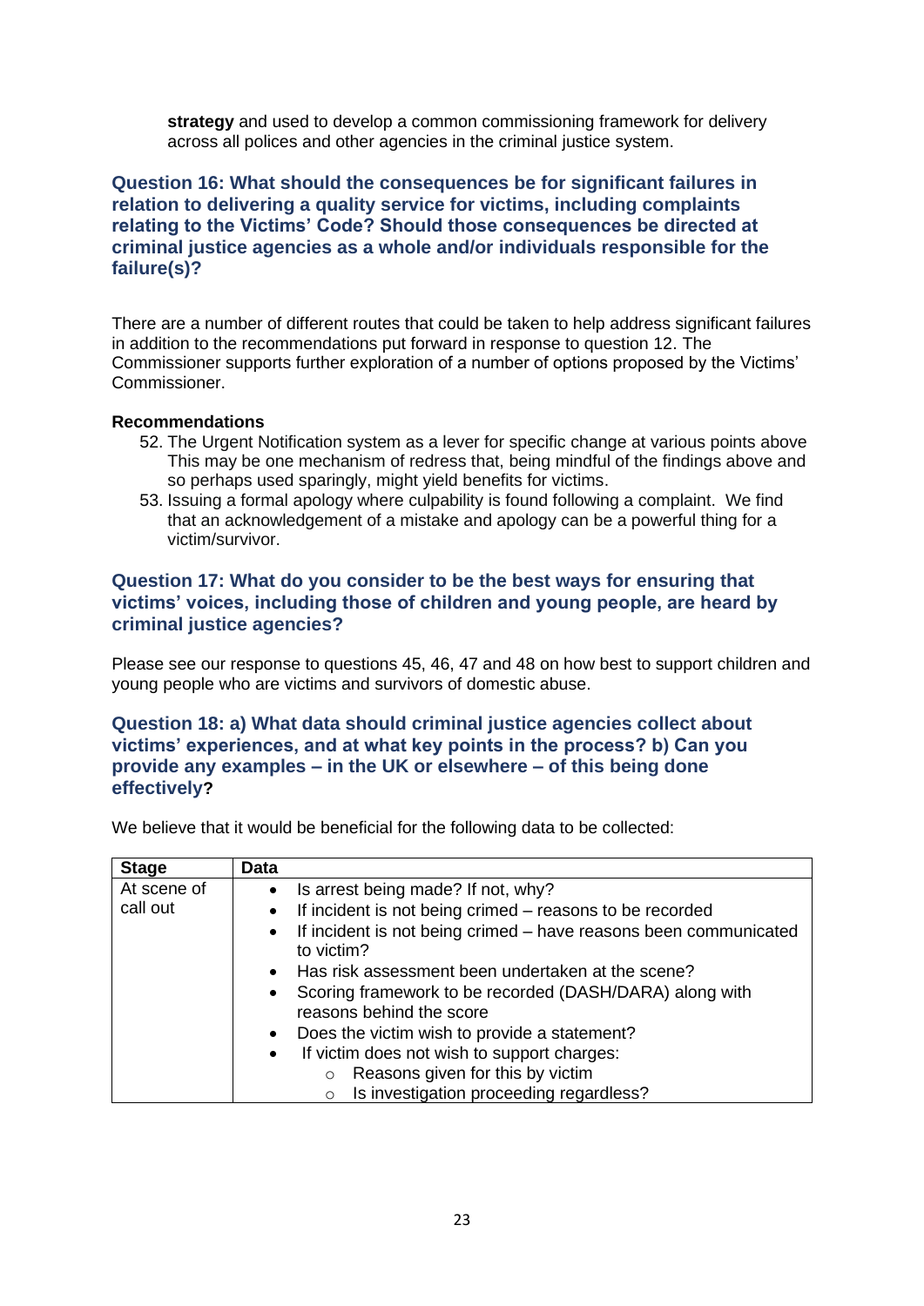**strategy** and used to develop a common commissioning framework for delivery across all polices and other agencies in the criminal justice system.

### Question 16: What should the consequences be for significant failures in relation to delivering a quality service for victims, including complaints relating to the Victims' Code? Should those consequences be directed at criminal justice agencies as a whole and/or individuals responsible for the failure(s)?

There are a number of different routes that could be taken to help address significant failures in addition to the recommendations put forward in response to question 12. The Commissioner supports further exploration of a number of options proposed by the Victims' Commissioner.

**Recommendations**

52. The Urgent Notification system as a lever for specific change at various points above This may be one mechanism of redress that, being mindful of the findings above and so perhaps used sparingly, might yield benefits for victims.
53. Issuing a formal apology where culpability is found following a complaint. We find that an acknowledgement of a mistake and apology can be a powerful thing for a victim/survivor.

### Question 17: What do you consider to be the best ways for ensuring that victims' voices, including those of children and young people, are heard by criminal justice agencies?

Please see our response to questions 45, 46, 47 and 48 on how best to support children and young people who are victims and survivors of domestic abuse.

### Question 18: a) What data should criminal justice agencies collect about victims' experiences, and at what key points in the process? b) Can you provide any examples – in the UK or elsewhere – of this being done effectively?

We believe that it would be beneficial for the following data to be collected:

| Stage | Data |
|---|---|
| At scene of call out | • Is arrest being made? If not, why?<br>• If incident is not being crimed – reasons to be recorded<br>• If incident is not being crimed – have reasons been communicated to victim?<br>• Has risk assessment been undertaken at the scene?<br>• Scoring framework to be recorded (DASH/DARA) along with reasons behind the score<br>• Does the victim wish to provide a statement?<br>• If victim does not wish to support charges:<br>&nbsp;&nbsp;&nbsp;&nbsp;○ Reasons given for this by victim<br>&nbsp;&nbsp;&nbsp;&nbsp;○ Is investigation proceeding regardless? |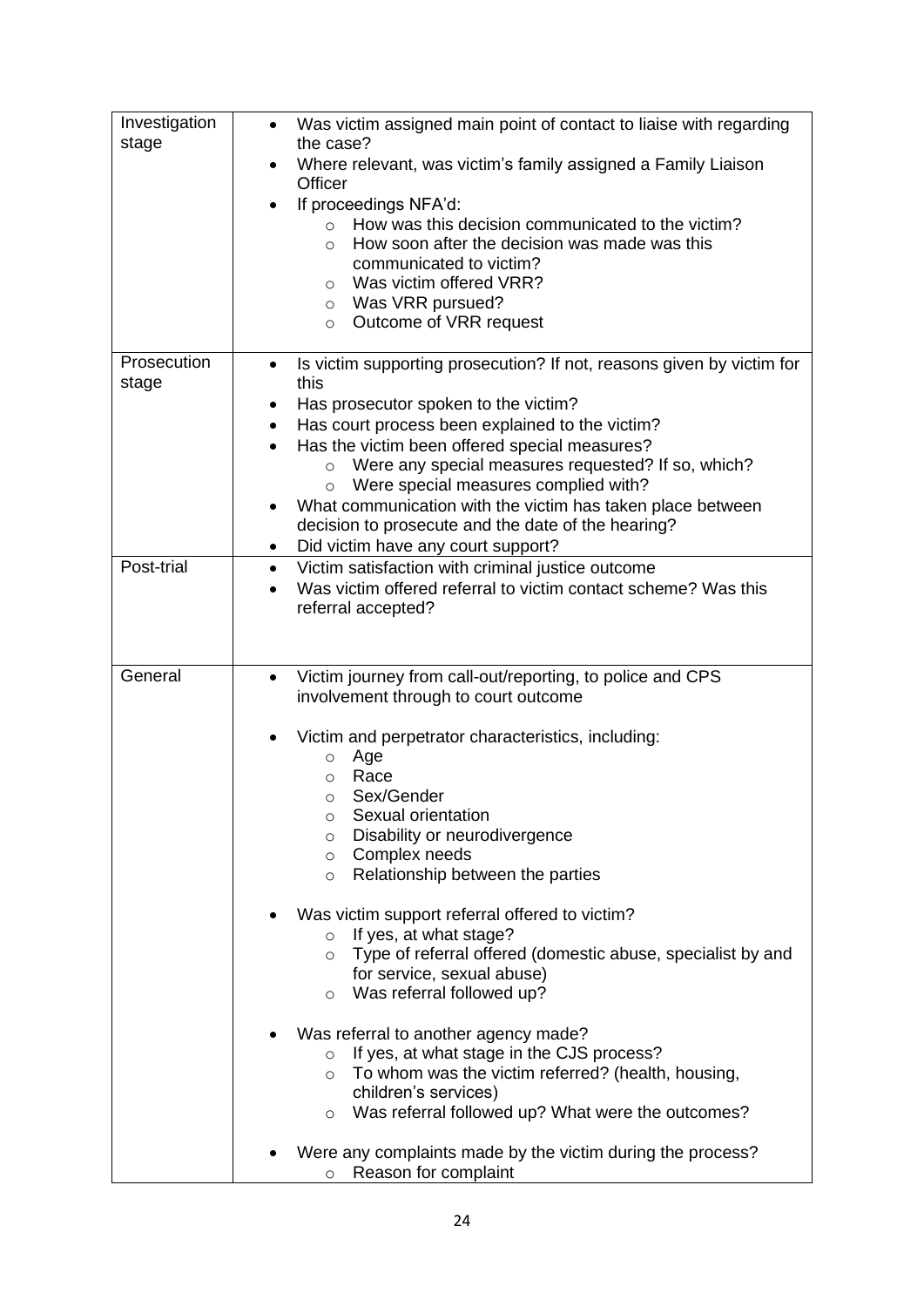| | |
|---|---|
| Investigation stage | • Was victim assigned main point of contact to liaise with regarding the case?<br>• Where relevant, was victim's family assigned a Family Liaison Officer<br>• If proceedings NFA'd:<br>  ○ How was this decision communicated to the victim?<br>  ○ How soon after the decision was made was this communicated to victim?<br>  ○ Was victim offered VRR?<br>  ○ Was VRR pursued?<br>  ○ Outcome of VRR request |
| Prosecution stage | • Is victim supporting prosecution? If not, reasons given by victim for this<br>• Has prosecutor spoken to the victim?<br>• Has court process been explained to the victim?<br>• Has the victim been offered special measures?<br>  ○ Were any special measures requested? If so, which?<br>  ○ Were special measures complied with?<br>• What communication with the victim has taken place between decision to prosecute and the date of the hearing?<br>• Did victim have any court support? |
| Post-trial | • Victim satisfaction with criminal justice outcome<br>• Was victim offered referral to victim contact scheme? Was this referral accepted? |
| General | • Victim journey from call-out/reporting, to police and CPS involvement through to court outcome<br><br>• Victim and perpetrator characteristics, including:<br>  ○ Age<br>  ○ Race<br>  ○ Sex/Gender<br>  ○ Sexual orientation<br>  ○ Disability or neurodivergence<br>  ○ Complex needs<br>  ○ Relationship between the parties<br><br>• Was victim support referral offered to victim?<br>  ○ If yes, at what stage?<br>  ○ Type of referral offered (domestic abuse, specialist by and for service, sexual abuse)<br>  ○ Was referral followed up?<br><br>• Was referral to another agency made?<br>  ○ If yes, at what stage in the CJS process?<br>  ○ To whom was the victim referred? (health, housing, children's services)<br>  ○ Was referral followed up? What were the outcomes?<br><br>• Were any complaints made by the victim during the process?<br>  ○ Reason for complaint |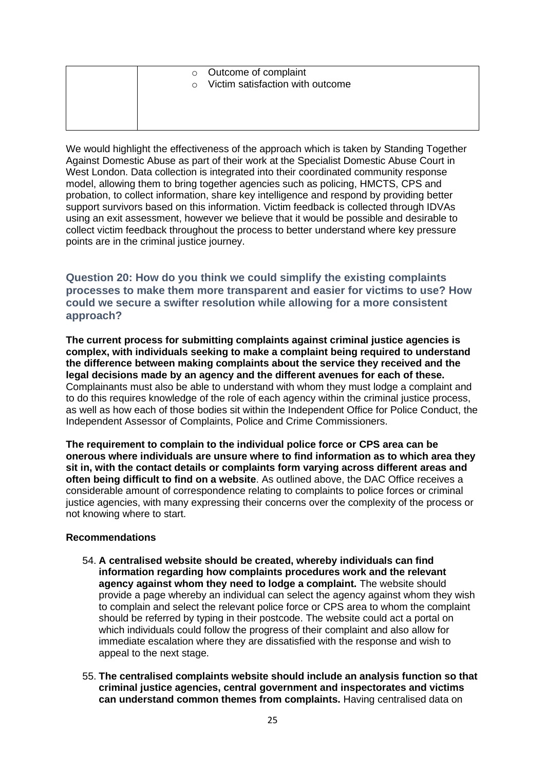| | <ul><li>Outcome of complaint</li><li>Victim satisfaction with outcome</li></ul> |
|---|---|

We would highlight the effectiveness of the approach which is taken by Standing Together Against Domestic Abuse as part of their work at the Specialist Domestic Abuse Court in West London. Data collection is integrated into their coordinated community response model, allowing them to bring together agencies such as policing, HMCTS, CPS and probation, to collect information, share key intelligence and respond by providing better support survivors based on this information. Victim feedback is collected through IDVAs using an exit assessment, however we believe that it would be possible and desirable to collect victim feedback throughout the process to better understand where key pressure points are in the criminal justice journey.

### Question 20: How do you think we could simplify the existing complaints processes to make them more transparent and easier for victims to use? How could we secure a swifter resolution while allowing for a more consistent approach?

**The current process for submitting complaints against criminal justice agencies is complex, with individuals seeking to make a complaint being required to understand the difference between making complaints about the service they received and the legal decisions made by an agency and the different avenues for each of these.** Complainants must also be able to understand with whom they must lodge a complaint and to do this requires knowledge of the role of each agency within the criminal justice process, as well as how each of those bodies sit within the Independent Office for Police Conduct, the Independent Assessor of Complaints, Police and Crime Commissioners.

**The requirement to complain to the individual police force or CPS area can be onerous where individuals are unsure where to find information as to which area they sit in, with the contact details or complaints form varying across different areas and often being difficult to find on a website**. As outlined above, the DAC Office receives a considerable amount of correspondence relating to complaints to police forces or criminal justice agencies, with many expressing their concerns over the complexity of the process or not knowing where to start.

**Recommendations**

54. **A centralised website should be created, whereby individuals can find information regarding how complaints procedures work and the relevant agency against whom they need to lodge a complaint.** The website should provide a page whereby an individual can select the agency against whom they wish to complain and select the relevant police force or CPS area to whom the complaint should be referred by typing in their postcode. The website could act a portal on which individuals could follow the progress of their complaint and also allow for immediate escalation where they are dissatisfied with the response and wish to appeal to the next stage.

55. **The centralised complaints website should include an analysis function so that criminal justice agencies, central government and inspectorates and victims can understand common themes from complaints.** Having centralised data on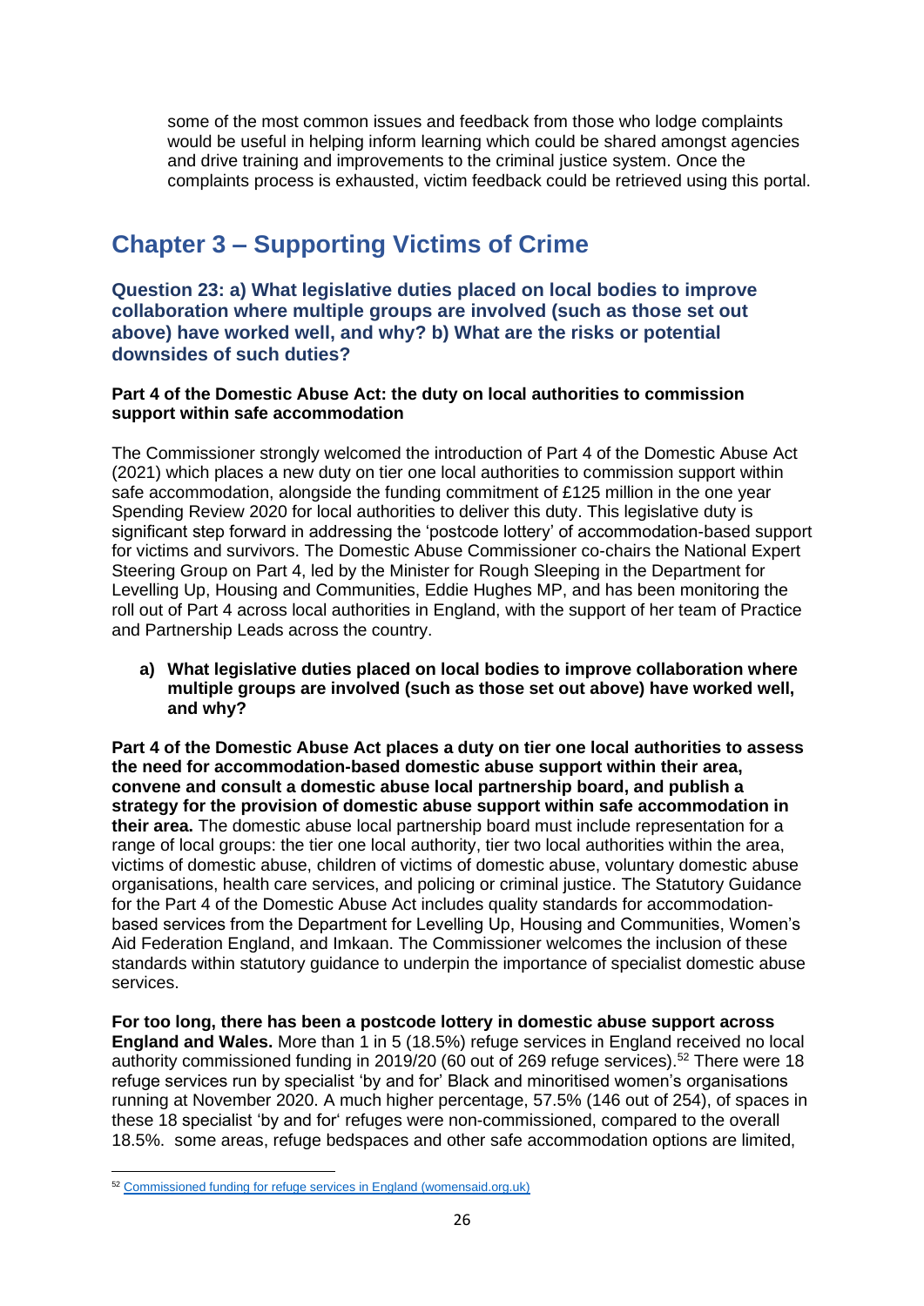some of the most common issues and feedback from those who lodge complaints would be useful in helping inform learning which could be shared amongst agencies and drive training and improvements to the criminal justice system. Once the complaints process is exhausted, victim feedback could be retrieved using this portal.

# Chapter 3 – Supporting Victims of Crime

### Question 23: a) What legislative duties placed on local bodies to improve collaboration where multiple groups are involved (such as those set out above) have worked well, and why? b) What are the risks or potential downsides of such duties?

**Part 4 of the Domestic Abuse Act: the duty on local authorities to commission support within safe accommodation**

The Commissioner strongly welcomed the introduction of Part 4 of the Domestic Abuse Act (2021) which places a new duty on tier one local authorities to commission support within safe accommodation, alongside the funding commitment of £125 million in the one year Spending Review 2020 for local authorities to deliver this duty. This legislative duty is significant step forward in addressing the 'postcode lottery' of accommodation-based support for victims and survivors. The Domestic Abuse Commissioner co-chairs the National Expert Steering Group on Part 4, led by the Minister for Rough Sleeping in the Department for Levelling Up, Housing and Communities, Eddie Hughes MP, and has been monitoring the roll out of Part 4 across local authorities in England, with the support of her team of Practice and Partnership Leads across the country.

**a) What legislative duties placed on local bodies to improve collaboration where multiple groups are involved (such as those set out above) have worked well, and why?**

**Part 4 of the Domestic Abuse Act places a duty on tier one local authorities to assess the need for accommodation-based domestic abuse support within their area, convene and consult a domestic abuse local partnership board, and publish a strategy for the provision of domestic abuse support within safe accommodation in their area.** The domestic abuse local partnership board must include representation for a range of local groups: the tier one local authority, tier two local authorities within the area, victims of domestic abuse, children of victims of domestic abuse, voluntary domestic abuse organisations, health care services, and policing or criminal justice. The Statutory Guidance for the Part 4 of the Domestic Abuse Act includes quality standards for accommodation-based services from the Department for Levelling Up, Housing and Communities, Women's Aid Federation England, and Imkaan. The Commissioner welcomes the inclusion of these standards within statutory guidance to underpin the importance of specialist domestic abuse services.

**For too long, there has been a postcode lottery in domestic abuse support across England and Wales.** More than 1 in 5 (18.5%) refuge services in England received no local authority commissioned funding in 2019/20 (60 out of 269 refuge services).[52] There were 18 refuge services run by specialist 'by and for' Black and minoritised women's organisations running at November 2020. A much higher percentage, 57.5% (146 out of 254), of spaces in these 18 specialist 'by and for' refuges were non-commissioned, compared to the overall 18.5%. some areas, refuge bedspaces and other safe accommodation options are limited,

---

[52] [Commissioned funding for refuge services in England (womensaid.org.uk)](Commissioned funding for refuge services in England (womensaid.org.uk))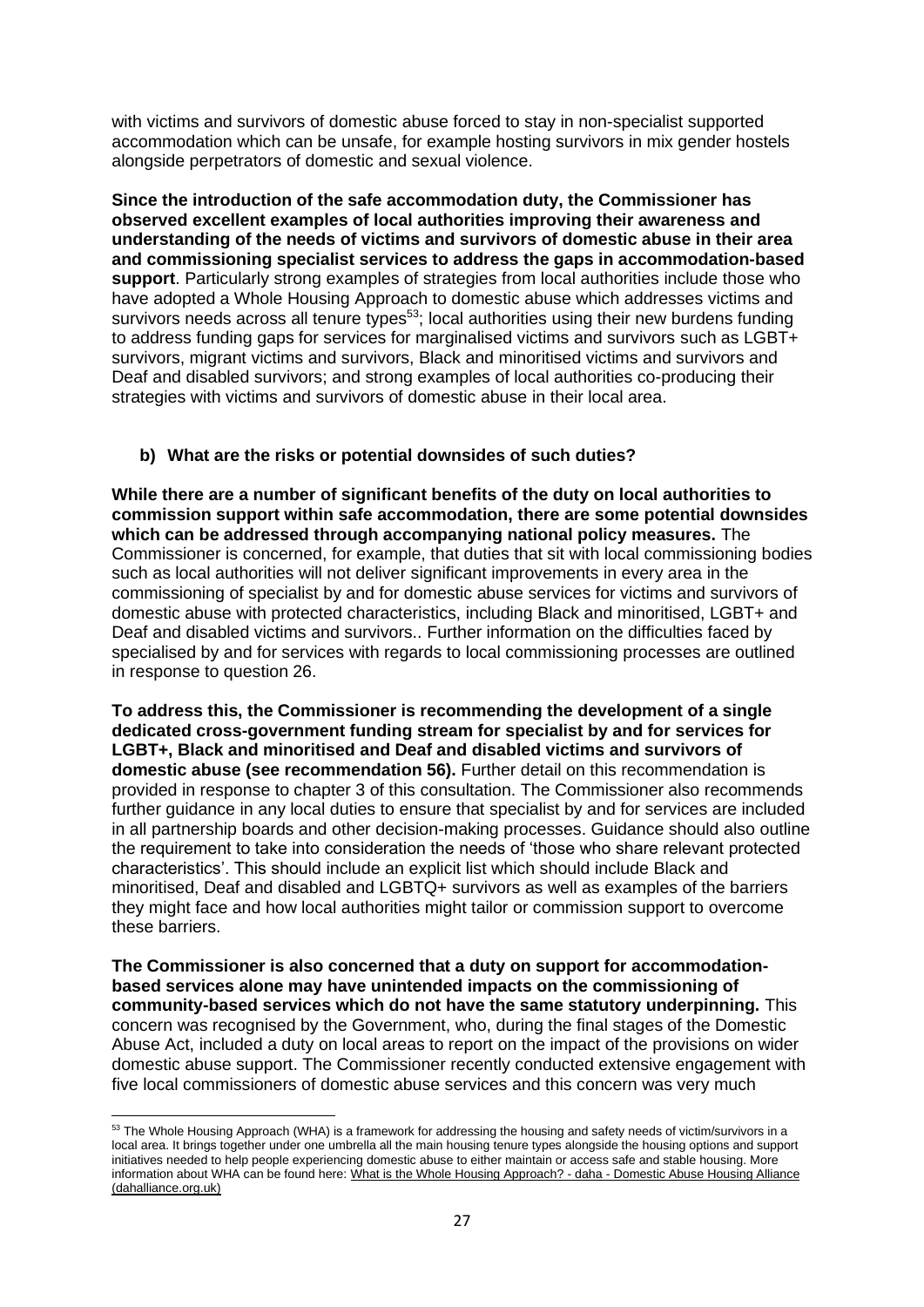with victims and survivors of domestic abuse forced to stay in non-specialist supported accommodation which can be unsafe, for example hosting survivors in mix gender hostels alongside perpetrators of domestic and sexual violence.

**Since the introduction of the safe accommodation duty, the Commissioner has observed excellent examples of local authorities improving their awareness and understanding of the needs of victims and survivors of domestic abuse in their area and commissioning specialist services to address the gaps in accommodation-based support**. Particularly strong examples of strategies from local authorities include those who have adopted a Whole Housing Approach to domestic abuse which addresses victims and survivors needs across all tenure types[53]; local authorities using their new burdens funding to address funding gaps for services for marginalised victims and survivors such as LGBT+ survivors, migrant victims and survivors, Black and minoritised victims and survivors and Deaf and disabled survivors; and strong examples of local authorities co-producing their strategies with victims and survivors of domestic abuse in their local area.

**b) What are the risks or potential downsides of such duties?**

**While there are a number of significant benefits of the duty on local authorities to commission support within safe accommodation, there are some potential downsides which can be addressed through accompanying national policy measures.** The Commissioner is concerned, for example, that duties that sit with local commissioning bodies such as local authorities will not deliver significant improvements in every area in the commissioning of specialist by and for domestic abuse services for victims and survivors of domestic abuse with protected characteristics, including Black and minoritised, LGBT+ and Deaf and disabled victims and survivors.. Further information on the difficulties faced by specialised by and for services with regards to local commissioning processes are outlined in response to question 26.

**To address this, the Commissioner is recommending the development of a single dedicated cross-government funding stream for specialist by and for services for LGBT+, Black and minoritised and Deaf and disabled victims and survivors of domestic abuse (see recommendation 56).** Further detail on this recommendation is provided in response to chapter 3 of this consultation. The Commissioner also recommends further guidance in any local duties to ensure that specialist by and for services are included in all partnership boards and other decision-making processes. Guidance should also outline the requirement to take into consideration the needs of 'those who share relevant protected characteristics'. This should include an explicit list which should include Black and minoritised, Deaf and disabled and LGBTQ+ survivors as well as examples of the barriers they might face and how local authorities might tailor or commission support to overcome these barriers.

**The Commissioner is also concerned that a duty on support for accommodation-based services alone may have unintended impacts on the commissioning of community-based services which do not have the same statutory underpinning.** This concern was recognised by the Government, who, during the final stages of the Domestic Abuse Act, included a duty on local areas to report on the impact of the provisions on wider domestic abuse support. The Commissioner recently conducted extensive engagement with five local commissioners of domestic abuse services and this concern was very much

[53] The Whole Housing Approach (WHA) is a framework for addressing the housing and safety needs of victim/survivors in a local area. It brings together under one umbrella all the main housing tenure types alongside the housing options and support initiatives needed to help people experiencing domestic abuse to either maintain or access safe and stable housing. More information about WHA can be found here: What is the Whole Housing Approach? - daha - Domestic Abuse Housing Alliance (dahalliance.org.uk)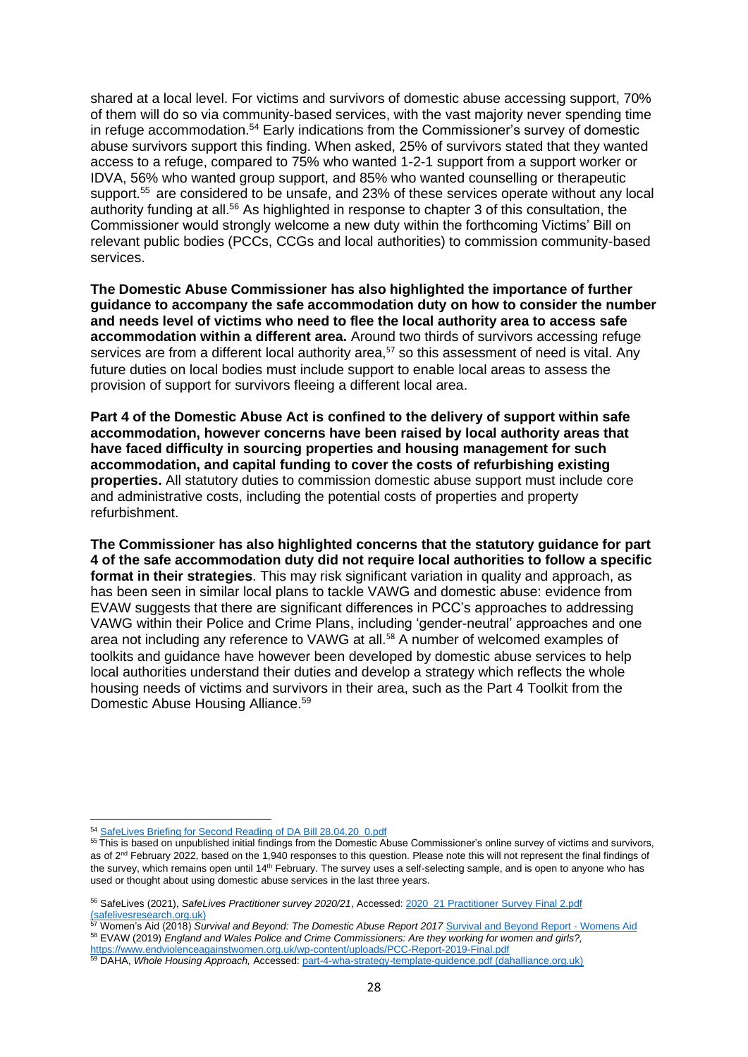shared at a local level. For victims and survivors of domestic abuse accessing support, 70% of them will do so via community-based services, with the vast majority never spending time in refuge accommodation.[54] Early indications from the Commissioner's survey of domestic abuse survivors support this finding. When asked, 25% of survivors stated that they wanted access to a refuge, compared to 75% who wanted 1-2-1 support from a support worker or IDVA, 56% who wanted group support, and 85% who wanted counselling or therapeutic support.[55] are considered to be unsafe, and 23% of these services operate without any local authority funding at all.[56] As highlighted in response to chapter 3 of this consultation, the Commissioner would strongly welcome a new duty within the forthcoming Victims' Bill on relevant public bodies (PCCs, CCGs and local authorities) to commission community-based services.

**The Domestic Abuse Commissioner has also highlighted the importance of further guidance to accompany the safe accommodation duty on how to consider the number and needs level of victims who need to flee the local authority area to access safe accommodation within a different area.** Around two thirds of survivors accessing refuge services are from a different local authority area,[57] so this assessment of need is vital. Any future duties on local bodies must include support to enable local areas to assess the provision of support for survivors fleeing a different local area.

**Part 4 of the Domestic Abuse Act is confined to the delivery of support within safe accommodation, however concerns have been raised by local authority areas that have faced difficulty in sourcing properties and housing management for such accommodation, and capital funding to cover the costs of refurbishing existing properties.** All statutory duties to commission domestic abuse support must include core and administrative costs, including the potential costs of properties and property refurbishment.

**The Commissioner has also highlighted concerns that the statutory guidance for part 4 of the safe accommodation duty did not require local authorities to follow a specific format in their strategies**. This may risk significant variation in quality and approach, as has been seen in similar local plans to tackle VAWG and domestic abuse: evidence from EVAW suggests that there are significant differences in PCC's approaches to addressing VAWG within their Police and Crime Plans, including 'gender-neutral' approaches and one area not including any reference to VAWG at all.[58] A number of welcomed examples of toolkits and guidance have however been developed by domestic abuse services to help local authorities understand their duties and develop a strategy which reflects the whole housing needs of victims and survivors in their area, such as the Part 4 Toolkit from the Domestic Abuse Housing Alliance.[59]

---

[54] SafeLives Briefing for Second Reading of DA Bill 28.04.20_0.pdf

[55] This is based on unpublished initial findings from the Domestic Abuse Commissioner's online survey of victims and survivors, as of 2nd February 2022, based on the 1,940 responses to this question. Please note this will not represent the final findings of the survey, which remains open until 14th February. The survey uses a self-selecting sample, and is open to anyone who has used or thought about using domestic abuse services in the last three years.

[56] SafeLives (2021), *SafeLives Practitioner survey 2020/21*, Accessed: 2020_21 Practitioner Survey Final 2.pdf (safelivesresearch.org.uk)

[57] Women's Aid (2018) *Survival and Beyond: The Domestic Abuse Report 2017* Survival and Beyond Report - Womens Aid

[58] EVAW (2019) *England and Wales Police and Crime Commissioners: Are they working for women and girls?*, https://www.endviolenceagainstwomen.org.uk/wp-content/uploads/PCC-Report-2019-Final.pdf

[59] DAHA, *Whole Housing Approach,* Accessed: part-4-wha-strategy-template-guidence.pdf (dahalliance.org.uk)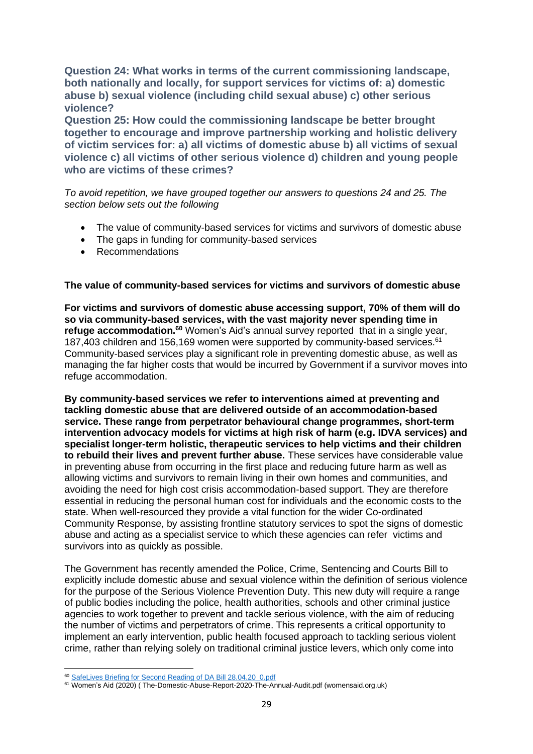**Question 24: What works in terms of the current commissioning landscape, both nationally and locally, for support services for victims of: a) domestic abuse b) sexual violence (including child sexual abuse) c) other serious violence?**

**Question 25: How could the commissioning landscape be better brought together to encourage and improve partnership working and holistic delivery of victim services for: a) all victims of domestic abuse b) all victims of sexual violence c) all victims of other serious violence d) children and young people who are victims of these crimes?**

*To avoid repetition, we have grouped together our answers to questions 24 and 25. The section below sets out the following*

- The value of community-based services for victims and survivors of domestic abuse
- The gaps in funding for community-based services
- Recommendations

**The value of community-based services for victims and survivors of domestic abuse**

**For victims and survivors of domestic abuse accessing support, 70% of them will do so via community-based services, with the vast majority never spending time in refuge accommodation.**[60] Women's Aid's annual survey reported that in a single year, 187,403 children and 156,169 women were supported by community-based services.[61] Community-based services play a significant role in preventing domestic abuse, as well as managing the far higher costs that would be incurred by Government if a survivor moves into refuge accommodation.

**By community-based services we refer to interventions aimed at preventing and tackling domestic abuse that are delivered outside of an accommodation-based service. These range from perpetrator behavioural change programmes, short-term intervention advocacy models for victims at high risk of harm (e.g. IDVA services) and specialist longer-term holistic, therapeutic services to help victims and their children to rebuild their lives and prevent further abuse.** These services have considerable value in preventing abuse from occurring in the first place and reducing future harm as well as allowing victims and survivors to remain living in their own homes and communities, and avoiding the need for high cost crisis accommodation-based support. They are therefore essential in reducing the personal human cost for individuals and the economic costs to the state. When well-resourced they provide a vital function for the wider Co-ordinated Community Response, by assisting frontline statutory services to spot the signs of domestic abuse and acting as a specialist service to which these agencies can refer victims and survivors into as quickly as possible.

The Government has recently amended the Police, Crime, Sentencing and Courts Bill to explicitly include domestic abuse and sexual violence within the definition of serious violence for the purpose of the Serious Violence Prevention Duty. This new duty will require a range of public bodies including the police, health authorities, schools and other criminal justice agencies to work together to prevent and tackle serious violence, with the aim of reducing the number of victims and perpetrators of crime. This represents a critical opportunity to implement an early intervention, public health focused approach to tackling serious violent crime, rather than relying solely on traditional criminal justice levers, which only come into

---

[60] SafeLives Briefing for Second Reading of DA Bill 28.04.20_0.pdf

[61] Women's Aid (2020) ( The-Domestic-Abuse-Report-2020-The-Annual-Audit.pdf (womensaid.org.uk)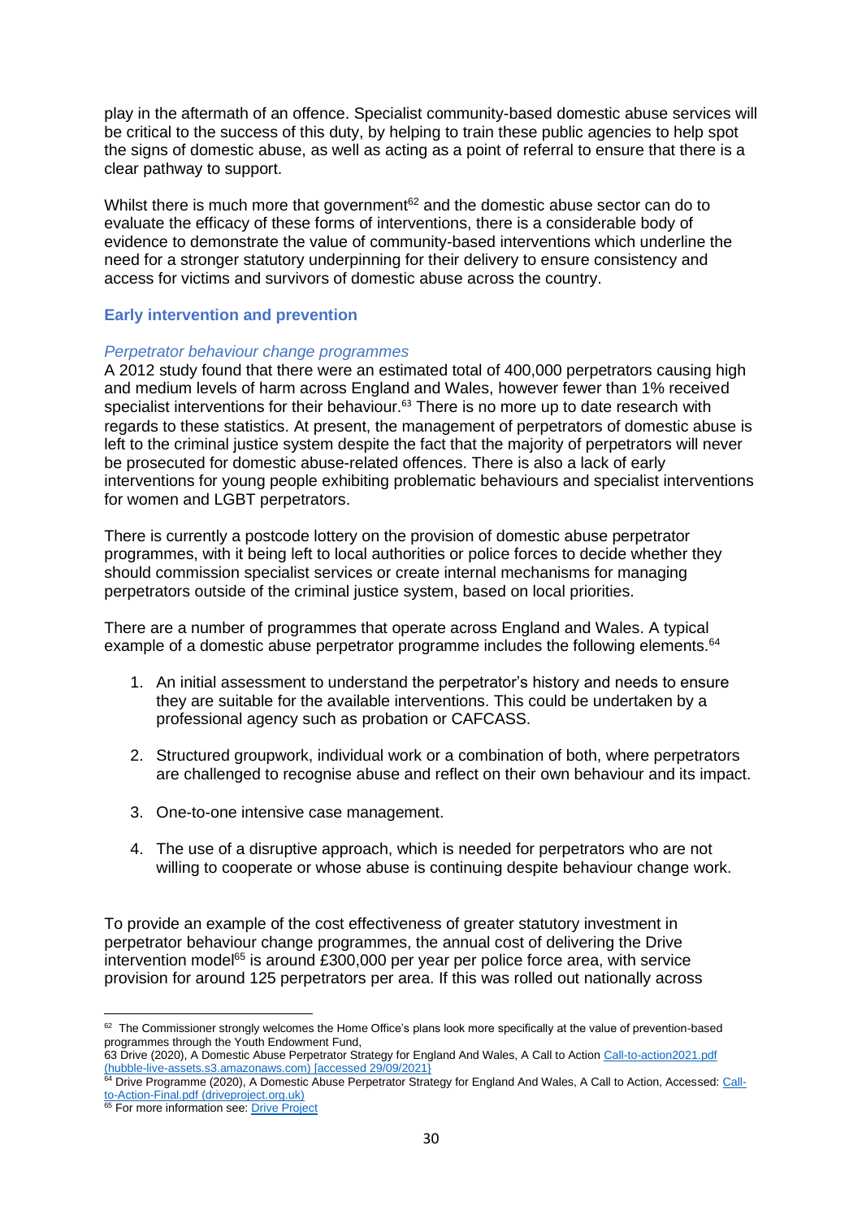play in the aftermath of an offence. Specialist community-based domestic abuse services will be critical to the success of this duty, by helping to train these public agencies to help spot the signs of domestic abuse, as well as acting as a point of referral to ensure that there is a clear pathway to support.

Whilst there is much more that government[62] and the domestic abuse sector can do to evaluate the efficacy of these forms of interventions, there is a considerable body of evidence to demonstrate the value of community-based interventions which underline the need for a stronger statutory underpinning for their delivery to ensure consistency and access for victims and survivors of domestic abuse across the country.

### Early intervention and prevention

#### *Perpetrator behaviour change programmes*

A 2012 study found that there were an estimated total of 400,000 perpetrators causing high and medium levels of harm across England and Wales, however fewer than 1% received specialist interventions for their behaviour.[63] There is no more up to date research with regards to these statistics. At present, the management of perpetrators of domestic abuse is left to the criminal justice system despite the fact that the majority of perpetrators will never be prosecuted for domestic abuse-related offences. There is also a lack of early interventions for young people exhibiting problematic behaviours and specialist interventions for women and LGBT perpetrators.

There is currently a postcode lottery on the provision of domestic abuse perpetrator programmes, with it being left to local authorities or police forces to decide whether they should commission specialist services or create internal mechanisms for managing perpetrators outside of the criminal justice system, based on local priorities.

There are a number of programmes that operate across England and Wales. A typical example of a domestic abuse perpetrator programme includes the following elements.[64]

1. An initial assessment to understand the perpetrator's history and needs to ensure they are suitable for the available interventions. This could be undertaken by a professional agency such as probation or CAFCASS.

2. Structured groupwork, individual work or a combination of both, where perpetrators are challenged to recognise abuse and reflect on their own behaviour and its impact.

3. One-to-one intensive case management.

4. The use of a disruptive approach, which is needed for perpetrators who are not willing to cooperate or whose abuse is continuing despite behaviour change work.

To provide an example of the cost effectiveness of greater statutory investment in perpetrator behaviour change programmes, the annual cost of delivering the Drive intervention model[65] is around £300,000 per year per police force area, with service provision for around 125 perpetrators per area. If this was rolled out nationally across

---

[62] The Commissioner strongly welcomes the Home Office's plans look more specifically at the value of prevention-based programmes through the Youth Endowment Fund,

63 Drive (2020), A Domestic Abuse Perpetrator Strategy for England And Wales, A Call to Action [Call-to-action2021.pdf (hubble-live-assets.s3.amazonaws.com) [accessed 29/09/2021}](Call-to-action2021.pdf)

[64] Drive Programme (2020), A Domestic Abuse Perpetrator Strategy for England And Wales, A Call to Action, Accessed: [Call-to-Action-Final.pdf (driveproject.org.uk)](Call-to-Action-Final.pdf)

[65] For more information see: [Drive Project](Drive Project)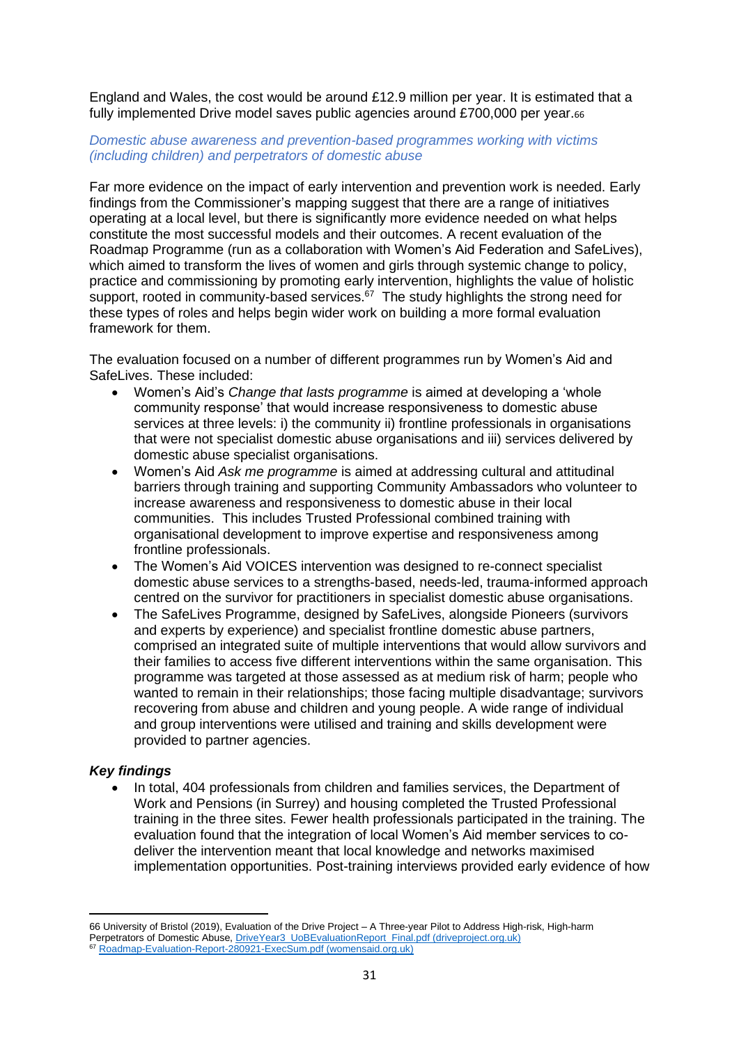England and Wales, the cost would be around £12.9 million per year. It is estimated that a fully implemented Drive model saves public agencies around £700,000 per year.[66]

*Domestic abuse awareness and prevention-based programmes working with victims (including children) and perpetrators of domestic abuse*

Far more evidence on the impact of early intervention and prevention work is needed. Early findings from the Commissioner's mapping suggest that there are a range of initiatives operating at a local level, but there is significantly more evidence needed on what helps constitute the most successful models and their outcomes. A recent evaluation of the Roadmap Programme (run as a collaboration with Women's Aid Federation and SafeLives), which aimed to transform the lives of women and girls through systemic change to policy, practice and commissioning by promoting early intervention, highlights the value of holistic support, rooted in community-based services.[67] The study highlights the strong need for these types of roles and helps begin wider work on building a more formal evaluation framework for them.

The evaluation focused on a number of different programmes run by Women's Aid and SafeLives. These included:

- Women's Aid's *Change that lasts programme* is aimed at developing a 'whole community response' that would increase responsiveness to domestic abuse services at three levels: i) the community ii) frontline professionals in organisations that were not specialist domestic abuse organisations and iii) services delivered by domestic abuse specialist organisations.
- Women's Aid *Ask me programme* is aimed at addressing cultural and attitudinal barriers through training and supporting Community Ambassadors who volunteer to increase awareness and responsiveness to domestic abuse in their local communities. This includes Trusted Professional combined training with organisational development to improve expertise and responsiveness among frontline professionals.
- The Women's Aid VOICES intervention was designed to re-connect specialist domestic abuse services to a strengths-based, needs-led, trauma-informed approach centred on the survivor for practitioners in specialist domestic abuse organisations.
- The SafeLives Programme, designed by SafeLives, alongside Pioneers (survivors and experts by experience) and specialist frontline domestic abuse partners, comprised an integrated suite of multiple interventions that would allow survivors and their families to access five different interventions within the same organisation. This programme was targeted at those assessed as at medium risk of harm; people who wanted to remain in their relationships; those facing multiple disadvantage; survivors recovering from abuse and children and young people. A wide range of individual and group interventions were utilised and training and skills development were provided to partner agencies.

***Key findings***

- In total, 404 professionals from children and families services, the Department of Work and Pensions (in Surrey) and housing completed the Trusted Professional training in the three sites. Fewer health professionals participated in the training. The evaluation found that the integration of local Women's Aid member services to co-deliver the intervention meant that local knowledge and networks maximised implementation opportunities. Post-training interviews provided early evidence of how

---

66 University of Bristol (2019), Evaluation of the Drive Project – A Three-year Pilot to Address High-risk, High-harm Perpetrators of Domestic Abuse, DriveYear3_UoBEvaluationReport_Final.pdf (driveproject.org.uk)

67 Roadmap-Evaluation-Report-280921-ExecSum.pdf (womensaid.org.uk)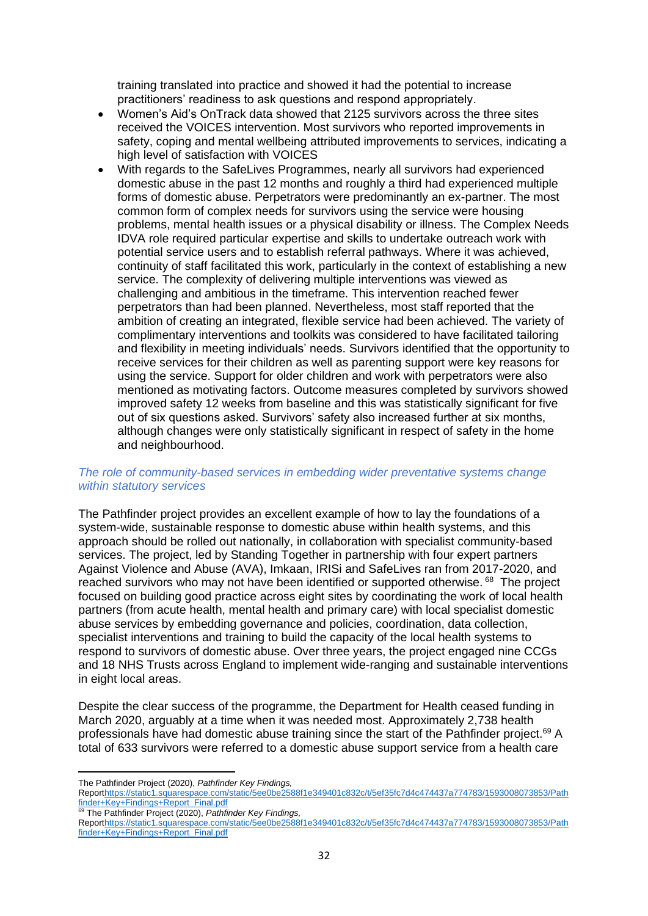training translated into practice and showed it had the potential to increase practitioners' readiness to ask questions and respond appropriately.

- Women's Aid's OnTrack data showed that 2125 survivors across the three sites received the VOICES intervention. Most survivors who reported improvements in safety, coping and mental wellbeing attributed improvements to services, indicating a high level of satisfaction with VOICES
- With regards to the SafeLives Programmes, nearly all survivors had experienced domestic abuse in the past 12 months and roughly a third had experienced multiple forms of domestic abuse. Perpetrators were predominantly an ex-partner. The most common form of complex needs for survivors using the service were housing problems, mental health issues or a physical disability or illness. The Complex Needs IDVA role required particular expertise and skills to undertake outreach work with potential service users and to establish referral pathways. Where it was achieved, continuity of staff facilitated this work, particularly in the context of establishing a new service. The complexity of delivering multiple interventions was viewed as challenging and ambitious in the timeframe. This intervention reached fewer perpetrators than had been planned. Nevertheless, most staff reported that the ambition of creating an integrated, flexible service had been achieved. The variety of complimentary interventions and toolkits was considered to have facilitated tailoring and flexibility in meeting individuals' needs. Survivors identified that the opportunity to receive services for their children as well as parenting support were key reasons for using the service. Support for older children and work with perpetrators were also mentioned as motivating factors. Outcome measures completed by survivors showed improved safety 12 weeks from baseline and this was statistically significant for five out of six questions asked. Survivors' safety also increased further at six months, although changes were only statistically significant in respect of safety in the home and neighbourhood.

*The role of community-based services in embedding wider preventative systems change within statutory services*

The Pathfinder project provides an excellent example of how to lay the foundations of a system-wide, sustainable response to domestic abuse within health systems, and this approach should be rolled out nationally, in collaboration with specialist community-based services. The project, led by Standing Together in partnership with four expert partners Against Violence and Abuse (AVA), Imkaan, IRISi and SafeLives ran from 2017-2020, and reached survivors who may not have been identified or supported otherwise. [68] The project focused on building good practice across eight sites by coordinating the work of local health partners (from acute health, mental health and primary care) with local specialist domestic abuse services by embedding governance and policies, coordination, data collection, specialist interventions and training to build the capacity of the local health systems to respond to survivors of domestic abuse. Over three years, the project engaged nine CCGs and 18 NHS Trusts across England to implement wide-ranging and sustainable interventions in eight local areas.

Despite the clear success of the programme, the Department for Health ceased funding in March 2020, arguably at a time when it was needed most. Approximately 2,738 health professionals have had domestic abuse training since the start of the Pathfinder project.[69] A total of 633 survivors were referred to a domestic abuse support service from a health care

---

The Pathfinder Project (2020), *Pathfinder Key Findings,* Reporthttps://static1.squarespace.com/static/5ee0be2588f1e349401c832c/t/5ef35fc7d4c474437a774783/1593008073853/Pathfinder+Key+Findings+Report_Final.pdf

[69] The Pathfinder Project (2020), *Pathfinder Key Findings,* Reporthttps://static1.squarespace.com/static/5ee0be2588f1e349401c832c/t/5ef35fc7d4c474437a774783/1593008073853/Pathfinder+Key+Findings+Report_Final.pdf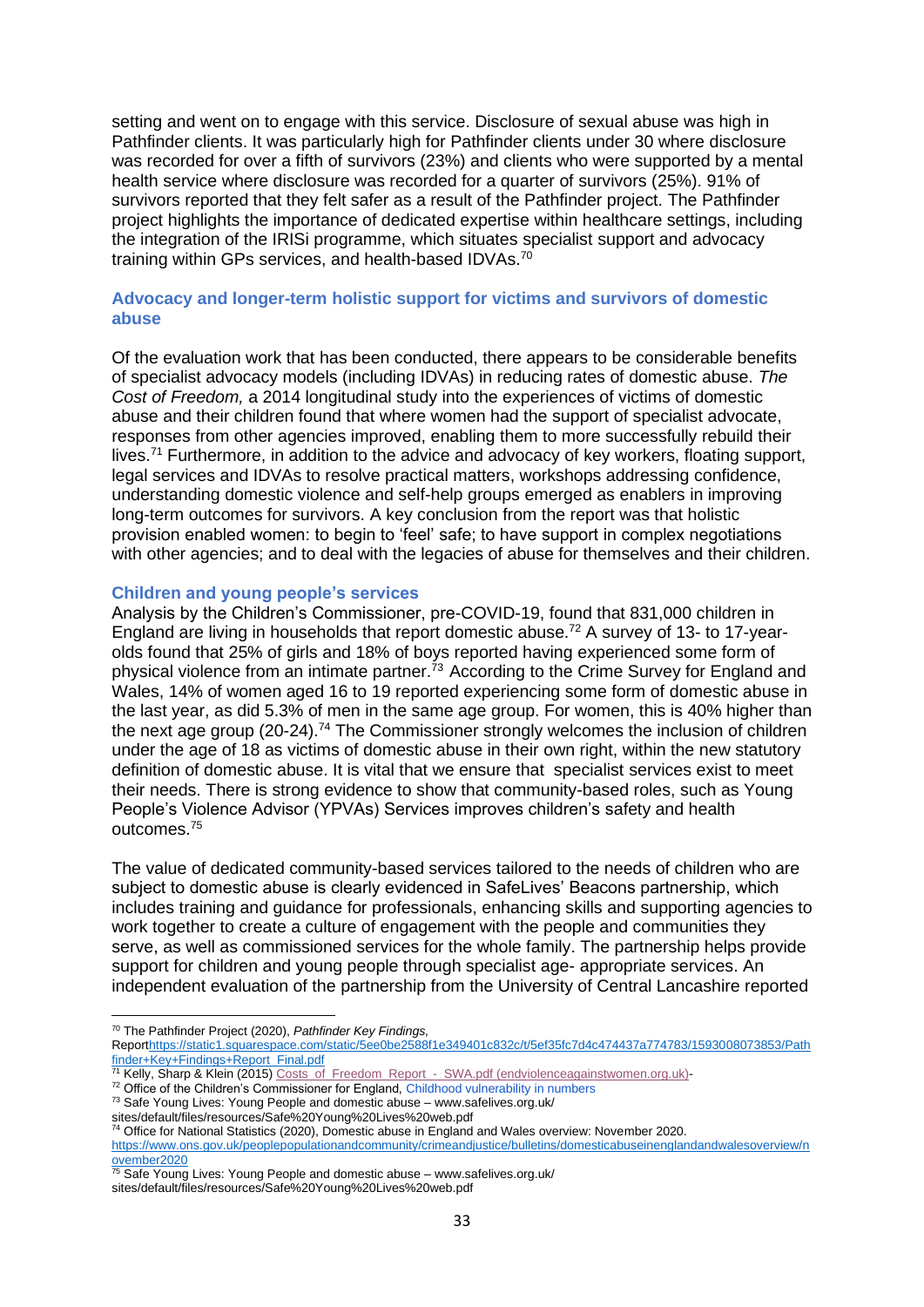setting and went on to engage with this service. Disclosure of sexual abuse was high in Pathfinder clients. It was particularly high for Pathfinder clients under 30 where disclosure was recorded for over a fifth of survivors (23%) and clients who were supported by a mental health service where disclosure was recorded for a quarter of survivors (25%). 91% of survivors reported that they felt safer as a result of the Pathfinder project. The Pathfinder project highlights the importance of dedicated expertise within healthcare settings, including the integration of the IRISi programme, which situates specialist support and advocacy training within GPs services, and health-based IDVAs.[70]

### Advocacy and longer-term holistic support for victims and survivors of domestic abuse

Of the evaluation work that has been conducted, there appears to be considerable benefits of specialist advocacy models (including IDVAs) in reducing rates of domestic abuse. *The Cost of Freedom,* a 2014 longitudinal study into the experiences of victims of domestic abuse and their children found that where women had the support of specialist advocate, responses from other agencies improved, enabling them to more successfully rebuild their lives.[71] Furthermore, in addition to the advice and advocacy of key workers, floating support, legal services and IDVAs to resolve practical matters, workshops addressing confidence, understanding domestic violence and self-help groups emerged as enablers in improving long-term outcomes for survivors. A key conclusion from the report was that holistic provision enabled women: to begin to 'feel' safe; to have support in complex negotiations with other agencies; and to deal with the legacies of abuse for themselves and their children.

### Children and young people's services

Analysis by the Children's Commissioner, pre-COVID-19, found that 831,000 children in England are living in households that report domestic abuse.[72] A survey of 13- to 17-year-olds found that 25% of girls and 18% of boys reported having experienced some form of physical violence from an intimate partner.[73] According to the Crime Survey for England and Wales, 14% of women aged 16 to 19 reported experiencing some form of domestic abuse in the last year, as did 5.3% of men in the same age group. For women, this is 40% higher than the next age group (20-24).[74] The Commissioner strongly welcomes the inclusion of children under the age of 18 as victims of domestic abuse in their own right, within the new statutory definition of domestic abuse. It is vital that we ensure that specialist services exist to meet their needs. There is strong evidence to show that community-based roles, such as Young People's Violence Advisor (YPVAs) Services improves children's safety and health outcomes.[75]

The value of dedicated community-based services tailored to the needs of children who are subject to domestic abuse is clearly evidenced in SafeLives' Beacons partnership, which includes training and guidance for professionals, enhancing skills and supporting agencies to work together to create a culture of engagement with the people and communities they serve, as well as commissioned services for the whole family. The partnership helps provide support for children and young people through specialist age- appropriate services. An independent evaluation of the partnership from the University of Central Lancashire reported

---

[70] The Pathfinder Project (2020), *Pathfinder Key Findings,* Reporthttps://static1.squarespace.com/static/5ee0be2588f1e349401c832c/t/5ef35fc7d4c474437a774783/1593008073853/Pathfinder+Key+Findings+Report_Final.pdf

[71] Kelly, Sharp & Klein (2015) Costs_of_Freedom_Report_-_SWA.pdf (endviolenceagainstwomen.org.uk)-

[72] Office of the Children's Commissioner for England, Childhood vulnerability in numbers

[73] Safe Young Lives: Young People and domestic abuse – www.safelives.org.uk/ sites/default/files/resources/Safe%20Young%20Lives%20web.pdf

[74] Office for National Statistics (2020), Domestic abuse in England and Wales overview: November 2020. https://www.ons.gov.uk/peoplepopulationandcommunity/crimeandjustice/bulletins/domesticabuseinenglandandwalesoverview/november2020

[75] Safe Young Lives: Young People and domestic abuse – www.safelives.org.uk/ sites/default/files/resources/Safe%20Young%20Lives%20web.pdf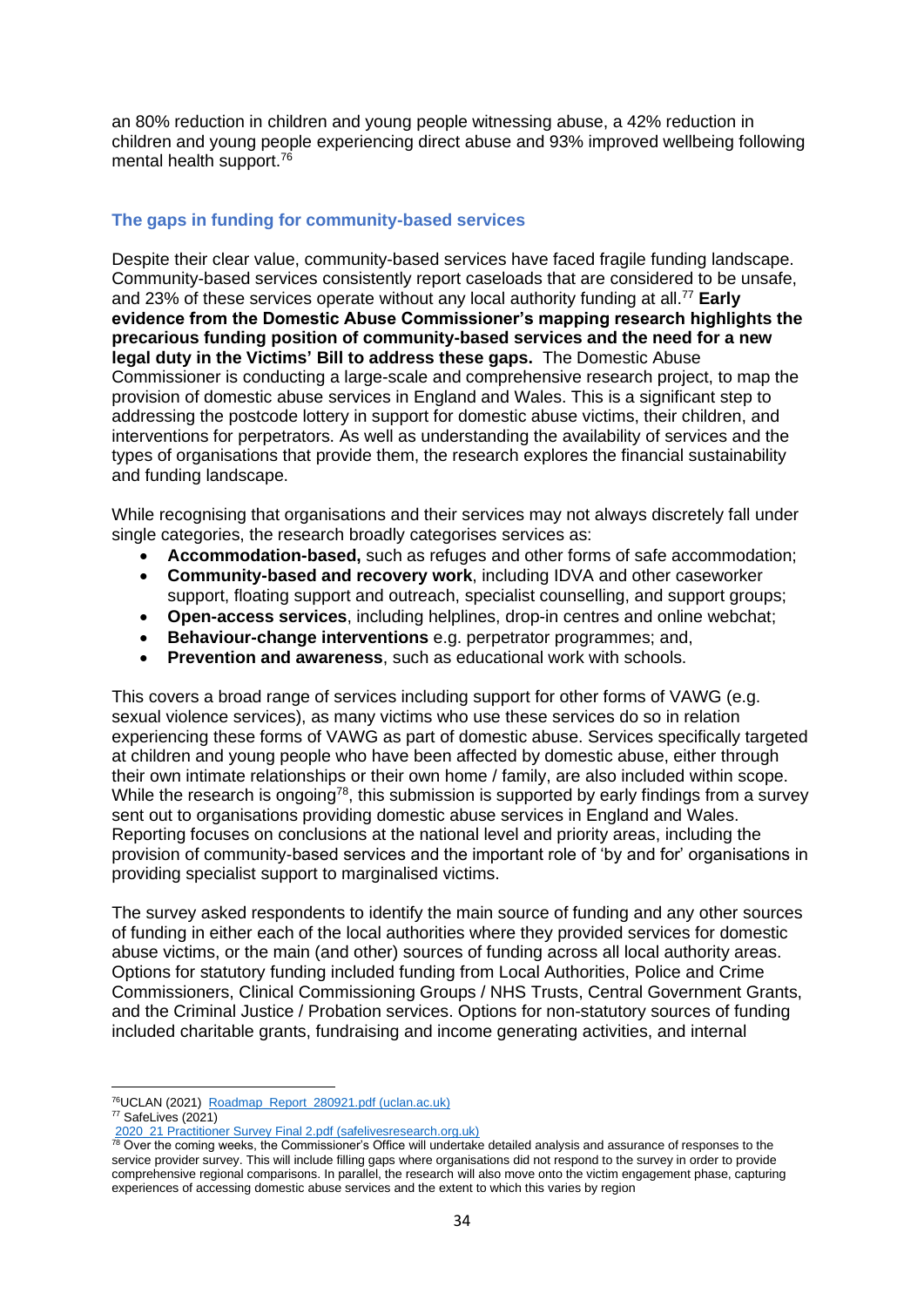an 80% reduction in children and young people witnessing abuse, a 42% reduction in children and young people experiencing direct abuse and 93% improved wellbeing following mental health support.[76]

### The gaps in funding for community-based services

Despite their clear value, community-based services have faced fragile funding landscape. Community-based services consistently report caseloads that are considered to be unsafe, and 23% of these services operate without any local authority funding at all.[77] **Early evidence from the Domestic Abuse Commissioner's mapping research highlights the precarious funding position of community-based services and the need for a new legal duty in the Victims' Bill to address these gaps.** The Domestic Abuse Commissioner is conducting a large-scale and comprehensive research project, to map the provision of domestic abuse services in England and Wales. This is a significant step to addressing the postcode lottery in support for domestic abuse victims, their children, and interventions for perpetrators. As well as understanding the availability of services and the types of organisations that provide them, the research explores the financial sustainability and funding landscape.

While recognising that organisations and their services may not always discretely fall under single categories, the research broadly categorises services as:

- **Accommodation-based,** such as refuges and other forms of safe accommodation;
- **Community-based and recovery work**, including IDVA and other caseworker support, floating support and outreach, specialist counselling, and support groups;
- **Open-access services**, including helplines, drop-in centres and online webchat;
- **Behaviour-change interventions** e.g. perpetrator programmes; and,
- **Prevention and awareness**, such as educational work with schools.

This covers a broad range of services including support for other forms of VAWG (e.g. sexual violence services), as many victims who use these services do so in relation experiencing these forms of VAWG as part of domestic abuse. Services specifically targeted at children and young people who have been affected by domestic abuse, either through their own intimate relationships or their own home / family, are also included within scope. While the research is ongoing[78], this submission is supported by early findings from a survey sent out to organisations providing domestic abuse services in England and Wales. Reporting focuses on conclusions at the national level and priority areas, including the provision of community-based services and the important role of 'by and for' organisations in providing specialist support to marginalised victims.

The survey asked respondents to identify the main source of funding and any other sources of funding in either each of the local authorities where they provided services for domestic abuse victims, or the main (and other) sources of funding across all local authority areas. Options for statutory funding included funding from Local Authorities, Police and Crime Commissioners, Clinical Commissioning Groups / NHS Trusts, Central Government Grants, and the Criminal Justice / Probation services. Options for non-statutory sources of funding included charitable grants, fundraising and income generating activities, and internal

---

[76] UCLAN (2021) [Roadmap_Report_280921.pdf (uclan.ac.uk)]

[77] SafeLives (2021) [2020_21 Practitioner Survey Final 2.pdf (safelivesresearch.org.uk)]

[78] Over the coming weeks, the Commissioner's Office will undertake detailed analysis and assurance of responses to the service provider survey. This will include filling gaps where organisations did not respond to the survey in order to provide comprehensive regional comparisons. In parallel, the research will also move onto the victim engagement phase, capturing experiences of accessing domestic abuse services and the extent to which this varies by region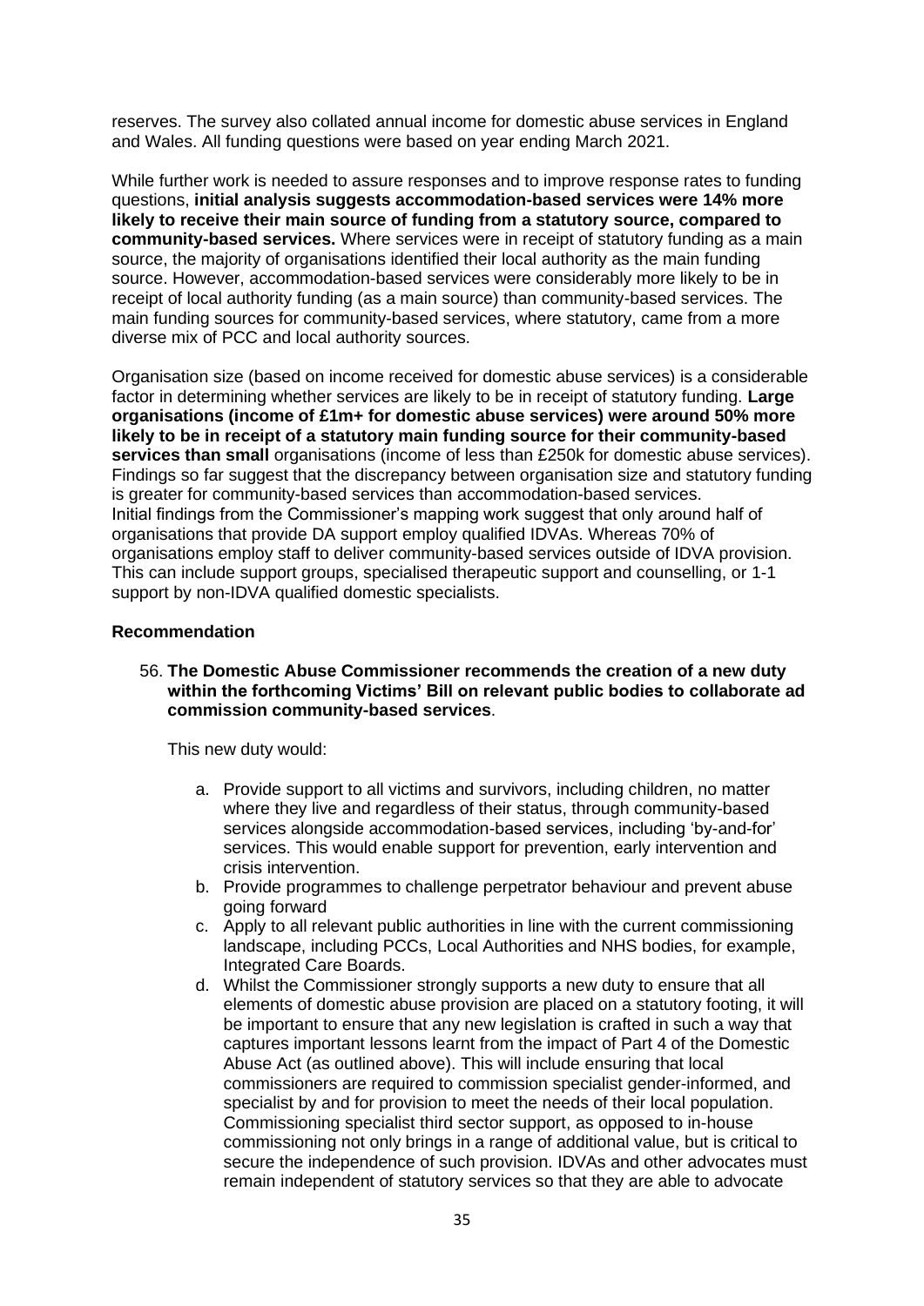reserves. The survey also collated annual income for domestic abuse services in England and Wales. All funding questions were based on year ending March 2021.

While further work is needed to assure responses and to improve response rates to funding questions, **initial analysis suggests accommodation-based services were 14% more likely to receive their main source of funding from a statutory source, compared to community-based services.** Where services were in receipt of statutory funding as a main source, the majority of organisations identified their local authority as the main funding source. However, accommodation-based services were considerably more likely to be in receipt of local authority funding (as a main source) than community-based services. The main funding sources for community-based services, where statutory, came from a more diverse mix of PCC and local authority sources.

Organisation size (based on income received for domestic abuse services) is a considerable factor in determining whether services are likely to be in receipt of statutory funding. **Large organisations (income of £1m+ for domestic abuse services) were around 50% more likely to be in receipt of a statutory main funding source for their community-based services than small** organisations (income of less than £250k for domestic abuse services). Findings so far suggest that the discrepancy between organisation size and statutory funding is greater for community-based services than accommodation-based services.
Initial findings from the Commissioner's mapping work suggest that only around half of organisations that provide DA support employ qualified IDVAs. Whereas 70% of organisations employ staff to deliver community-based services outside of IDVA provision. This can include support groups, specialised therapeutic support and counselling, or 1-1 support by non-IDVA qualified domestic specialists.

#### Recommendation

56. **The Domestic Abuse Commissioner recommends the creation of a new duty within the forthcoming Victims' Bill on relevant public bodies to collaborate ad commission community-based services**.

    This new duty would:

    a. Provide support to all victims and survivors, including children, no matter where they live and regardless of their status, through community-based services alongside accommodation-based services, including 'by-and-for' services. This would enable support for prevention, early intervention and crisis intervention.
    b. Provide programmes to challenge perpetrator behaviour and prevent abuse going forward
    c. Apply to all relevant public authorities in line with the current commissioning landscape, including PCCs, Local Authorities and NHS bodies, for example, Integrated Care Boards.
    d. Whilst the Commissioner strongly supports a new duty to ensure that all elements of domestic abuse provision are placed on a statutory footing, it will be important to ensure that any new legislation is crafted in such a way that captures important lessons learnt from the impact of Part 4 of the Domestic Abuse Act (as outlined above). This will include ensuring that local commissioners are required to commission specialist gender-informed, and specialist by and for provision to meet the needs of their local population. Commissioning specialist third sector support, as opposed to in-house commissioning not only brings in a range of additional value, but is critical to secure the independence of such provision. IDVAs and other advocates must remain independent of statutory services so that they are able to advocate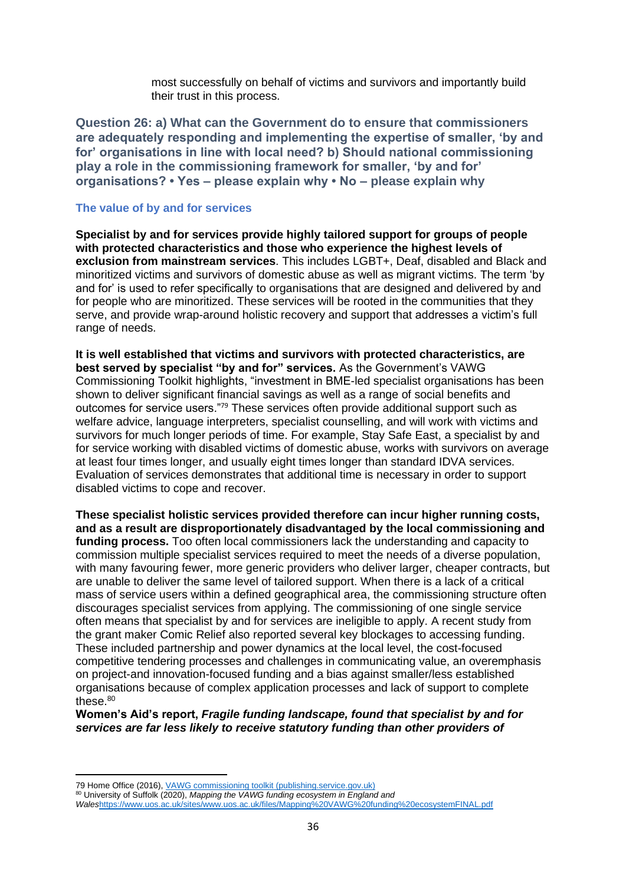most successfully on behalf of victims and survivors and importantly build their trust in this process.

### Question 26: a) What can the Government do to ensure that commissioners are adequately responding and implementing the expertise of smaller, 'by and for' organisations in line with local need? b) Should national commissioning play a role in the commissioning framework for smaller, 'by and for' organisations? • Yes – please explain why • No – please explain why

#### The value of by and for services

**Specialist by and for services provide highly tailored support for groups of people with protected characteristics and those who experience the highest levels of exclusion from mainstream services**. This includes LGBT+, Deaf, disabled and Black and minoritized victims and survivors of domestic abuse as well as migrant victims. The term 'by and for' is used to refer specifically to organisations that are designed and delivered by and for people who are minoritized. These services will be rooted in the communities that they serve, and provide wrap-around holistic recovery and support that addresses a victim's full range of needs.

**It is well established that victims and survivors with protected characteristics, are best served by specialist "by and for" services.** As the Government's VAWG Commissioning Toolkit highlights, "investment in BME-led specialist organisations has been shown to deliver significant financial savings as well as a range of social benefits and outcomes for service users."[79] These services often provide additional support such as welfare advice, language interpreters, specialist counselling, and will work with victims and survivors for much longer periods of time. For example, Stay Safe East, a specialist by and for service working with disabled victims of domestic abuse, works with survivors on average at least four times longer, and usually eight times longer than standard IDVA services. Evaluation of services demonstrates that additional time is necessary in order to support disabled victims to cope and recover.

**These specialist holistic services provided therefore can incur higher running costs, and as a result are disproportionately disadvantaged by the local commissioning and funding process.** Too often local commissioners lack the understanding and capacity to commission multiple specialist services required to meet the needs of a diverse population, with many favouring fewer, more generic providers who deliver larger, cheaper contracts, but are unable to deliver the same level of tailored support. When there is a lack of a critical mass of service users within a defined geographical area, the commissioning structure often discourages specialist services from applying. The commissioning of one single service often means that specialist by and for services are ineligible to apply. A recent study from the grant maker Comic Relief also reported several key blockages to accessing funding. These included partnership and power dynamics at the local level, the cost-focused competitive tendering processes and challenges in communicating value, an overemphasis on project-and innovation-focused funding and a bias against smaller/less established organisations because of complex application processes and lack of support to complete these.[80]

**Women's Aid's report, *Fragile funding landscape, found that specialist by and for services are far less likely to receive statutory funding than other providers of***

---

[79] Home Office (2016), VAWG commissioning toolkit (publishing.service.gov.uk)

[80] University of Suffolk (2020), *Mapping the VAWG funding ecosystem in England and Wales*https://www.uos.ac.uk/sites/www.uos.ac.uk/files/Mapping%20VAWG%20funding%20ecosystemFINAL.pdf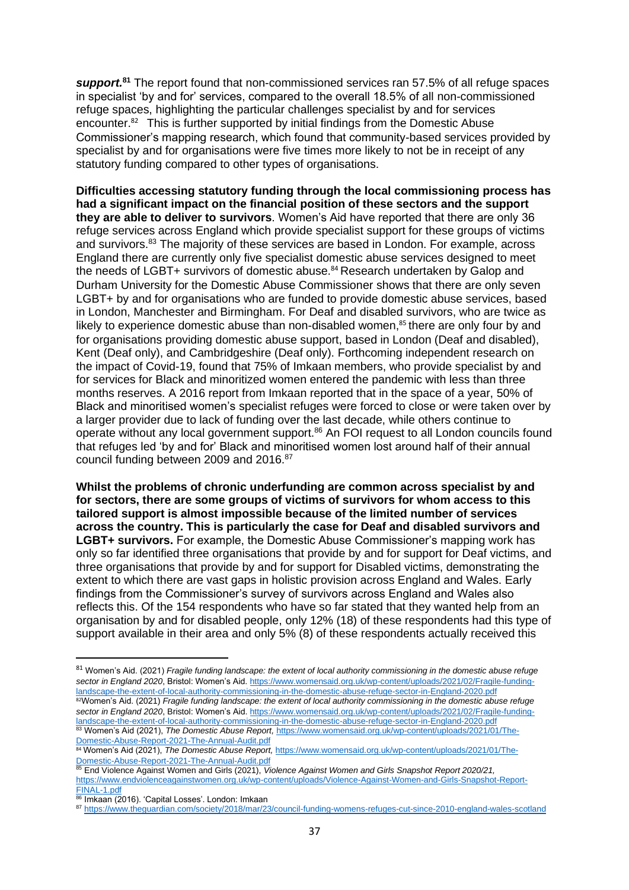***support.***[81] The report found that non-commissioned services ran 57.5% of all refuge spaces in specialist 'by and for' services, compared to the overall 18.5% of all non-commissioned refuge spaces, highlighting the particular challenges specialist by and for services encounter.[82] This is further supported by initial findings from the Domestic Abuse Commissioner's mapping research, which found that community-based services provided by specialist by and for organisations were five times more likely to not be in receipt of any statutory funding compared to other types of organisations.

**Difficulties accessing statutory funding through the local commissioning process has had a significant impact on the financial position of these sectors and the support they are able to deliver to survivors**. Women's Aid have reported that there are only 36 refuge services across England which provide specialist support for these groups of victims and survivors.[83] The majority of these services are based in London. For example, across England there are currently only five specialist domestic abuse services designed to meet the needs of LGBT+ survivors of domestic abuse.[84] Research undertaken by Galop and Durham University for the Domestic Abuse Commissioner shows that there are only seven LGBT+ by and for organisations who are funded to provide domestic abuse services, based in London, Manchester and Birmingham. For Deaf and disabled survivors, who are twice as likely to experience domestic abuse than non-disabled women,[85] there are only four by and for organisations providing domestic abuse support, based in London (Deaf and disabled), Kent (Deaf only), and Cambridgeshire (Deaf only). Forthcoming independent research on the impact of Covid-19, found that 75% of Imkaan members, who provide specialist by and for services for Black and minoritized women entered the pandemic with less than three months reserves. A 2016 report from Imkaan reported that in the space of a year, 50% of Black and minoritised women's specialist refuges were forced to close or were taken over by a larger provider due to lack of funding over the last decade, while others continue to operate without any local government support.[86] An FOI request to all London councils found that refuges led 'by and for' Black and minoritised women lost around half of their annual council funding between 2009 and 2016.[87]

**Whilst the problems of chronic underfunding are common across specialist by and for sectors, there are some groups of victims of survivors for whom access to this tailored support is almost impossible because of the limited number of services across the country. This is particularly the case for Deaf and disabled survivors and LGBT+ survivors.** For example, the Domestic Abuse Commissioner's mapping work has only so far identified three organisations that provide by and for support for Deaf victims, and three organisations that provide by and for support for Disabled victims, demonstrating the extent to which there are vast gaps in holistic provision across England and Wales. Early findings from the Commissioner's survey of survivors across England and Wales also reflects this. Of the 154 respondents who have so far stated that they wanted help from an organisation by and for disabled people, only 12% (18) of these respondents had this type of support available in their area and only 5% (8) of these respondents actually received this

---

[81] Women's Aid. (2021) *Fragile funding landscape: the extent of local authority commissioning in the domestic abuse refuge sector in England 2020*, Bristol: Women's Aid. https://www.womensaid.org.uk/wp-content/uploads/2021/02/Fragile-funding-landscape-the-extent-of-local-authority-commissioning-in-the-domestic-abuse-refuge-sector-in-England-2020.pdf

[82] Women's Aid. (2021) *Fragile funding landscape: the extent of local authority commissioning in the domestic abuse refuge sector in England 2020*, Bristol: Women's Aid. https://www.womensaid.org.uk/wp-content/uploads/2021/02/Fragile-funding-landscape-the-extent-of-local-authority-commissioning-in-the-domestic-abuse-refuge-sector-in-England-2020.pdf

[83] Women's Aid (2021), *The Domestic Abuse Report,* https://www.womensaid.org.uk/wp-content/uploads/2021/01/The-Domestic-Abuse-Report-2021-The-Annual-Audit.pdf

[84] Women's Aid (2021), *The Domestic Abuse Report,* https://www.womensaid.org.uk/wp-content/uploads/2021/01/The-Domestic-Abuse-Report-2021-The-Annual-Audit.pdf

[85] End Violence Against Women and Girls (2021), *Violence Against Women and Girls Snapshot Report 2020/21,* https://www.endviolenceagainstwomen.org.uk/wp-content/uploads/Violence-Against-Women-and-Girls-Snapshot-Report-FINAL-1.pdf

[86] Imkaan (2016). 'Capital Losses'. London: Imkaan

[87] https://www.theguardian.com/society/2018/mar/23/council-funding-womens-refuges-cut-since-2010-england-wales-scotland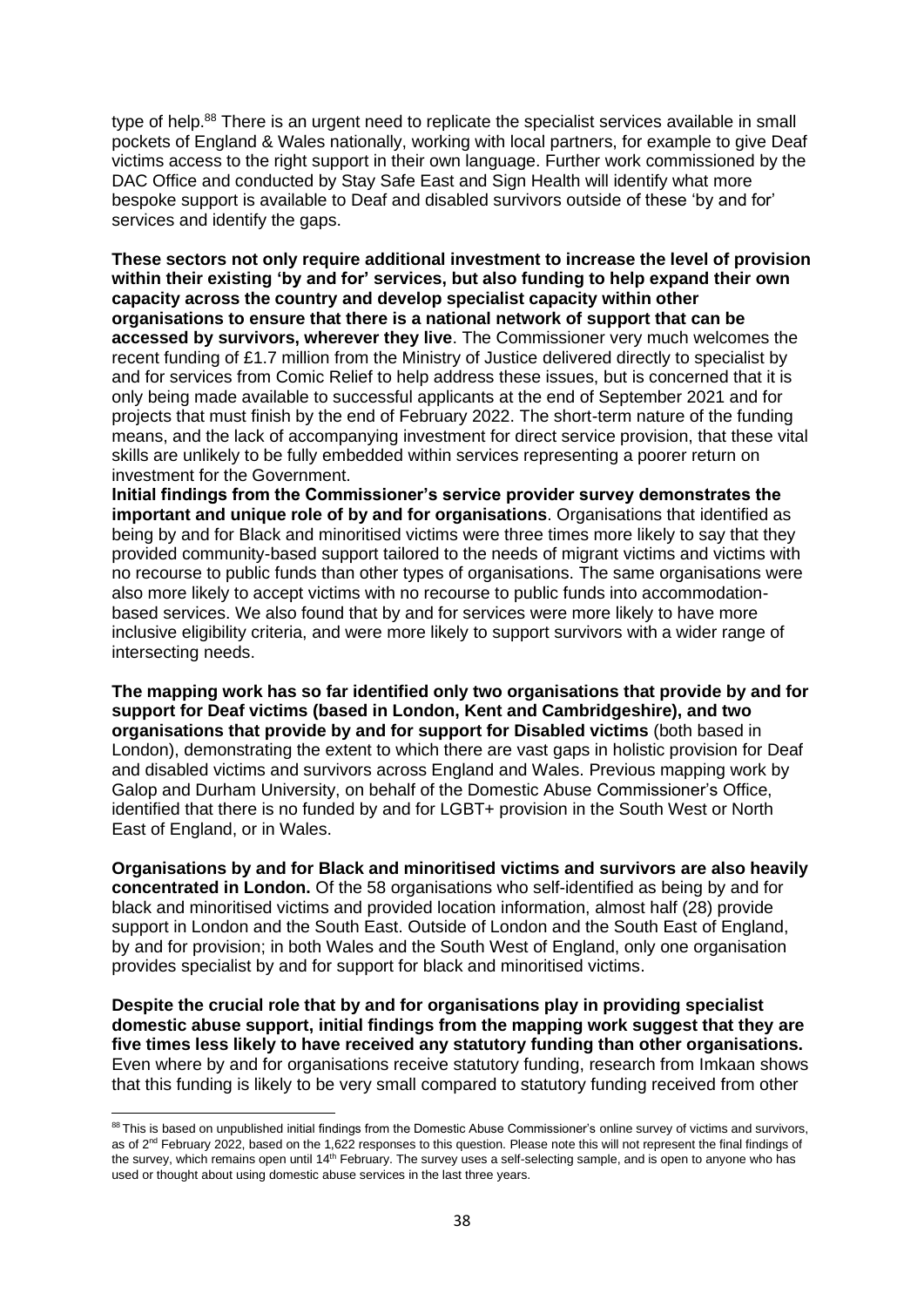type of help.[88] There is an urgent need to replicate the specialist services available in small pockets of England & Wales nationally, working with local partners, for example to give Deaf victims access to the right support in their own language. Further work commissioned by the DAC Office and conducted by Stay Safe East and Sign Health will identify what more bespoke support is available to Deaf and disabled survivors outside of these 'by and for' services and identify the gaps.

**These sectors not only require additional investment to increase the level of provision within their existing 'by and for' services, but also funding to help expand their own capacity across the country and develop specialist capacity within other organisations to ensure that there is a national network of support that can be accessed by survivors, wherever they live**. The Commissioner very much welcomes the recent funding of £1.7 million from the Ministry of Justice delivered directly to specialist by and for services from Comic Relief to help address these issues, but is concerned that it is only being made available to successful applicants at the end of September 2021 and for projects that must finish by the end of February 2022. The short-term nature of the funding means, and the lack of accompanying investment for direct service provision, that these vital skills are unlikely to be fully embedded within services representing a poorer return on investment for the Government.

**Initial findings from the Commissioner's service provider survey demonstrates the important and unique role of by and for organisations**. Organisations that identified as being by and for Black and minoritised victims were three times more likely to say that they provided community-based support tailored to the needs of migrant victims and victims with no recourse to public funds than other types of organisations. The same organisations were also more likely to accept victims with no recourse to public funds into accommodation-based services. We also found that by and for services were more likely to have more inclusive eligibility criteria, and were more likely to support survivors with a wider range of intersecting needs.

**The mapping work has so far identified only two organisations that provide by and for support for Deaf victims (based in London, Kent and Cambridgeshire), and two organisations that provide by and for support for Disabled victims** (both based in London), demonstrating the extent to which there are vast gaps in holistic provision for Deaf and disabled victims and survivors across England and Wales. Previous mapping work by Galop and Durham University, on behalf of the Domestic Abuse Commissioner's Office, identified that there is no funded by and for LGBT+ provision in the South West or North East of England, or in Wales.

**Organisations by and for Black and minoritised victims and survivors are also heavily concentrated in London.** Of the 58 organisations who self-identified as being by and for black and minoritised victims and provided location information, almost half (28) provide support in London and the South East. Outside of London and the South East of England, by and for provision; in both Wales and the South West of England, only one organisation provides specialist by and for support for black and minoritised victims.

**Despite the crucial role that by and for organisations play in providing specialist domestic abuse support, initial findings from the mapping work suggest that they are five times less likely to have received any statutory funding than other organisations.** Even where by and for organisations receive statutory funding, research from Imkaan shows that this funding is likely to be very small compared to statutory funding received from other

[88] This is based on unpublished initial findings from the Domestic Abuse Commissioner's online survey of victims and survivors, as of 2nd February 2022, based on the 1,622 responses to this question. Please note this will not represent the final findings of the survey, which remains open until 14th February. The survey uses a self-selecting sample, and is open to anyone who has used or thought about using domestic abuse services in the last three years.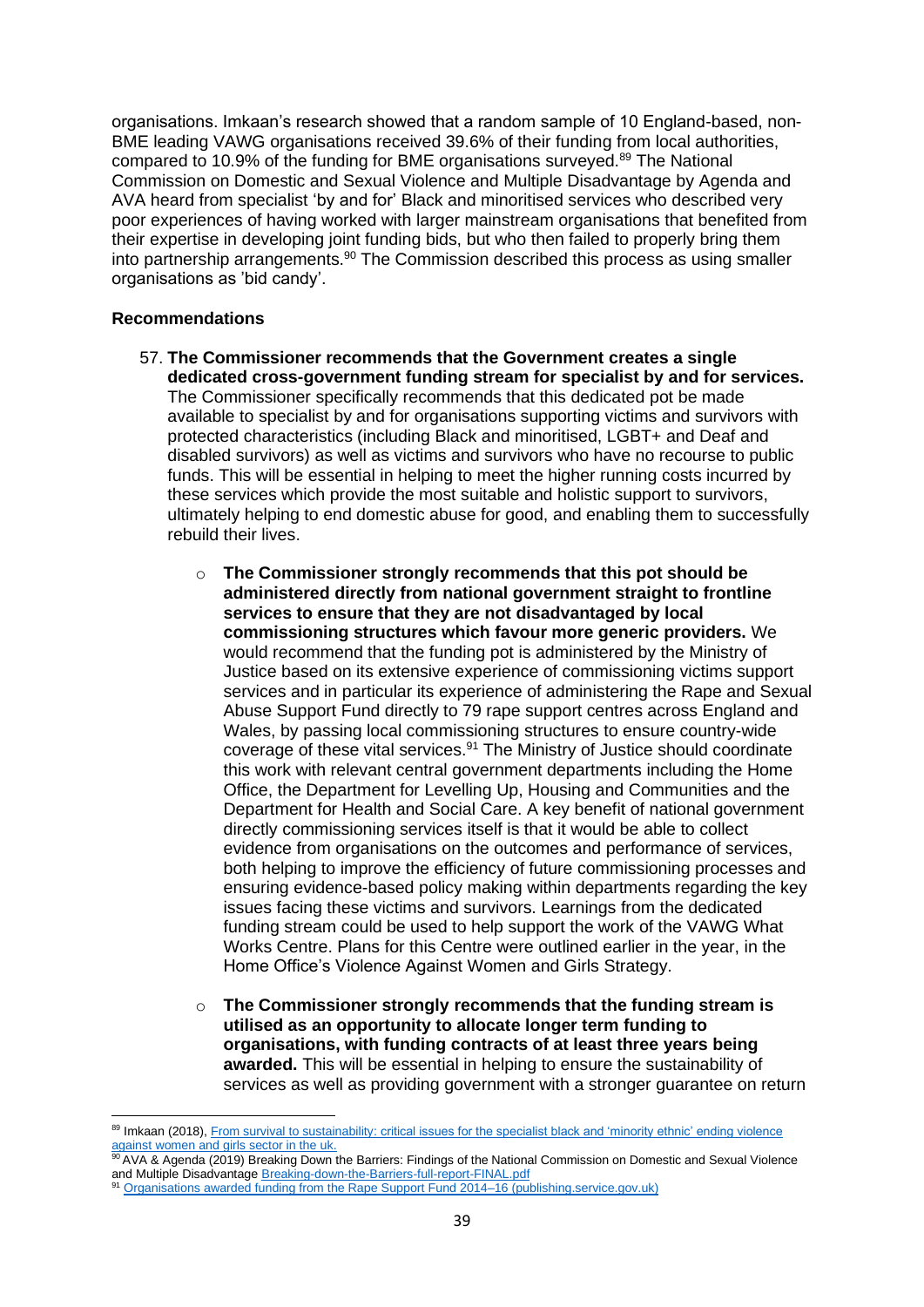organisations. Imkaan's research showed that a random sample of 10 England-based, non-BME leading VAWG organisations received 39.6% of their funding from local authorities, compared to 10.9% of the funding for BME organisations surveyed.[89] The National Commission on Domestic and Sexual Violence and Multiple Disadvantage by Agenda and AVA heard from specialist 'by and for' Black and minoritised services who described very poor experiences of having worked with larger mainstream organisations that benefited from their expertise in developing joint funding bids, but who then failed to properly bring them into partnership arrangements.[90] The Commission described this process as using smaller organisations as 'bid candy'.

**Recommendations**

57. **The Commissioner recommends that the Government creates a single dedicated cross-government funding stream for specialist by and for services.** The Commissioner specifically recommends that this dedicated pot be made available to specialist by and for organisations supporting victims and survivors with protected characteristics (including Black and minoritised, LGBT+ and Deaf and disabled survivors) as well as victims and survivors who have no recourse to public funds. This will be essential in helping to meet the higher running costs incurred by these services which provide the most suitable and holistic support to survivors, ultimately helping to end domestic abuse for good, and enabling them to successfully rebuild their lives.

    - **The Commissioner strongly recommends that this pot should be administered directly from national government straight to frontline services to ensure that they are not disadvantaged by local commissioning structures which favour more generic providers.** We would recommend that the funding pot is administered by the Ministry of Justice based on its extensive experience of commissioning victims support services and in particular its experience of administering the Rape and Sexual Abuse Support Fund directly to 79 rape support centres across England and Wales, by passing local commissioning structures to ensure country-wide coverage of these vital services.[91] The Ministry of Justice should coordinate this work with relevant central government departments including the Home Office, the Department for Levelling Up, Housing and Communities and the Department for Health and Social Care. A key benefit of national government directly commissioning services itself is that it would be able to collect evidence from organisations on the outcomes and performance of services, both helping to improve the efficiency of future commissioning processes and ensuring evidence-based policy making within departments regarding the key issues facing these victims and survivors. Learnings from the dedicated funding stream could be used to help support the work of the VAWG What Works Centre. Plans for this Centre were outlined earlier in the year, in the Home Office's Violence Against Women and Girls Strategy.

    - **The Commissioner strongly recommends that the funding stream is utilised as an opportunity to allocate longer term funding to organisations, with funding contracts of at least three years being awarded.** This will be essential in helping to ensure the sustainability of services as well as providing government with a stronger guarantee on return

---

[89] Imkaan (2018), From survival to sustainability: critical issues for the specialist black and 'minority ethnic' ending violence against women and girls sector in the uk.

[90] AVA & Agenda (2019) Breaking Down the Barriers: Findings of the National Commission on Domestic and Sexual Violence and Multiple Disadvantage Breaking-down-the-Barriers-full-report-FINAL.pdf

[91] Organisations awarded funding from the Rape Support Fund 2014–16 (publishing.service.gov.uk)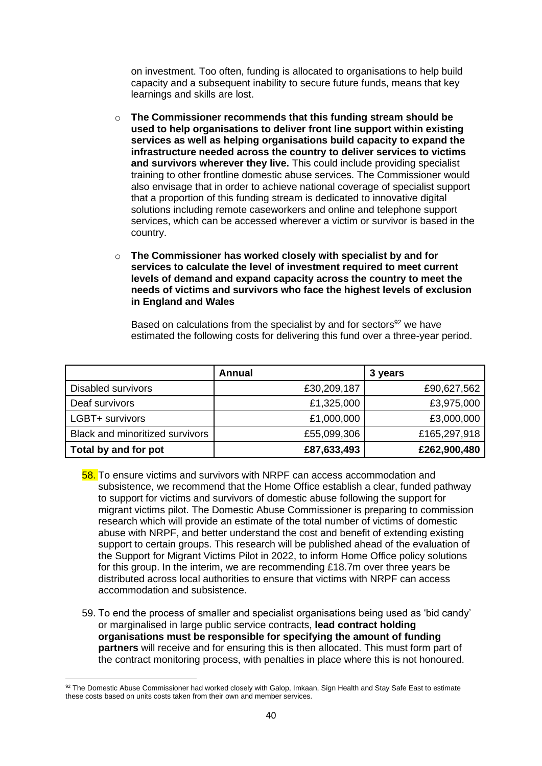on investment. Too often, funding is allocated to organisations to help build capacity and a subsequent inability to secure future funds, means that key learnings and skills are lost.

- **The Commissioner recommends that this funding stream should be used to help organisations to deliver front line support within existing services as well as helping organisations build capacity to expand the infrastructure needed across the country to deliver services to victims and survivors wherever they live.** This could include providing specialist training to other frontline domestic abuse services. The Commissioner would also envisage that in order to achieve national coverage of specialist support that a proportion of this funding stream is dedicated to innovative digital solutions including remote caseworkers and online and telephone support services, which can be accessed wherever a victim or survivor is based in the country.

- **The Commissioner has worked closely with specialist by and for services to calculate the level of investment required to meet current levels of demand and expand capacity across the country to meet the needs of victims and survivors who face the highest levels of exclusion in England and Wales**

  Based on calculations from the specialist by and for sectors[92] we have estimated the following costs for delivering this fund over a three-year period.

| | Annual | 3 years |
|---|---:|---:|
| Disabled survivors | £30,209,187 | £90,627,562 |
| Deaf survivors | £1,325,000 | £3,975,000 |
| LGBT+ survivors | £1,000,000 | £3,000,000 |
| Black and minoritized survivors | £55,099,306 | £165,297,918 |
| **Total by and for pot** | **£87,633,493** | **£262,900,480** |

58. To ensure victims and survivors with NRPF can access accommodation and subsistence, we recommend that the Home Office establish a clear, funded pathway to support for victims and survivors of domestic abuse following the support for migrant victims pilot. The Domestic Abuse Commissioner is preparing to commission research which will provide an estimate of the total number of victims of domestic abuse with NRPF, and better understand the cost and benefit of extending existing support to certain groups. This research will be published ahead of the evaluation of the Support for Migrant Victims Pilot in 2022, to inform Home Office policy solutions for this group. In the interim, we are recommending £18.7m over three years be distributed across local authorities to ensure that victims with NRPF can access accommodation and subsistence.

59. To end the process of smaller and specialist organisations being used as 'bid candy' or marginalised in large public service contracts, **lead contract holding organisations must be responsible for specifying the amount of funding partners** will receive and for ensuring this is then allocated. This must form part of the contract monitoring process, with penalties in place where this is not honoured.

[92] The Domestic Abuse Commissioner had worked closely with Galop, Imkaan, Sign Health and Stay Safe East to estimate these costs based on units costs taken from their own and member services.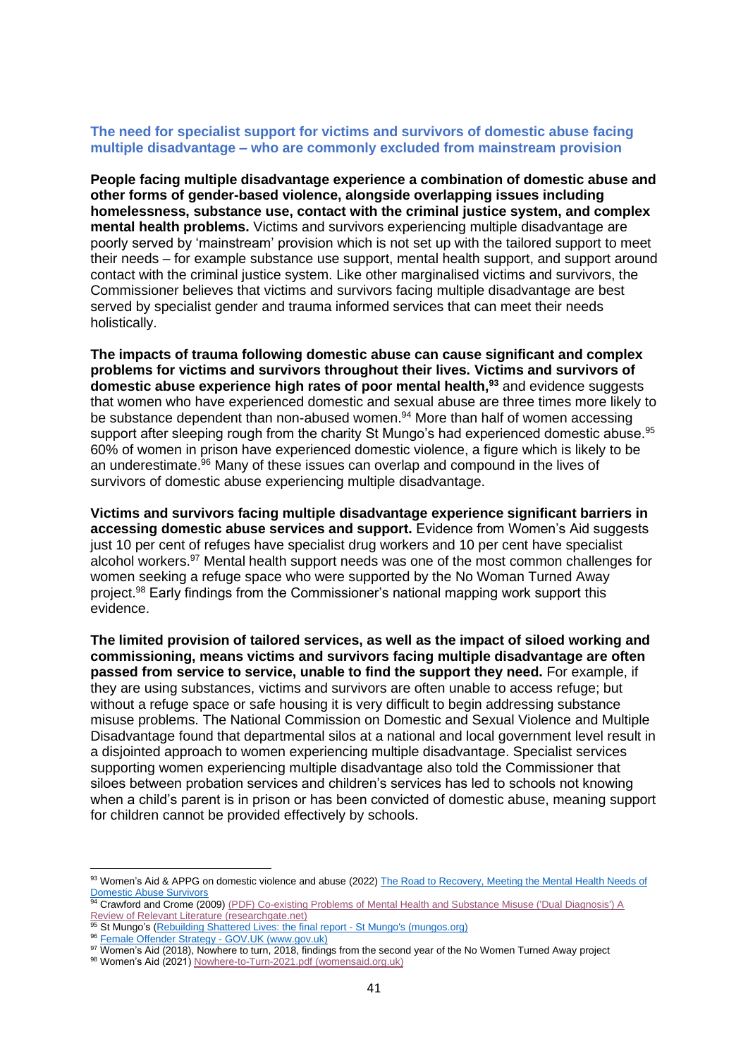### The need for specialist support for victims and survivors of domestic abuse facing multiple disadvantage – who are commonly excluded from mainstream provision

**People facing multiple disadvantage experience a combination of domestic abuse and other forms of gender-based violence, alongside overlapping issues including homelessness, substance use, contact with the criminal justice system, and complex mental health problems.** Victims and survivors experiencing multiple disadvantage are poorly served by 'mainstream' provision which is not set up with the tailored support to meet their needs – for example substance use support, mental health support, and support around contact with the criminal justice system. Like other marginalised victims and survivors, the Commissioner believes that victims and survivors facing multiple disadvantage are best served by specialist gender and trauma informed services that can meet their needs holistically.

**The impacts of trauma following domestic abuse can cause significant and complex problems for victims and survivors throughout their lives. Victims and survivors of domestic abuse experience high rates of poor mental health,[93]** and evidence suggests that women who have experienced domestic and sexual abuse are three times more likely to be substance dependent than non-abused women.[94] More than half of women accessing support after sleeping rough from the charity St Mungo's had experienced domestic abuse.[95] 60% of women in prison have experienced domestic violence, a figure which is likely to be an underestimate.[96] Many of these issues can overlap and compound in the lives of survivors of domestic abuse experiencing multiple disadvantage.

**Victims and survivors facing multiple disadvantage experience significant barriers in accessing domestic abuse services and support.** Evidence from Women's Aid suggests just 10 per cent of refuges have specialist drug workers and 10 per cent have specialist alcohol workers.[97] Mental health support needs was one of the most common challenges for women seeking a refuge space who were supported by the No Woman Turned Away project.[98] Early findings from the Commissioner's national mapping work support this evidence.

**The limited provision of tailored services, as well as the impact of siloed working and commissioning, means victims and survivors facing multiple disadvantage are often passed from service to service, unable to find the support they need.** For example, if they are using substances, victims and survivors are often unable to access refuge; but without a refuge space or safe housing it is very difficult to begin addressing substance misuse problems. The National Commission on Domestic and Sexual Violence and Multiple Disadvantage found that departmental silos at a national and local government level result in a disjointed approach to women experiencing multiple disadvantage. Specialist services supporting women experiencing multiple disadvantage also told the Commissioner that siloes between probation services and children's services has led to schools not knowing when a child's parent is in prison or has been convicted of domestic abuse, meaning support for children cannot be provided effectively by schools.

---

[93] Women's Aid & APPG on domestic violence and abuse (2022) The Road to Recovery, Meeting the Mental Health Needs of Domestic Abuse Survivors

[94] Crawford and Crome (2009) (PDF) Co-existing Problems of Mental Health and Substance Misuse ('Dual Diagnosis') A Review of Relevant Literature (researchgate.net)

[95] St Mungo's (Rebuilding Shattered Lives: the final report - St Mungo's (mungos.org)

[96] Female Offender Strategy - GOV.UK (www.gov.uk)

[97] Women's Aid (2018), Nowhere to turn, 2018, findings from the second year of the No Women Turned Away project

[98] Women's Aid (2021) Nowhere-to-Turn-2021.pdf (womensaid.org.uk)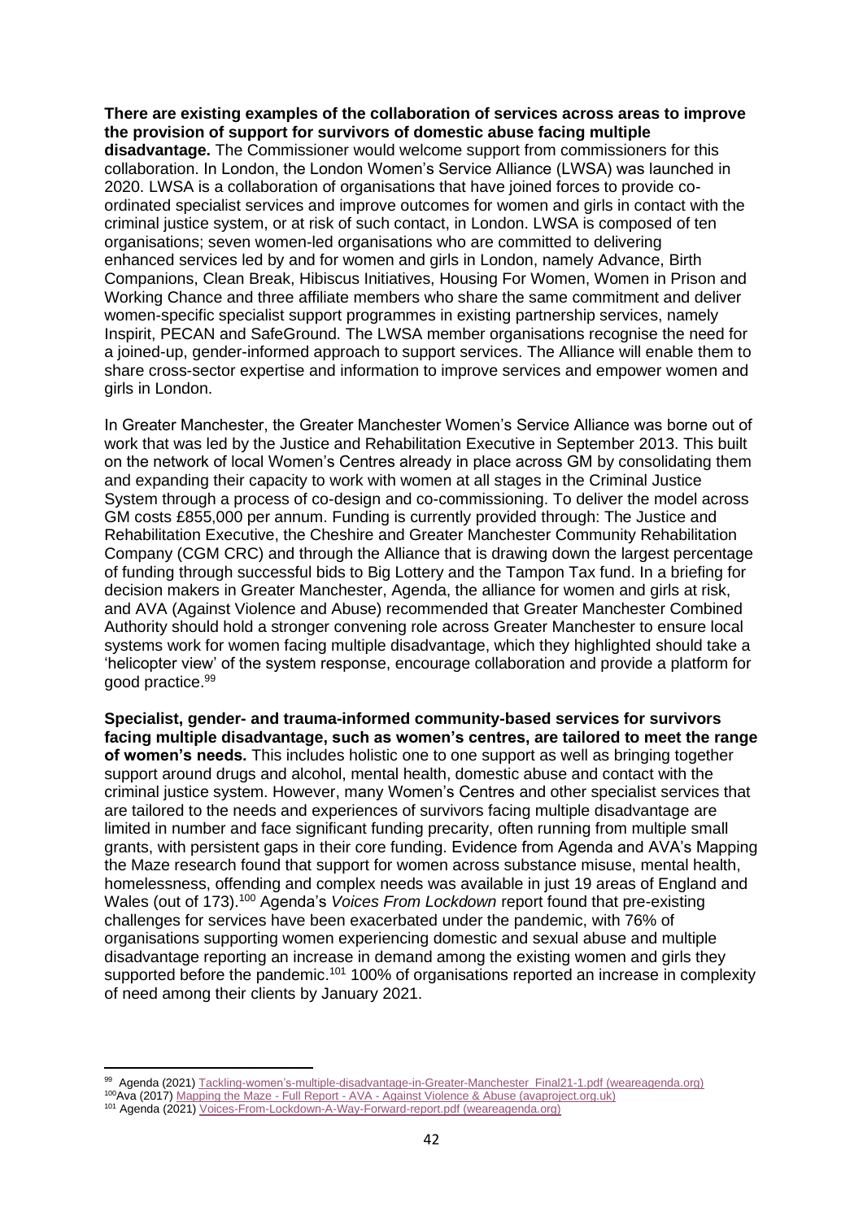**There are existing examples of the collaboration of services across areas to improve the provision of support for survivors of domestic abuse facing multiple disadvantage.** The Commissioner would welcome support from commissioners for this collaboration. In London, the London Women's Service Alliance (LWSA) was launched in 2020. LWSA is a collaboration of organisations that have joined forces to provide co-ordinated specialist services and improve outcomes for women and girls in contact with the criminal justice system, or at risk of such contact, in London. LWSA is composed of ten organisations; seven women-led organisations who are committed to delivering enhanced services led by and for women and girls in London, namely Advance, Birth Companions, Clean Break, Hibiscus Initiatives, Housing For Women, Women in Prison and Working Chance and three affiliate members who share the same commitment and deliver women-specific specialist support programmes in existing partnership services, namely Inspirit, PECAN and SafeGround. The LWSA member organisations recognise the need for a joined-up, gender-informed approach to support services. The Alliance will enable them to share cross-sector expertise and information to improve services and empower women and girls in London.

In Greater Manchester, the Greater Manchester Women's Service Alliance was borne out of work that was led by the Justice and Rehabilitation Executive in September 2013. This built on the network of local Women's Centres already in place across GM by consolidating them and expanding their capacity to work with women at all stages in the Criminal Justice System through a process of co-design and co-commissioning. To deliver the model across GM costs £855,000 per annum. Funding is currently provided through: The Justice and Rehabilitation Executive, the Cheshire and Greater Manchester Community Rehabilitation Company (CGM CRC) and through the Alliance that is drawing down the largest percentage of funding through successful bids to Big Lottery and the Tampon Tax fund. In a briefing for decision makers in Greater Manchester, Agenda, the alliance for women and girls at risk, and AVA (Against Violence and Abuse) recommended that Greater Manchester Combined Authority should hold a stronger convening role across Greater Manchester to ensure local systems work for women facing multiple disadvantage, which they highlighted should take a 'helicopter view' of the system response, encourage collaboration and provide a platform for good practice.[99]

**Specialist, gender- and trauma-informed community-based services for survivors facing multiple disadvantage, such as women's centres, are tailored to meet the range of women's needs.** This includes holistic one to one support as well as bringing together support around drugs and alcohol, mental health, domestic abuse and contact with the criminal justice system. However, many Women's Centres and other specialist services that are tailored to the needs and experiences of survivors facing multiple disadvantage are limited in number and face significant funding precarity, often running from multiple small grants, with persistent gaps in their core funding. Evidence from Agenda and AVA's Mapping the Maze research found that support for women across substance misuse, mental health, homelessness, offending and complex needs was available in just 19 areas of England and Wales (out of 173).[100] Agenda's *Voices From Lockdown* report found that pre-existing challenges for services have been exacerbated under the pandemic, with 76% of organisations supporting women experiencing domestic and sexual abuse and multiple disadvantage reporting an increase in demand among the existing women and girls they supported before the pandemic.[101] 100% of organisations reported an increase in complexity of need among their clients by January 2021.

---

[99] Agenda (2021) Tackling-women's-multiple-disadvantage-in-Greater-Manchester_Final21-1.pdf (weareagenda.org)

[100] Ava (2017) Mapping the Maze - Full Report - AVA - Against Violence & Abuse (avaproject.org.uk)

[101] Agenda (2021) Voices-From-Lockdown-A-Way-Forward-report.pdf (weareagenda.org)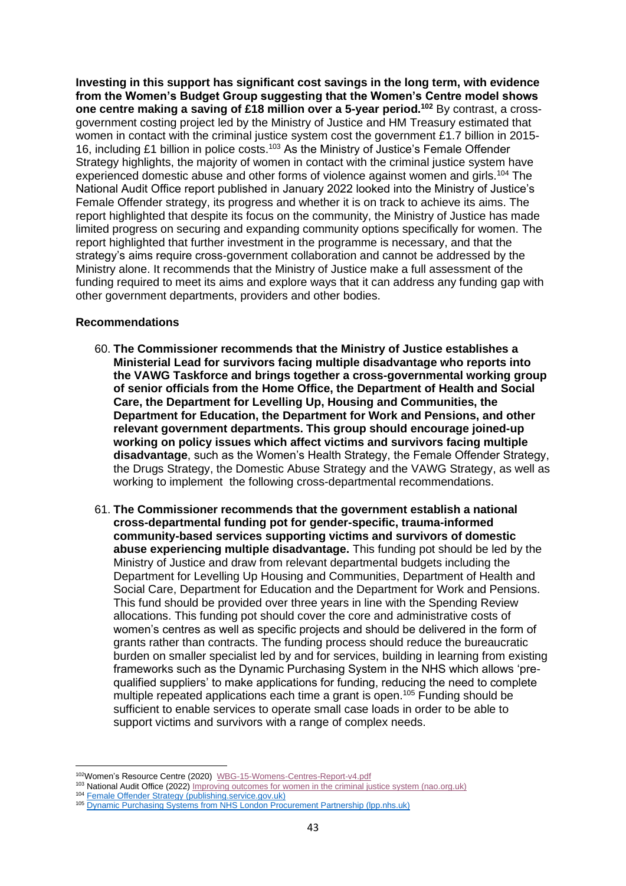**Investing in this support has significant cost savings in the long term, with evidence from the Women's Budget Group suggesting that the Women's Centre model shows one centre making a saving of £18 million over a 5-year period.[102]** By contrast, a cross-government costing project led by the Ministry of Justice and HM Treasury estimated that women in contact with the criminal justice system cost the government £1.7 billion in 2015-16, including £1 billion in police costs.[103] As the Ministry of Justice's Female Offender Strategy highlights, the majority of women in contact with the criminal justice system have experienced domestic abuse and other forms of violence against women and girls.[104] The National Audit Office report published in January 2022 looked into the Ministry of Justice's Female Offender strategy, its progress and whether it is on track to achieve its aims. The report highlighted that despite its focus on the community, the Ministry of Justice has made limited progress on securing and expanding community options specifically for women. The report highlighted that further investment in the programme is necessary, and that the strategy's aims require cross-government collaboration and cannot be addressed by the Ministry alone. It recommends that the Ministry of Justice make a full assessment of the funding required to meet its aims and explore ways that it can address any funding gap with other government departments, providers and other bodies.

**Recommendations**

60. **The Commissioner recommends that the Ministry of Justice establishes a Ministerial Lead for survivors facing multiple disadvantage who reports into the VAWG Taskforce and brings together a cross-governmental working group of senior officials from the Home Office, the Department of Health and Social Care, the Department for Levelling Up, Housing and Communities, the Department for Education, the Department for Work and Pensions, and other relevant government departments. This group should encourage joined-up working on policy issues which affect victims and survivors facing multiple disadvantage**, such as the Women's Health Strategy, the Female Offender Strategy, the Drugs Strategy, the Domestic Abuse Strategy and the VAWG Strategy, as well as working to implement the following cross-departmental recommendations.

61. **The Commissioner recommends that the government establish a national cross-departmental funding pot for gender-specific, trauma-informed community-based services supporting victims and survivors of domestic abuse experiencing multiple disadvantage.** This funding pot should be led by the Ministry of Justice and draw from relevant departmental budgets including the Department for Levelling Up Housing and Communities, Department of Health and Social Care, Department for Education and the Department for Work and Pensions. This fund should be provided over three years in line with the Spending Review allocations. This funding pot should cover the core and administrative costs of women's centres as well as specific projects and should be delivered in the form of grants rather than contracts. The funding process should reduce the bureaucratic burden on smaller specialist led by and for services, building in learning from existing frameworks such as the Dynamic Purchasing System in the NHS which allows 'pre-qualified suppliers' to make applications for funding, reducing the need to complete multiple repeated applications each time a grant is open.[105] Funding should be sufficient to enable services to operate small case loads in order to be able to support victims and survivors with a range of complex needs.

---

[102] Women's Resource Centre (2020) WBG-15-Womens-Centres-Report-v4.pdf

[103] National Audit Office (2022) Improving outcomes for women in the criminal justice system (nao.org.uk)

[104] Female Offender Strategy (publishing.service.gov.uk)

[105] Dynamic Purchasing Systems from NHS London Procurement Partnership (lpp.nhs.uk)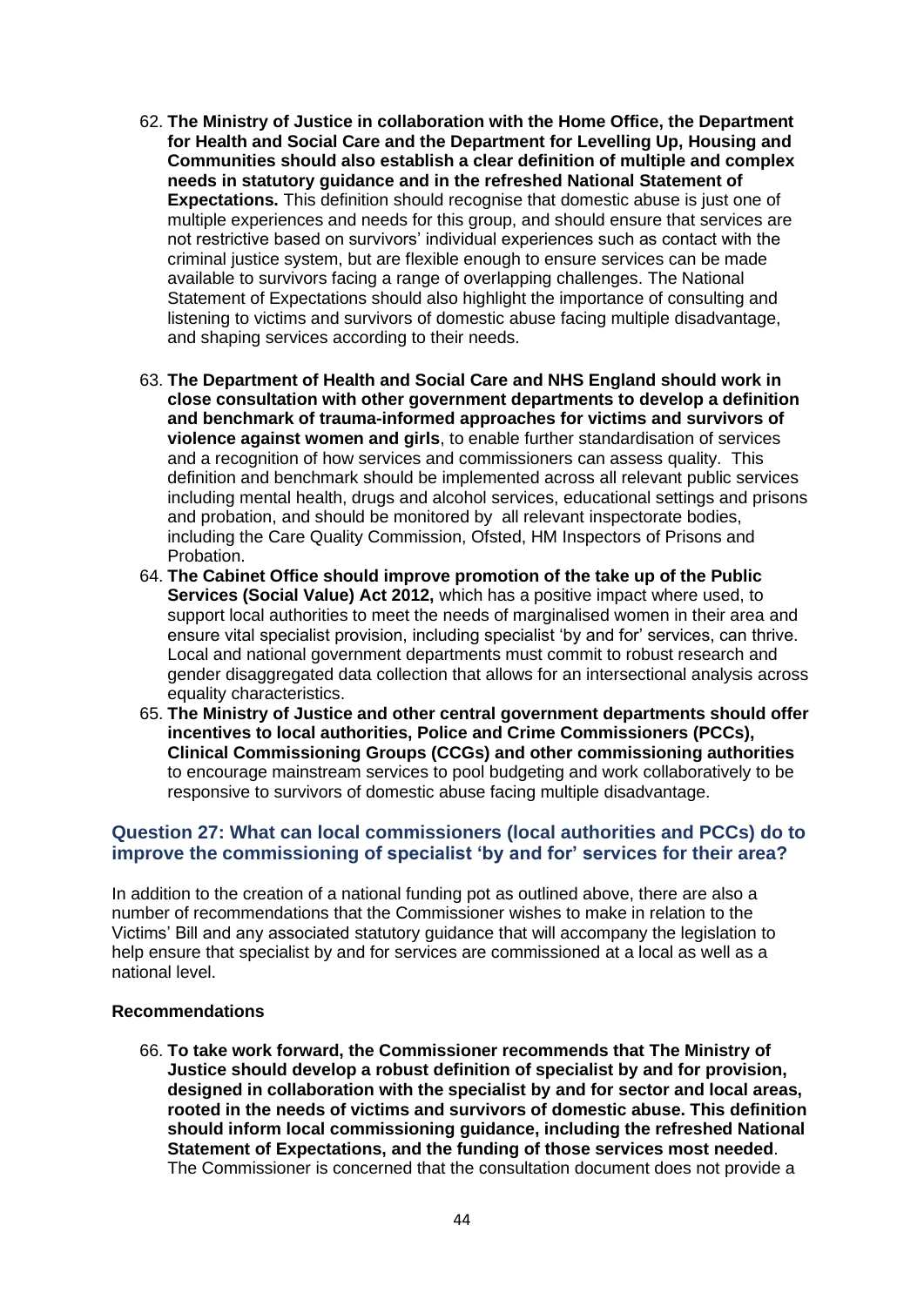62. **The Ministry of Justice in collaboration with the Home Office, the Department for Health and Social Care and the Department for Levelling Up, Housing and Communities should also establish a clear definition of multiple and complex needs in statutory guidance and in the refreshed National Statement of Expectations.** This definition should recognise that domestic abuse is just one of multiple experiences and needs for this group, and should ensure that services are not restrictive based on survivors' individual experiences such as contact with the criminal justice system, but are flexible enough to ensure services can be made available to survivors facing a range of overlapping challenges. The National Statement of Expectations should also highlight the importance of consulting and listening to victims and survivors of domestic abuse facing multiple disadvantage, and shaping services according to their needs.

63. **The Department of Health and Social Care and NHS England should work in close consultation with other government departments to develop a definition and benchmark of trauma-informed approaches for victims and survivors of violence against women and girls**, to enable further standardisation of services and a recognition of how services and commissioners can assess quality. This definition and benchmark should be implemented across all relevant public services including mental health, drugs and alcohol services, educational settings and prisons and probation, and should be monitored by all relevant inspectorate bodies, including the Care Quality Commission, Ofsted, HM Inspectors of Prisons and Probation.

64. **The Cabinet Office should improve promotion of the take up of the Public Services (Social Value) Act 2012,** which has a positive impact where used, to support local authorities to meet the needs of marginalised women in their area and ensure vital specialist provision, including specialist 'by and for' services, can thrive. Local and national government departments must commit to robust research and gender disaggregated data collection that allows for an intersectional analysis across equality characteristics.

65. **The Ministry of Justice and other central government departments should offer incentives to local authorities, Police and Crime Commissioners (PCCs), Clinical Commissioning Groups (CCGs) and other commissioning authorities** to encourage mainstream services to pool budgeting and work collaboratively to be responsive to survivors of domestic abuse facing multiple disadvantage.

### Question 27: What can local commissioners (local authorities and PCCs) do to improve the commissioning of specialist 'by and for' services for their area?

In addition to the creation of a national funding pot as outlined above, there are also a number of recommendations that the Commissioner wishes to make in relation to the Victims' Bill and any associated statutory guidance that will accompany the legislation to help ensure that specialist by and for services are commissioned at a local as well as a national level.

#### Recommendations

66. **To take work forward, the Commissioner recommends that The Ministry of Justice should develop a robust definition of specialist by and for provision, designed in collaboration with the specialist by and for sector and local areas, rooted in the needs of victims and survivors of domestic abuse. This definition should inform local commissioning guidance, including the refreshed National Statement of Expectations, and the funding of those services most needed**. The Commissioner is concerned that the consultation document does not provide a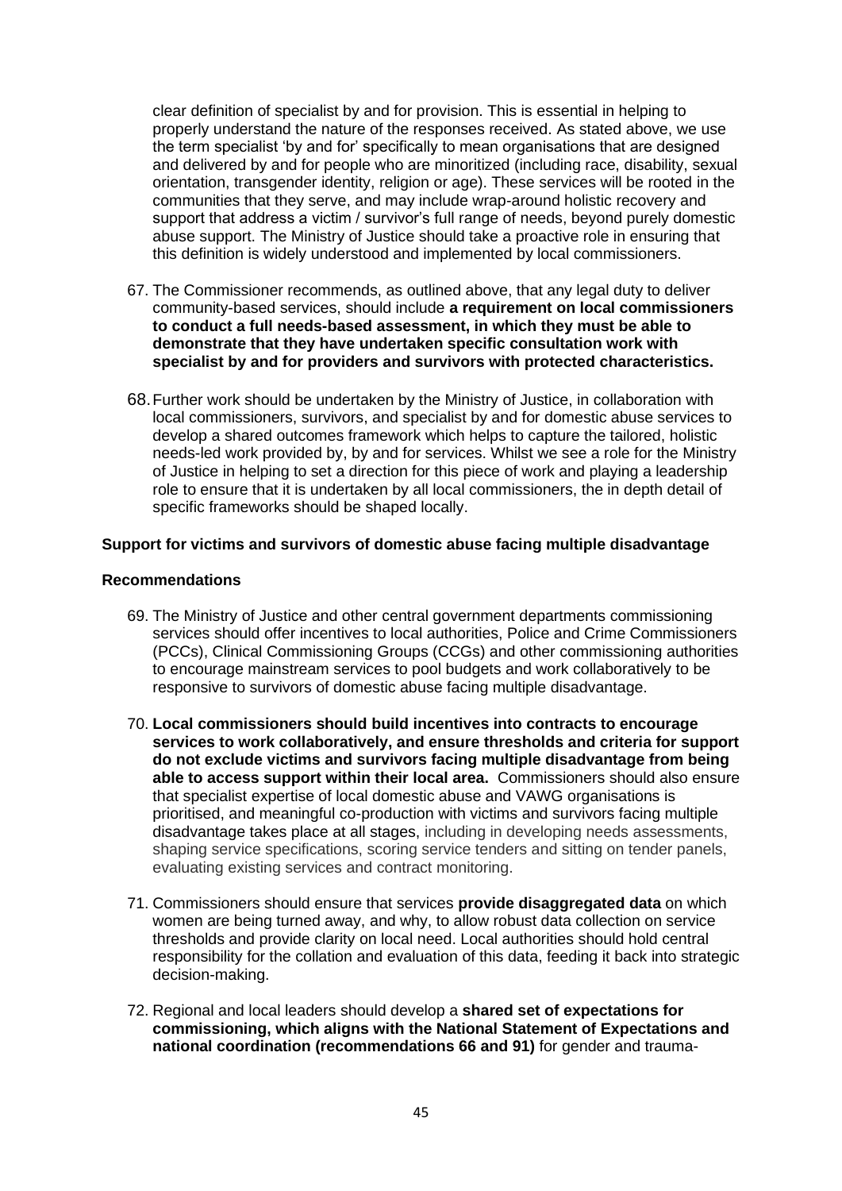clear definition of specialist by and for provision. This is essential in helping to properly understand the nature of the responses received. As stated above, we use the term specialist 'by and for' specifically to mean organisations that are designed and delivered by and for people who are minoritized (including race, disability, sexual orientation, transgender identity, religion or age). These services will be rooted in the communities that they serve, and may include wrap-around holistic recovery and support that address a victim / survivor's full range of needs, beyond purely domestic abuse support. The Ministry of Justice should take a proactive role in ensuring that this definition is widely understood and implemented by local commissioners.

67. The Commissioner recommends, as outlined above, that any legal duty to deliver community-based services, should include **a requirement on local commissioners to conduct a full needs-based assessment, in which they must be able to demonstrate that they have undertaken specific consultation work with specialist by and for providers and survivors with protected characteristics.**

68. Further work should be undertaken by the Ministry of Justice, in collaboration with local commissioners, survivors, and specialist by and for domestic abuse services to develop a shared outcomes framework which helps to capture the tailored, holistic needs-led work provided by, by and for services. Whilst we see a role for the Ministry of Justice in helping to set a direction for this piece of work and playing a leadership role to ensure that it is undertaken by all local commissioners, the in depth detail of specific frameworks should be shaped locally.

**Support for victims and survivors of domestic abuse facing multiple disadvantage**

**Recommendations**

69. The Ministry of Justice and other central government departments commissioning services should offer incentives to local authorities, Police and Crime Commissioners (PCCs), Clinical Commissioning Groups (CCGs) and other commissioning authorities to encourage mainstream services to pool budgets and work collaboratively to be responsive to survivors of domestic abuse facing multiple disadvantage.

70. **Local commissioners should build incentives into contracts to encourage services to work collaboratively, and ensure thresholds and criteria for support do not exclude victims and survivors facing multiple disadvantage from being able to access support within their local area.** Commissioners should also ensure that specialist expertise of local domestic abuse and VAWG organisations is prioritised, and meaningful co-production with victims and survivors facing multiple disadvantage takes place at all stages, including in developing needs assessments, shaping service specifications, scoring service tenders and sitting on tender panels, evaluating existing services and contract monitoring.

71. Commissioners should ensure that services **provide disaggregated data** on which women are being turned away, and why, to allow robust data collection on service thresholds and provide clarity on local need. Local authorities should hold central responsibility for the collation and evaluation of this data, feeding it back into strategic decision-making.

72. Regional and local leaders should develop a **shared set of expectations for commissioning, which aligns with the National Statement of Expectations and national coordination (recommendations 66 and 91)** for gender and trauma-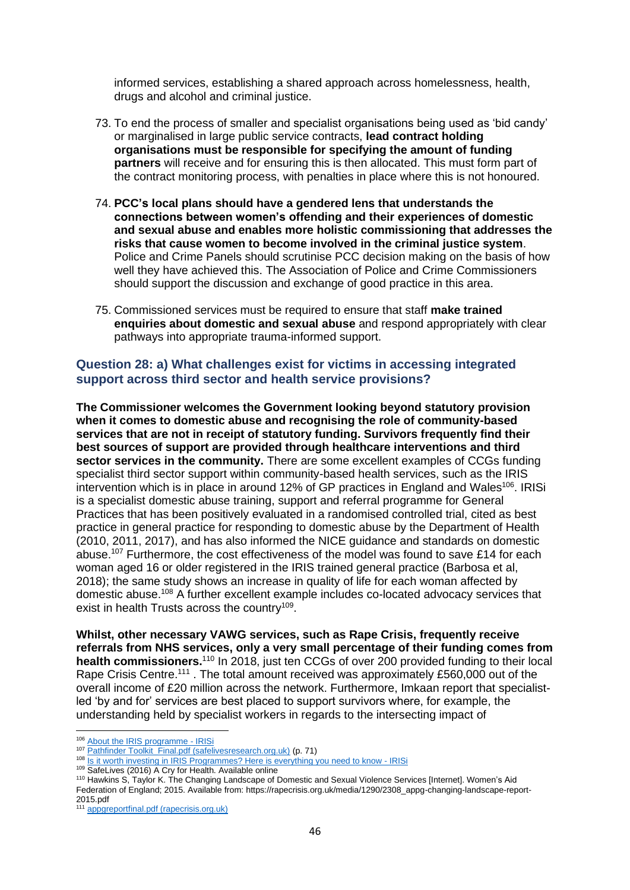informed services, establishing a shared approach across homelessness, health, drugs and alcohol and criminal justice.

73. To end the process of smaller and specialist organisations being used as 'bid candy' or marginalised in large public service contracts, **lead contract holding organisations must be responsible for specifying the amount of funding partners** will receive and for ensuring this is then allocated. This must form part of the contract monitoring process, with penalties in place where this is not honoured.

74. **PCC's local plans should have a gendered lens that understands the connections between women's offending and their experiences of domestic and sexual abuse and enables more holistic commissioning that addresses the risks that cause women to become involved in the criminal justice system**. Police and Crime Panels should scrutinise PCC decision making on the basis of how well they have achieved this. The Association of Police and Crime Commissioners should support the discussion and exchange of good practice in this area.

75. Commissioned services must be required to ensure that staff **make trained enquiries about domestic and sexual abuse** and respond appropriately with clear pathways into appropriate trauma-informed support.

### Question 28: a) What challenges exist for victims in accessing integrated support across third sector and health service provisions?

**The Commissioner welcomes the Government looking beyond statutory provision when it comes to domestic abuse and recognising the role of community-based services that are not in receipt of statutory funding. Survivors frequently find their best sources of support are provided through healthcare interventions and third sector services in the community.** There are some excellent examples of CCGs funding specialist third sector support within community-based health services, such as the IRIS intervention which is in place in around 12% of GP practices in England and Wales[106]. IRISi is a specialist domestic abuse training, support and referral programme for General Practices that has been positively evaluated in a randomised controlled trial, cited as best practice in general practice for responding to domestic abuse by the Department of Health (2010, 2011, 2017), and has also informed the NICE guidance and standards on domestic abuse.[107] Furthermore, the cost effectiveness of the model was found to save £14 for each woman aged 16 or older registered in the IRIS trained general practice (Barbosa et al, 2018); the same study shows an increase in quality of life for each woman affected by domestic abuse.[108] A further excellent example includes co-located advocacy services that exist in health Trusts across the country[109].

**Whilst, other necessary VAWG services, such as Rape Crisis, frequently receive referrals from NHS services, only a very small percentage of their funding comes from health commissioners.**[110] In 2018, just ten CCGs of over 200 provided funding to their local Rape Crisis Centre.[111] . The total amount received was approximately £560,000 out of the overall income of £20 million across the network. Furthermore, Imkaan report that specialist-led 'by and for' services are best placed to support survivors where, for example, the understanding held by specialist workers in regards to the intersecting impact of

---

[106] About the IRIS programme - IRISi

[107] Pathfinder Toolkit_Final.pdf (safelivesresearch.org.uk) (p. 71)

[108] Is it worth investing in IRIS Programmes? Here is everything you need to know - IRISi

[109] SafeLives (2016) A Cry for Health. Available online

[110] Hawkins S, Taylor K. The Changing Landscape of Domestic and Sexual Violence Services [Internet]. Women's Aid Federation of England; 2015. Available from: https://rapecrisis.org.uk/media/1290/2308_appg-changing-landscape-report-2015.pdf

[111] appgreportfinal.pdf (rapecrisis.org.uk)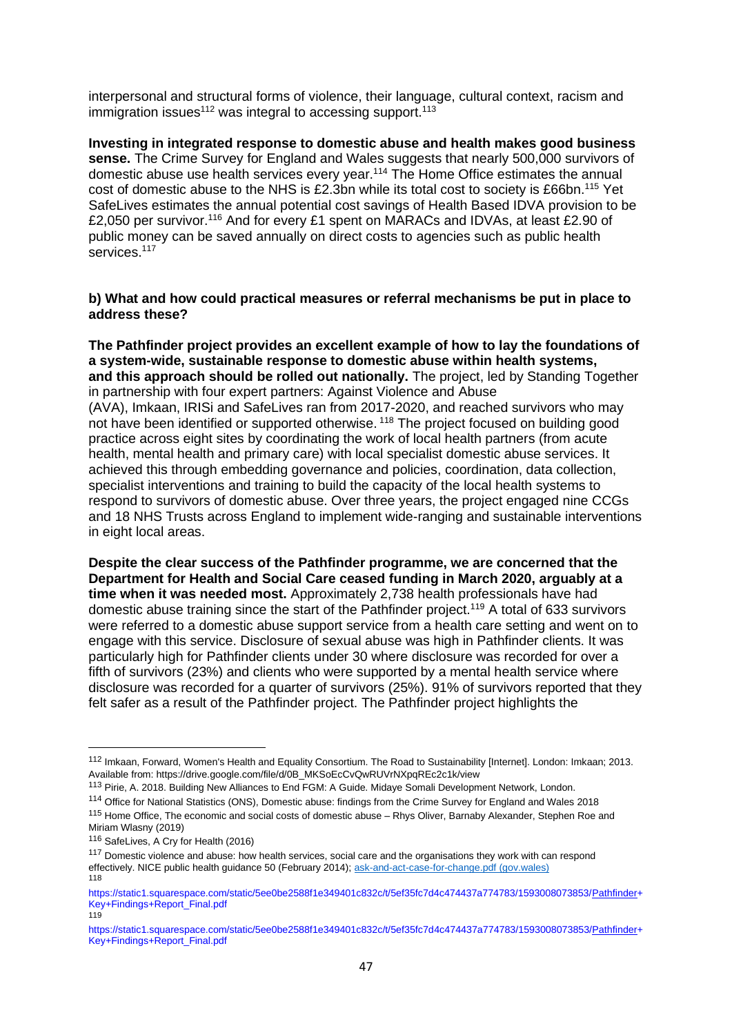interpersonal and structural forms of violence, their language, cultural context, racism and immigration issues[112] was integral to accessing support.[113]

**Investing in integrated response to domestic abuse and health makes good business sense.** The Crime Survey for England and Wales suggests that nearly 500,000 survivors of domestic abuse use health services every year.[114] The Home Office estimates the annual cost of domestic abuse to the NHS is £2.3bn while its total cost to society is £66bn.[115] Yet SafeLives estimates the annual potential cost savings of Health Based IDVA provision to be £2,050 per survivor.[116] And for every £1 spent on MARACs and IDVAs, at least £2.90 of public money can be saved annually on direct costs to agencies such as public health services.[117]

**b) What and how could practical measures or referral mechanisms be put in place to address these?**

**The Pathfinder project provides an excellent example of how to lay the foundations of a system-wide, sustainable response to domestic abuse within health systems, and this approach should be rolled out nationally.** The project, led by Standing Together in partnership with four expert partners: Against Violence and Abuse (AVA), Imkaan, IRISi and SafeLives ran from 2017-2020, and reached survivors who may not have been identified or supported otherwise. [118] The project focused on building good practice across eight sites by coordinating the work of local health partners (from acute health, mental health and primary care) with local specialist domestic abuse services. It achieved this through embedding governance and policies, coordination, data collection, specialist interventions and training to build the capacity of the local health systems to respond to survivors of domestic abuse. Over three years, the project engaged nine CCGs and 18 NHS Trusts across England to implement wide-ranging and sustainable interventions in eight local areas.

**Despite the clear success of the Pathfinder programme, we are concerned that the Department for Health and Social Care ceased funding in March 2020, arguably at a time when it was needed most.** Approximately 2,738 health professionals have had domestic abuse training since the start of the Pathfinder project.[119] A total of 633 survivors were referred to a domestic abuse support service from a health care setting and went on to engage with this service. Disclosure of sexual abuse was high in Pathfinder clients. It was particularly high for Pathfinder clients under 30 where disclosure was recorded for over a fifth of survivors (23%) and clients who were supported by a mental health service where disclosure was recorded for a quarter of survivors (25%). 91% of survivors reported that they felt safer as a result of the Pathfinder project. The Pathfinder project highlights the

---

[112] Imkaan, Forward, Women's Health and Equality Consortium. The Road to Sustainability [Internet]. London: Imkaan; 2013. Available from: https://drive.google.com/file/d/0B_MKSoEcCvQwRUVrNXpqREc2c1k/view

[113] Pirie, A. 2018. Building New Alliances to End FGM: A Guide. Midaye Somali Development Network, London.

[114] Office for National Statistics (ONS), Domestic abuse: findings from the Crime Survey for England and Wales 2018

[115] Home Office, The economic and social costs of domestic abuse – Rhys Oliver, Barnaby Alexander, Stephen Roe and Miriam Wlasny (2019)

[116] SafeLives, A Cry for Health (2016)

[117] Domestic violence and abuse: how health services, social care and the organisations they work with can respond effectively. NICE public health guidance 50 (February 2014); ask-and-act-case-for-change.pdf (gov.wales)

[118] https://static1.squarespace.com/static/5ee0be2588f1e349401c832c/t/5ef35fc7d4c474437a774783/1593008073853/Pathfinder+Key+Findings+Report_Final.pdf

[119] https://static1.squarespace.com/static/5ee0be2588f1e349401c832c/t/5ef35fc7d4c474437a774783/1593008073853/Pathfinder+Key+Findings+Report_Final.pdf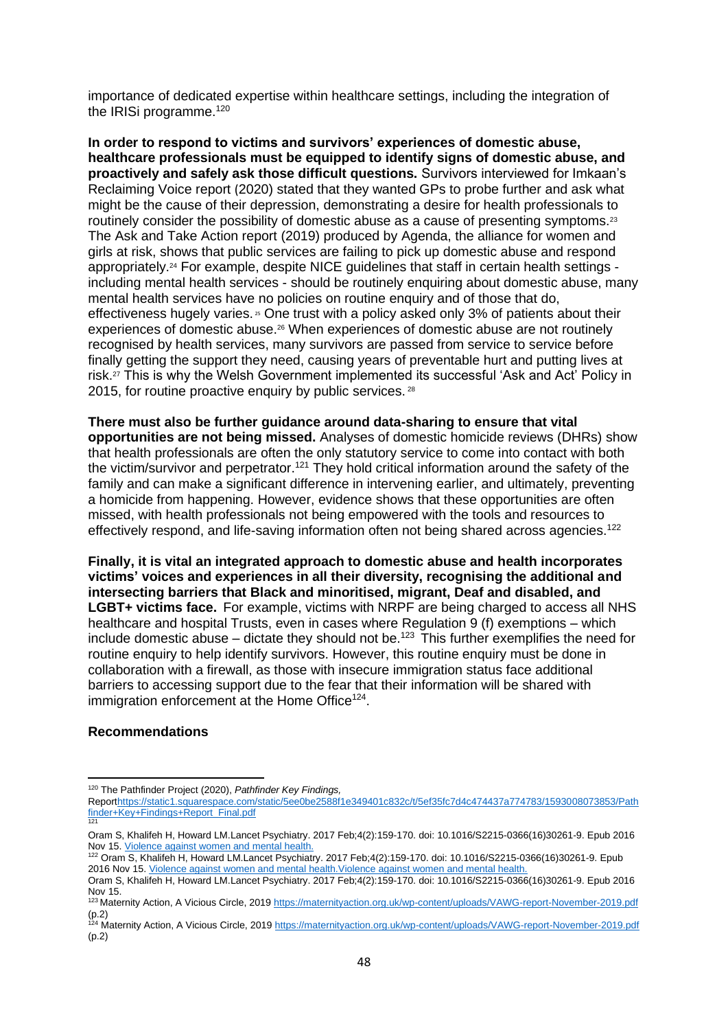importance of dedicated expertise within healthcare settings, including the integration of the IRISi programme.[120]

**In order to respond to victims and survivors' experiences of domestic abuse, healthcare professionals must be equipped to identify signs of domestic abuse, and proactively and safely ask those difficult questions.** Survivors interviewed for Imkaan's Reclaiming Voice report (2020) stated that they wanted GPs to probe further and ask what might be the cause of their depression, demonstrating a desire for health professionals to routinely consider the possibility of domestic abuse as a cause of presenting symptoms.[23] The Ask and Take Action report (2019) produced by Agenda, the alliance for women and girls at risk, shows that public services are failing to pick up domestic abuse and respond appropriately.[24] For example, despite NICE guidelines that staff in certain health settings - including mental health services - should be routinely enquiring about domestic abuse, many mental health services have no policies on routine enquiry and of those that do, effectiveness hugely varies.[25] One trust with a policy asked only 3% of patients about their experiences of domestic abuse.[26] When experiences of domestic abuse are not routinely recognised by health services, many survivors are passed from service to service before finally getting the support they need, causing years of preventable hurt and putting lives at risk.[27] This is why the Welsh Government implemented its successful 'Ask and Act' Policy in 2015, for routine proactive enquiry by public services.[28]

**There must also be further guidance around data-sharing to ensure that vital opportunities are not being missed.** Analyses of domestic homicide reviews (DHRs) show that health professionals are often the only statutory service to come into contact with both the victim/survivor and perpetrator.[121] They hold critical information around the safety of the family and can make a significant difference in intervening earlier, and ultimately, preventing a homicide from happening. However, evidence shows that these opportunities are often missed, with health professionals not being empowered with the tools and resources to effectively respond, and life-saving information often not being shared across agencies.[122]

**Finally, it is vital an integrated approach to domestic abuse and health incorporates victims' voices and experiences in all their diversity, recognising the additional and intersecting barriers that Black and minoritised, migrant, Deaf and disabled, and LGBT+ victims face.** For example, victims with NRPF are being charged to access all NHS healthcare and hospital Trusts, even in cases where Regulation 9 (f) exemptions – which include domestic abuse – dictate they should not be.[123] This further exemplifies the need for routine enquiry to help identify survivors. However, this routine enquiry must be done in collaboration with a firewall, as those with insecure immigration status face additional barriers to accessing support due to the fear that their information will be shared with immigration enforcement at the Home Office[124].

**Recommendations**

---

[120] The Pathfinder Project (2020), *Pathfinder Key Findings,* Reporthttps://static1.squarespace.com/static/5ee0be2588f1e349401c832c/t/5ef35fc7d4c474437a774783/1593008073853/Pathfinder+Key+Findings+Report_Final.pdf

[121] Oram S, Khalifeh H, Howard LM.Lancet Psychiatry. 2017 Feb;4(2):159-170. doi: 10.1016/S2215-0366(16)30261-9. Epub 2016 Nov 15. Violence against women and mental health.

[122] Oram S, Khalifeh H, Howard LM.Lancet Psychiatry. 2017 Feb;4(2):159-170. doi: 10.1016/S2215-0366(16)30261-9. Epub 2016 Nov 15. Violence against women and mental health.Violence against women and mental health.

Oram S, Khalifeh H, Howard LM.Lancet Psychiatry. 2017 Feb;4(2):159-170. doi: 10.1016/S2215-0366(16)30261-9. Epub 2016 Nov 15.

[123] Maternity Action, A Vicious Circle, 2019 https://maternityaction.org.uk/wp-content/uploads/VAWG-report-November-2019.pdf (p.2)

[124] Maternity Action, A Vicious Circle, 2019 https://maternityaction.org.uk/wp-content/uploads/VAWG-report-November-2019.pdf (p.2)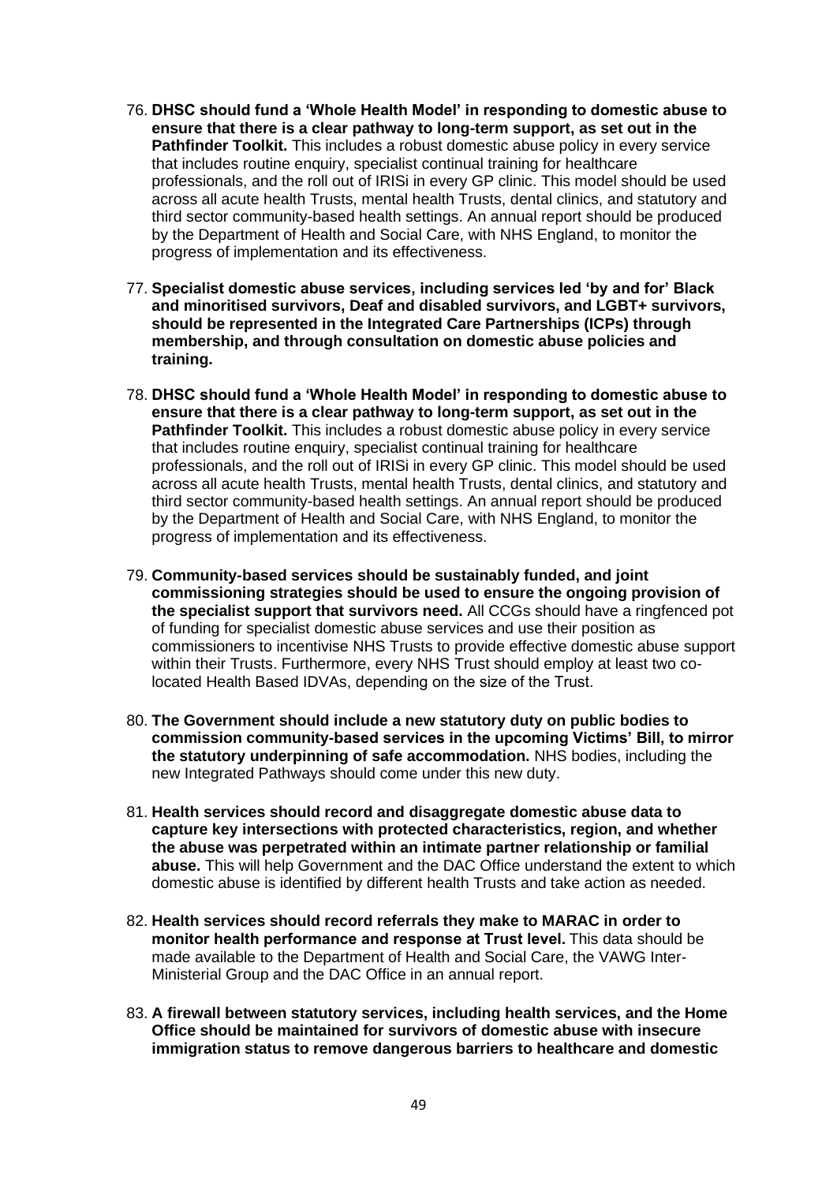76. **DHSC should fund a 'Whole Health Model' in responding to domestic abuse to ensure that there is a clear pathway to long-term support, as set out in the Pathfinder Toolkit.** This includes a robust domestic abuse policy in every service that includes routine enquiry, specialist continual training for healthcare professionals, and the roll out of IRISi in every GP clinic. This model should be used across all acute health Trusts, mental health Trusts, dental clinics, and statutory and third sector community-based health settings. An annual report should be produced by the Department of Health and Social Care, with NHS England, to monitor the progress of implementation and its effectiveness.

77. **Specialist domestic abuse services, including services led 'by and for' Black and minoritised survivors, Deaf and disabled survivors, and LGBT+ survivors, should be represented in the Integrated Care Partnerships (ICPs) through membership, and through consultation on domestic abuse policies and training.**

78. **DHSC should fund a 'Whole Health Model' in responding to domestic abuse to ensure that there is a clear pathway to long-term support, as set out in the Pathfinder Toolkit.** This includes a robust domestic abuse policy in every service that includes routine enquiry, specialist continual training for healthcare professionals, and the roll out of IRISi in every GP clinic. This model should be used across all acute health Trusts, mental health Trusts, dental clinics, and statutory and third sector community-based health settings. An annual report should be produced by the Department of Health and Social Care, with NHS England, to monitor the progress of implementation and its effectiveness.

79. **Community-based services should be sustainably funded, and joint commissioning strategies should be used to ensure the ongoing provision of the specialist support that survivors need.** All CCGs should have a ringfenced pot of funding for specialist domestic abuse services and use their position as commissioners to incentivise NHS Trusts to provide effective domestic abuse support within their Trusts. Furthermore, every NHS Trust should employ at least two co-located Health Based IDVAs, depending on the size of the Trust.

80. **The Government should include a new statutory duty on public bodies to commission community-based services in the upcoming Victims' Bill, to mirror the statutory underpinning of safe accommodation.** NHS bodies, including the new Integrated Pathways should come under this new duty.

81. **Health services should record and disaggregate domestic abuse data to capture key intersections with protected characteristics, region, and whether the abuse was perpetrated within an intimate partner relationship or familial abuse.** This will help Government and the DAC Office understand the extent to which domestic abuse is identified by different health Trusts and take action as needed.

82. **Health services should record referrals they make to MARAC in order to monitor health performance and response at Trust level.** This data should be made available to the Department of Health and Social Care, the VAWG Inter-Ministerial Group and the DAC Office in an annual report.

83. **A firewall between statutory services, including health services, and the Home Office should be maintained for survivors of domestic abuse with insecure immigration status to remove dangerous barriers to healthcare and domestic**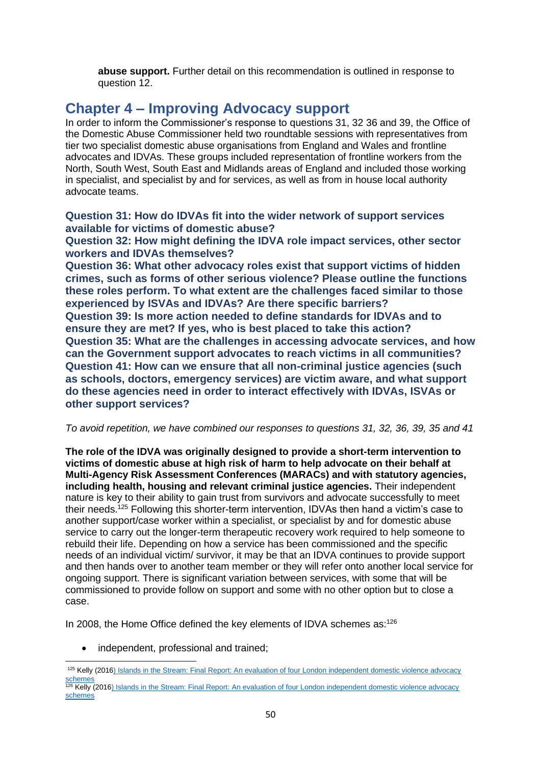**abuse support.** Further detail on this recommendation is outlined in response to question 12.

## Chapter 4 – Improving Advocacy support

In order to inform the Commissioner's response to questions 31, 32 36 and 39, the Office of the Domestic Abuse Commissioner held two roundtable sessions with representatives from tier two specialist domestic abuse organisations from England and Wales and frontline advocates and IDVAs. These groups included representation of frontline workers from the North, South West, South East and Midlands areas of England and included those working in specialist, and specialist by and for services, as well as from in house local authority advocate teams.

### Question 31: How do IDVAs fit into the wider network of support services available for victims of domestic abuse?

### Question 32: How might defining the IDVA role impact services, other sector workers and IDVAs themselves?

### Question 36: What other advocacy roles exist that support victims of hidden crimes, such as forms of other serious violence? Please outline the functions these roles perform. To what extent are the challenges faced similar to those experienced by ISVAs and IDVAs? Are there specific barriers?

### Question 39: Is more action needed to define standards for IDVAs and to ensure they are met? If yes, who is best placed to take this action?

### Question 35: What are the challenges in accessing advocate services, and how can the Government support advocates to reach victims in all communities?

### Question 41: How can we ensure that all non-criminal justice agencies (such as schools, doctors, emergency services) are victim aware, and what support do these agencies need in order to interact effectively with IDVAs, ISVAs or other support services?

*To avoid repetition, we have combined our responses to questions 31, 32, 36, 39, 35 and 41*

**The role of the IDVA was originally designed to provide a short-term intervention to victims of domestic abuse at high risk of harm to help advocate on their behalf at Multi-Agency Risk Assessment Conferences (MARACs) and with statutory agencies, including health, housing and relevant criminal justice agencies.** Their independent nature is key to their ability to gain trust from survivors and advocate successfully to meet their needs.[125] Following this shorter-term intervention, IDVAs then hand a victim's case to another support/case worker within a specialist, or specialist by and for domestic abuse service to carry out the longer-term therapeutic recovery work required to help someone to rebuild their life. Depending on how a service has been commissioned and the specific needs of an individual victim/ survivor, it may be that an IDVA continues to provide support and then hands over to another team member or they will refer onto another local service for ongoing support. There is significant variation between services, with some that will be commissioned to provide follow on support and some with no other option but to close a case.

In 2008, the Home Office defined the key elements of IDVA schemes as:[126]

- independent, professional and trained;

---

[125] Kelly (2016) Islands in the Stream: Final Report: An evaluation of four London independent domestic violence advocacy schemes

[126] Kelly (2016) Islands in the Stream: Final Report: An evaluation of four London independent domestic violence advocacy schemes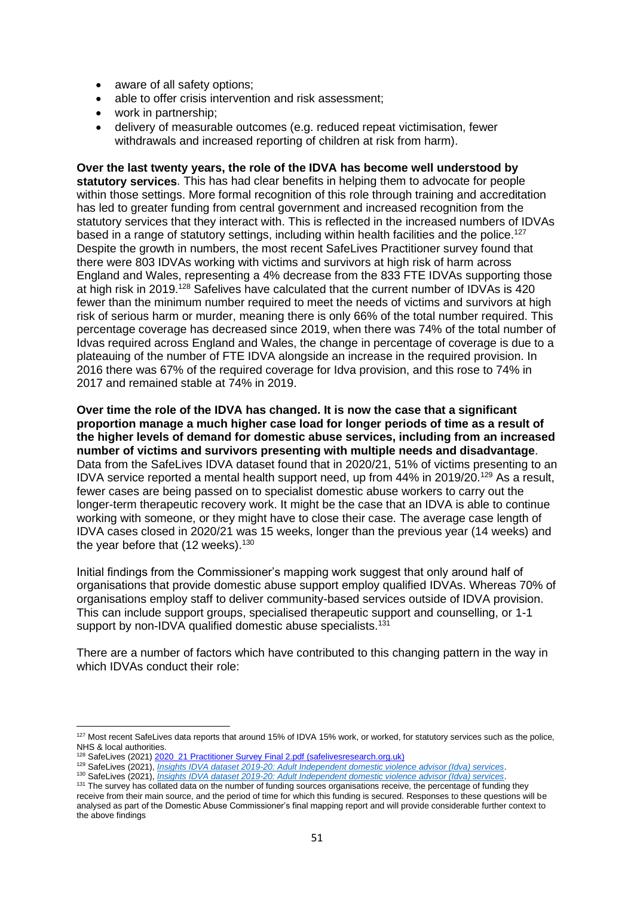- aware of all safety options;
- able to offer crisis intervention and risk assessment;
- work in partnership;
- delivery of measurable outcomes (e.g. reduced repeat victimisation, fewer withdrawals and increased reporting of children at risk from harm).

**Over the last twenty years, the role of the IDVA has become well understood by statutory services**. This has had clear benefits in helping them to advocate for people within those settings. More formal recognition of this role through training and accreditation has led to greater funding from central government and increased recognition from the statutory services that they interact with. This is reflected in the increased numbers of IDVAs based in a range of statutory settings, including within health facilities and the police.[127] Despite the growth in numbers, the most recent SafeLives Practitioner survey found that there were 803 IDVAs working with victims and survivors at high risk of harm across England and Wales, representing a 4% decrease from the 833 FTE IDVAs supporting those at high risk in 2019.[128] Safelives have calculated that the current number of IDVAs is 420 fewer than the minimum number required to meet the needs of victims and survivors at high risk of serious harm or murder, meaning there is only 66% of the total number required. This percentage coverage has decreased since 2019, when there was 74% of the total number of Idvas required across England and Wales, the change in percentage of coverage is due to a plateauing of the number of FTE IDVA alongside an increase in the required provision. In 2016 there was 67% of the required coverage for Idva provision, and this rose to 74% in 2017 and remained stable at 74% in 2019.

**Over time the role of the IDVA has changed. It is now the case that a significant proportion manage a much higher case load for longer periods of time as a result of the higher levels of demand for domestic abuse services, including from an increased number of victims and survivors presenting with multiple needs and disadvantage**. Data from the SafeLives IDVA dataset found that in 2020/21, 51% of victims presenting to an IDVA service reported a mental health support need, up from 44% in 2019/20.[129] As a result, fewer cases are being passed on to specialist domestic abuse workers to carry out the longer-term therapeutic recovery work. It might be the case that an IDVA is able to continue working with someone, or they might have to close their case. The average case length of IDVA cases closed in 2020/21 was 15 weeks, longer than the previous year (14 weeks) and the year before that (12 weeks).[130]

Initial findings from the Commissioner's mapping work suggest that only around half of organisations that provide domestic abuse support employ qualified IDVAs. Whereas 70% of organisations employ staff to deliver community-based services outside of IDVA provision. This can include support groups, specialised therapeutic support and counselling, or 1-1 support by non-IDVA qualified domestic abuse specialists.[131]

There are a number of factors which have contributed to this changing pattern in the way in which IDVAs conduct their role:

---

[127] Most recent SafeLives data reports that around 15% of IDVA 15% work, or worked, for statutory services such as the police, NHS & local authorities.

[128] SafeLives (2021) [2020_21 Practitioner Survey Final 2.pdf (safelivesresearch.org.uk)]

[129] SafeLives (2021), *Insights IDVA dataset 2019-20: Adult Independent domestic violence advisor (Idva) services*.

[130] SafeLives (2021), *Insights IDVA dataset 2019-20: Adult Independent domestic violence advisor (Idva) services*.

[131] The survey has collated data on the number of funding sources organisations receive, the percentage of funding they receive from their main source, and the period of time for which this funding is secured. Responses to these questions will be analysed as part of the Domestic Abuse Commissioner's final mapping report and will provide considerable further context to the above findings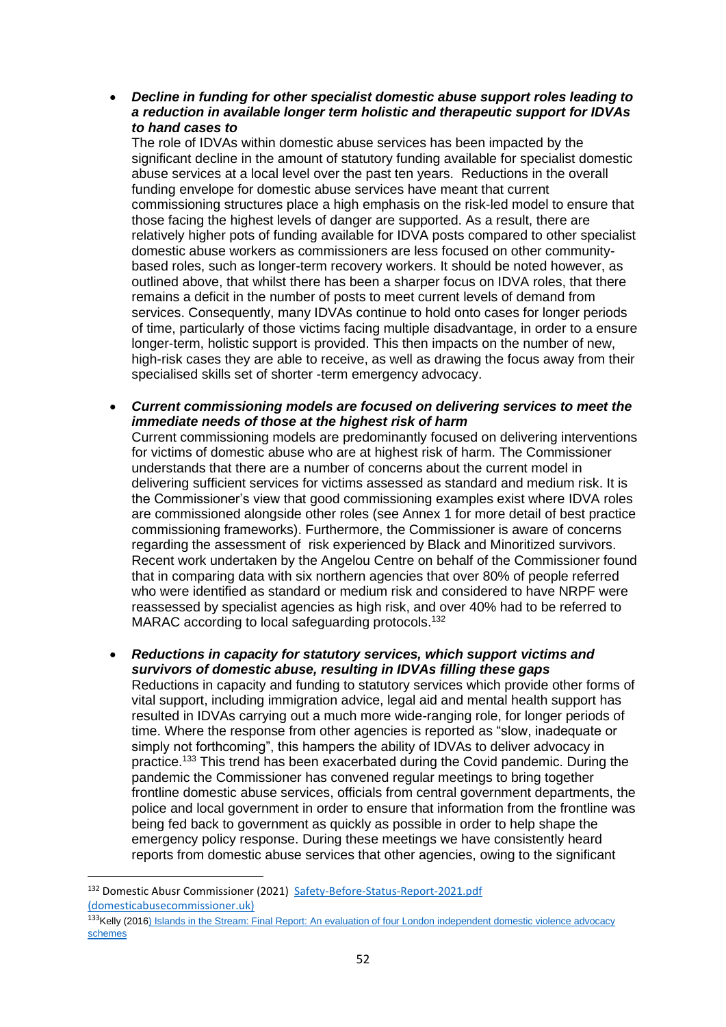- ***Decline in funding for other specialist domestic abuse support roles leading to a reduction in available longer term holistic and therapeutic support for IDVAs to hand cases to***
  The role of IDVAs within domestic abuse services has been impacted by the significant decline in the amount of statutory funding available for specialist domestic abuse services at a local level over the past ten years. Reductions in the overall funding envelope for domestic abuse services have meant that current commissioning structures place a high emphasis on the risk-led model to ensure that those facing the highest levels of danger are supported. As a result, there are relatively higher pots of funding available for IDVA posts compared to other specialist domestic abuse workers as commissioners are less focused on other community-based roles, such as longer-term recovery workers. It should be noted however, as outlined above, that whilst there has been a sharper focus on IDVA roles, that there remains a deficit in the number of posts to meet current levels of demand from services. Consequently, many IDVAs continue to hold onto cases for longer periods of time, particularly of those victims facing multiple disadvantage, in order to a ensure longer-term, holistic support is provided. This then impacts on the number of new, high-risk cases they are able to receive, as well as drawing the focus away from their specialised skills set of shorter -term emergency advocacy.

- ***Current commissioning models are focused on delivering services to meet the immediate needs of those at the highest risk of harm***
  Current commissioning models are predominantly focused on delivering interventions for victims of domestic abuse who are at highest risk of harm. The Commissioner understands that there are a number of concerns about the current model in delivering sufficient services for victims assessed as standard and medium risk. It is the Commissioner's view that good commissioning examples exist where IDVA roles are commissioned alongside other roles (see Annex 1 for more detail of best practice commissioning frameworks). Furthermore, the Commissioner is aware of concerns regarding the assessment of risk experienced by Black and Minoritized survivors. Recent work undertaken by the Angelou Centre on behalf of the Commissioner found that in comparing data with six northern agencies that over 80% of people referred who were identified as standard or medium risk and considered to have NRPF were reassessed by specialist agencies as high risk, and over 40% had to be referred to MARAC according to local safeguarding protocols.[132]

- ***Reductions in capacity for statutory services, which support victims and survivors of domestic abuse, resulting in IDVAs filling these gaps***
  Reductions in capacity and funding to statutory services which provide other forms of vital support, including immigration advice, legal aid and mental health support has resulted in IDVAs carrying out a much more wide-ranging role, for longer periods of time. Where the response from other agencies is reported as "slow, inadequate or simply not forthcoming", this hampers the ability of IDVAs to deliver advocacy in practice.[133] This trend has been exacerbated during the Covid pandemic. During the pandemic the Commissioner has convened regular meetings to bring together frontline domestic abuse services, officials from central government departments, the police and local government in order to ensure that information from the frontline was being fed back to government as quickly as possible in order to help shape the emergency policy response. During these meetings we have consistently heard reports from domestic abuse services that other agencies, owing to the significant

---

[132] Domestic Abusr Commissioner (2021) Safety-Before-Status-Report-2021.pdf (domesticabusecommissioner.uk)

[133] Kelly (2016) Islands in the Stream: Final Report: An evaluation of four London independent domestic violence advocacy schemes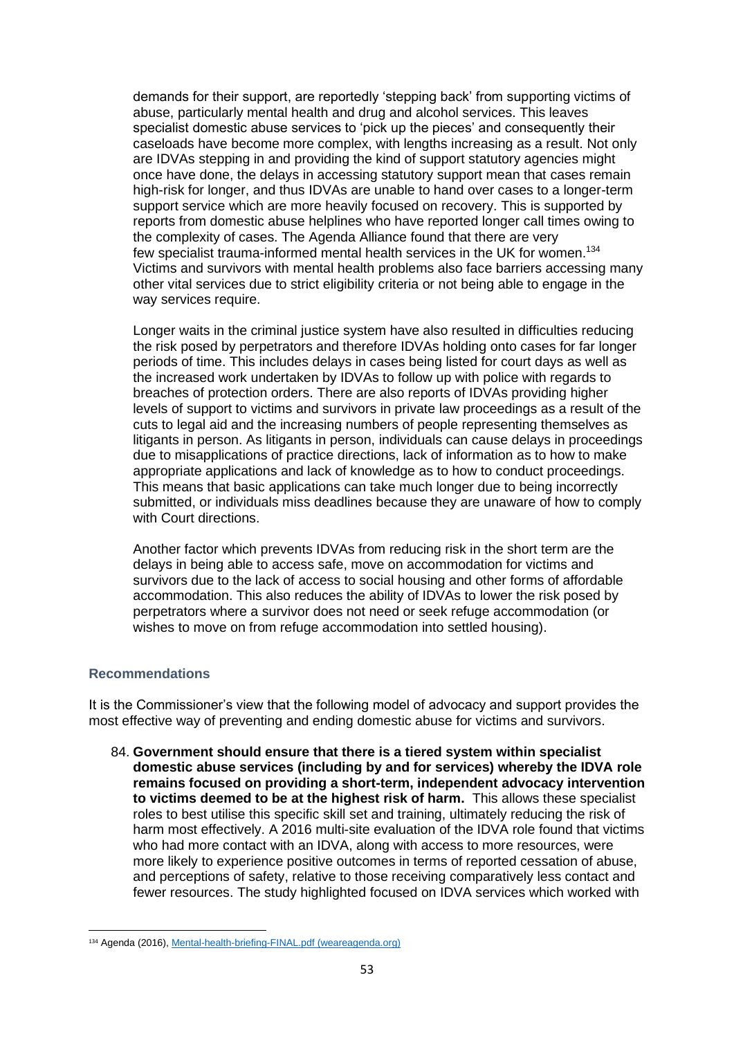demands for their support, are reportedly 'stepping back' from supporting victims of abuse, particularly mental health and drug and alcohol services. This leaves specialist domestic abuse services to 'pick up the pieces' and consequently their caseloads have become more complex, with lengths increasing as a result. Not only are IDVAs stepping in and providing the kind of support statutory agencies might once have done, the delays in accessing statutory support mean that cases remain high-risk for longer, and thus IDVAs are unable to hand over cases to a longer-term support service which are more heavily focused on recovery. This is supported by reports from domestic abuse helplines who have reported longer call times owing to the complexity of cases. The Agenda Alliance found that there are very few specialist trauma-informed mental health services in the UK for women.[134] Victims and survivors with mental health problems also face barriers accessing many other vital services due to strict eligibility criteria or not being able to engage in the way services require.

Longer waits in the criminal justice system have also resulted in difficulties reducing the risk posed by perpetrators and therefore IDVAs holding onto cases for far longer periods of time. This includes delays in cases being listed for court days as well as the increased work undertaken by IDVAs to follow up with police with regards to breaches of protection orders. There are also reports of IDVAs providing higher levels of support to victims and survivors in private law proceedings as a result of the cuts to legal aid and the increasing numbers of people representing themselves as litigants in person. As litigants in person, individuals can cause delays in proceedings due to misapplications of practice directions, lack of information as to how to make appropriate applications and lack of knowledge as to how to conduct proceedings. This means that basic applications can take much longer due to being incorrectly submitted, or individuals miss deadlines because they are unaware of how to comply with Court directions.

Another factor which prevents IDVAs from reducing risk in the short term are the delays in being able to access safe, move on accommodation for victims and survivors due to the lack of access to social housing and other forms of affordable accommodation. This also reduces the ability of IDVAs to lower the risk posed by perpetrators where a survivor does not need or seek refuge accommodation (or wishes to move on from refuge accommodation into settled housing).

### Recommendations

It is the Commissioner's view that the following model of advocacy and support provides the most effective way of preventing and ending domestic abuse for victims and survivors.

84. **Government should ensure that there is a tiered system within specialist domestic abuse services (including by and for services) whereby the IDVA role remains focused on providing a short-term, independent advocacy intervention to victims deemed to be at the highest risk of harm.** This allows these specialist roles to best utilise this specific skill set and training, ultimately reducing the risk of harm most effectively. A 2016 multi-site evaluation of the IDVA role found that victims who had more contact with an IDVA, along with access to more resources, were more likely to experience positive outcomes in terms of reported cessation of abuse, and perceptions of safety, relative to those receiving comparatively less contact and fewer resources. The study highlighted focused on IDVA services which worked with

---

[134] Agenda (2016), [Mental-health-briefing-FINAL.pdf (weareagenda.org)](Mental-health-briefing-FINAL.pdf (weareagenda.org))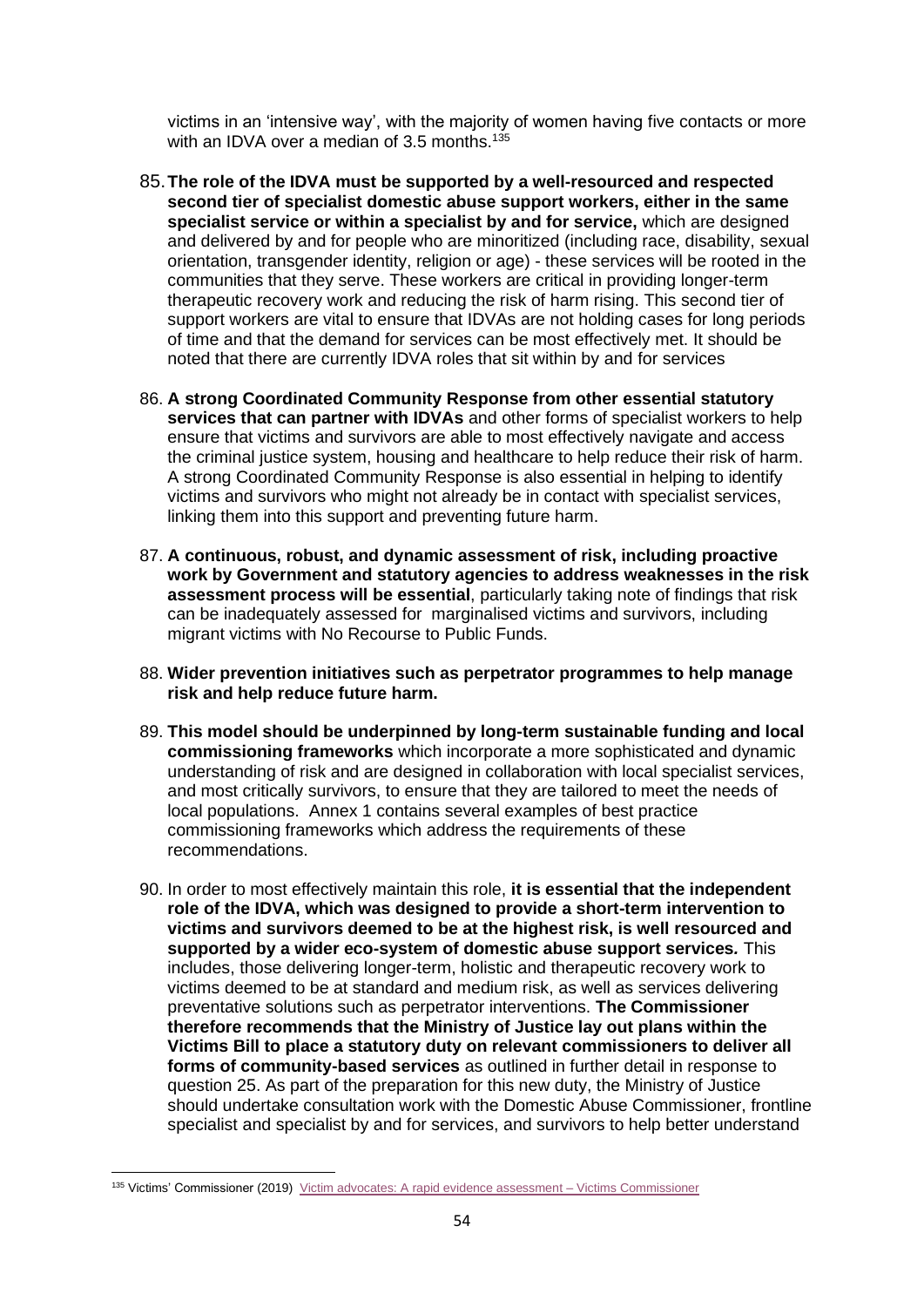victims in an 'intensive way', with the majority of women having five contacts or more with an IDVA over a median of 3.5 months.[135]

85. **The role of the IDVA must be supported by a well-resourced and respected second tier of specialist domestic abuse support workers, either in the same specialist service or within a specialist by and for service,** which are designed and delivered by and for people who are minoritized (including race, disability, sexual orientation, transgender identity, religion or age) - these services will be rooted in the communities that they serve. These workers are critical in providing longer-term therapeutic recovery work and reducing the risk of harm rising. This second tier of support workers are vital to ensure that IDVAs are not holding cases for long periods of time and that the demand for services can be most effectively met. It should be noted that there are currently IDVA roles that sit within by and for services

86. **A strong Coordinated Community Response from other essential statutory services that can partner with IDVAs** and other forms of specialist workers to help ensure that victims and survivors are able to most effectively navigate and access the criminal justice system, housing and healthcare to help reduce their risk of harm. A strong Coordinated Community Response is also essential in helping to identify victims and survivors who might not already be in contact with specialist services, linking them into this support and preventing future harm.

87. **A continuous, robust, and dynamic assessment of risk, including proactive work by Government and statutory agencies to address weaknesses in the risk assessment process will be essential**, particularly taking note of findings that risk can be inadequately assessed for marginalised victims and survivors, including migrant victims with No Recourse to Public Funds.

88. **Wider prevention initiatives such as perpetrator programmes to help manage risk and help reduce future harm.**

89. **This model should be underpinned by long-term sustainable funding and local commissioning frameworks** which incorporate a more sophisticated and dynamic understanding of risk and are designed in collaboration with local specialist services, and most critically survivors, to ensure that they are tailored to meet the needs of local populations. Annex 1 contains several examples of best practice commissioning frameworks which address the requirements of these recommendations.

90. In order to most effectively maintain this role, **it is essential that the independent role of the IDVA, which was designed to provide a short-term intervention to victims and survivors deemed to be at the highest risk, is well resourced and supported by a wider eco-system of domestic abuse support services.** This includes, those delivering longer-term, holistic and therapeutic recovery work to victims deemed to be at standard and medium risk, as well as services delivering preventative solutions such as perpetrator interventions. **The Commissioner therefore recommends that the Ministry of Justice lay out plans within the Victims Bill to place a statutory duty on relevant commissioners to deliver all forms of community-based services** as outlined in further detail in response to question 25. As part of the preparation for this new duty, the Ministry of Justice should undertake consultation work with the Domestic Abuse Commissioner, frontline specialist and specialist by and for services, and survivors to help better understand

---

[135] Victims' Commissioner (2019) Victim advocates: A rapid evidence assessment – Victims Commissioner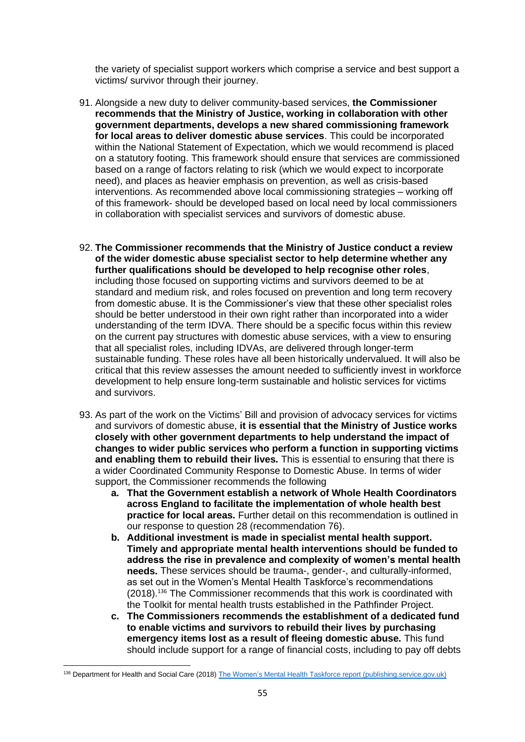the variety of specialist support workers which comprise a service and best support a victims/ survivor through their journey.

91. Alongside a new duty to deliver community-based services, **the Commissioner recommends that the Ministry of Justice, working in collaboration with other government departments, develops a new shared commissioning framework for local areas to deliver domestic abuse services**. This could be incorporated within the National Statement of Expectation, which we would recommend is placed on a statutory footing. This framework should ensure that services are commissioned based on a range of factors relating to risk (which we would expect to incorporate need), and places as heavier emphasis on prevention, as well as crisis-based interventions. As recommended above local commissioning strategies – working off of this framework- should be developed based on local need by local commissioners in collaboration with specialist services and survivors of domestic abuse.

92. **The Commissioner recommends that the Ministry of Justice conduct a review of the wider domestic abuse specialist sector to help determine whether any further qualifications should be developed to help recognise other roles**, including those focused on supporting victims and survivors deemed to be at standard and medium risk, and roles focused on prevention and long term recovery from domestic abuse. It is the Commissioner's view that these other specialist roles should be better understood in their own right rather than incorporated into a wider understanding of the term IDVA. There should be a specific focus within this review on the current pay structures with domestic abuse services, with a view to ensuring that all specialist roles, including IDVAs, are delivered through longer-term sustainable funding. These roles have all been historically undervalued. It will also be critical that this review assesses the amount needed to sufficiently invest in workforce development to help ensure long-term sustainable and holistic services for victims and survivors.

93. As part of the work on the Victims' Bill and provision of advocacy services for victims and survivors of domestic abuse, **it is essential that the Ministry of Justice works closely with other government departments to help understand the impact of changes to wider public services who perform a function in supporting victims and enabling them to rebuild their lives.** This is essential to ensuring that there is a wider Coordinated Community Response to Domestic Abuse. In terms of wider support, the Commissioner recommends the following
    a. **That the Government establish a network of Whole Health Coordinators across England to facilitate the implementation of whole health best practice for local areas.** Further detail on this recommendation is outlined in our response to question 28 (recommendation 76).
    b. **Additional investment is made in specialist mental health support. Timely and appropriate mental health interventions should be funded to address the rise in prevalence and complexity of women's mental health needs.** These services should be trauma-, gender-, and culturally-informed, as set out in the Women's Mental Health Taskforce's recommendations (2018).[136] The Commissioner recommends that this work is coordinated with the Toolkit for mental health trusts established in the Pathfinder Project.
    c. **The Commissioners recommends the establishment of a dedicated fund to enable victims and survivors to rebuild their lives by purchasing emergency items lost as a result of fleeing domestic abuse.** This fund should include support for a range of financial costs, including to pay off debts

[136] Department for Health and Social Care (2018) The Women's Mental Health Taskforce report (publishing.service.gov.uk)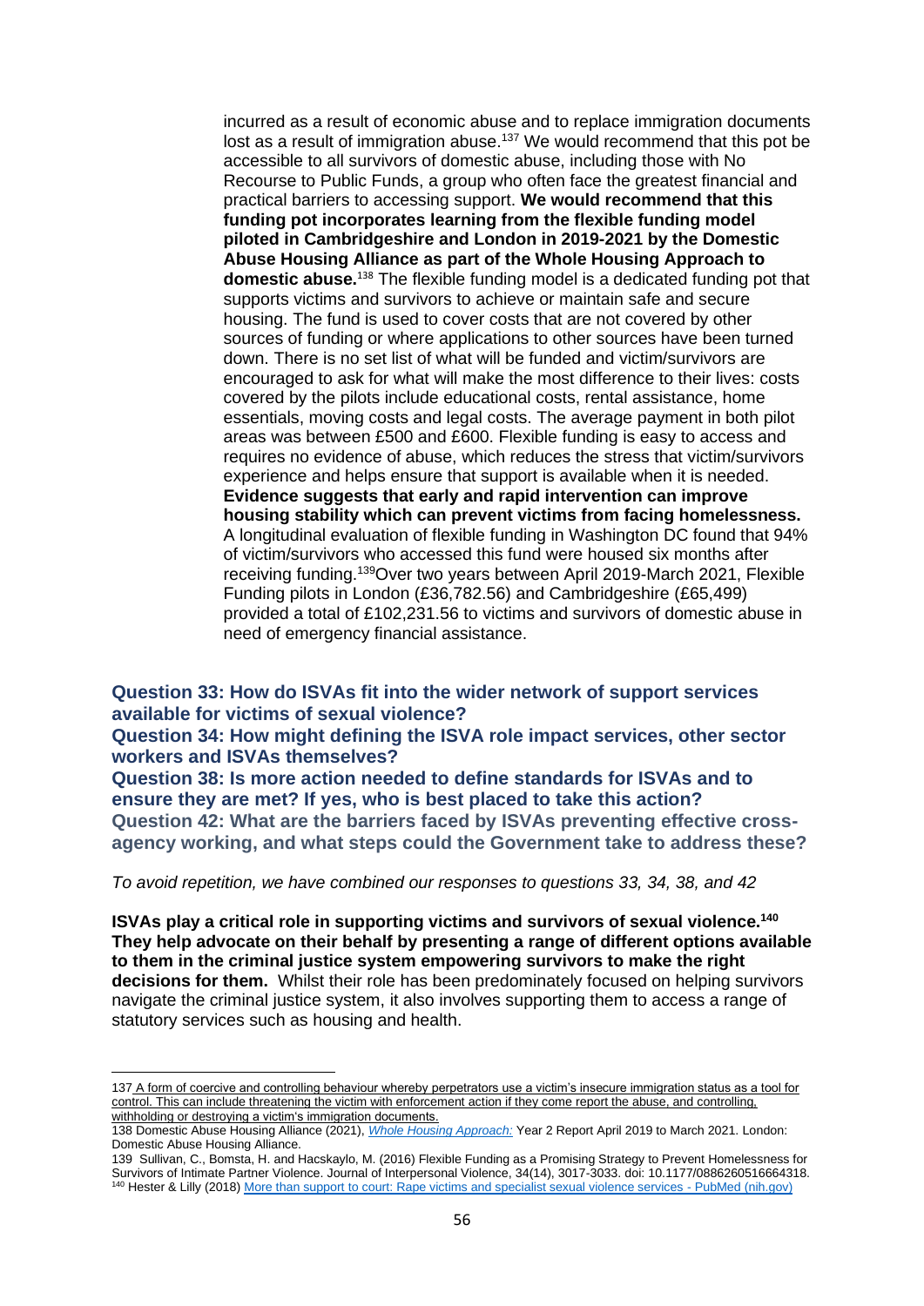incurred as a result of economic abuse and to replace immigration documents lost as a result of immigration abuse.[137] We would recommend that this pot be accessible to all survivors of domestic abuse, including those with No Recourse to Public Funds, a group who often face the greatest financial and practical barriers to accessing support. **We would recommend that this funding pot incorporates learning from the flexible funding model piloted in Cambridgeshire and London in 2019-2021 by the Domestic Abuse Housing Alliance as part of the Whole Housing Approach to domestic abuse.**[138] The flexible funding model is a dedicated funding pot that supports victims and survivors to achieve or maintain safe and secure housing. The fund is used to cover costs that are not covered by other sources of funding or where applications to other sources have been turned down. There is no set list of what will be funded and victim/survivors are encouraged to ask for what will make the most difference to their lives: costs covered by the pilots include educational costs, rental assistance, home essentials, moving costs and legal costs. The average payment in both pilot areas was between £500 and £600. Flexible funding is easy to access and requires no evidence of abuse, which reduces the stress that victim/survivors experience and helps ensure that support is available when it is needed. **Evidence suggests that early and rapid intervention can improve housing stability which can prevent victims from facing homelessness.** A longitudinal evaluation of flexible funding in Washington DC found that 94% of victim/survivors who accessed this fund were housed six months after receiving funding.[139]Over two years between April 2019-March 2021, Flexible Funding pilots in London (£36,782.56) and Cambridgeshire (£65,499) provided a total of £102,231.56 to victims and survivors of domestic abuse in need of emergency financial assistance.

## Question 33: How do ISVAs fit into the wider network of support services available for victims of sexual violence?

## Question 34: How might defining the ISVA role impact services, other sector workers and ISVAs themselves?

## Question 38: Is more action needed to define standards for ISVAs and to ensure they are met? If yes, who is best placed to take this action?

## Question 42: What are the barriers faced by ISVAs preventing effective cross-agency working, and what steps could the Government take to address these?

*To avoid repetition, we have combined our responses to questions 33, 34, 38, and 42*

**ISVAs play a critical role in supporting victims and survivors of sexual violence.[140] They help advocate on their behalf by presenting a range of different options available to them in the criminal justice system empowering survivors to make the right decisions for them.** Whilst their role has been predominately focused on helping survivors navigate the criminal justice system, it also involves supporting them to access a range of statutory services such as housing and health.

---

137 A form of coercive and controlling behaviour whereby perpetrators use a victim's insecure immigration status as a tool for control. This can include threatening the victim with enforcement action if they come report the abuse, and controlling, withholding or destroying a victim's immigration documents.

138 Domestic Abuse Housing Alliance (2021), *Whole Housing Approach:* Year 2 Report April 2019 to March 2021. London: Domestic Abuse Housing Alliance.

139 Sullivan, C., Bomsta, H. and Hacskaylo, M. (2016) Flexible Funding as a Promising Strategy to Prevent Homelessness for Survivors of Intimate Partner Violence. Journal of Interpersonal Violence, 34(14), 3017-3033. doi: 10.1177/0886260516664318.

140 Hester & Lilly (2018) More than support to court: Rape victims and specialist sexual violence services - PubMed (nih.gov)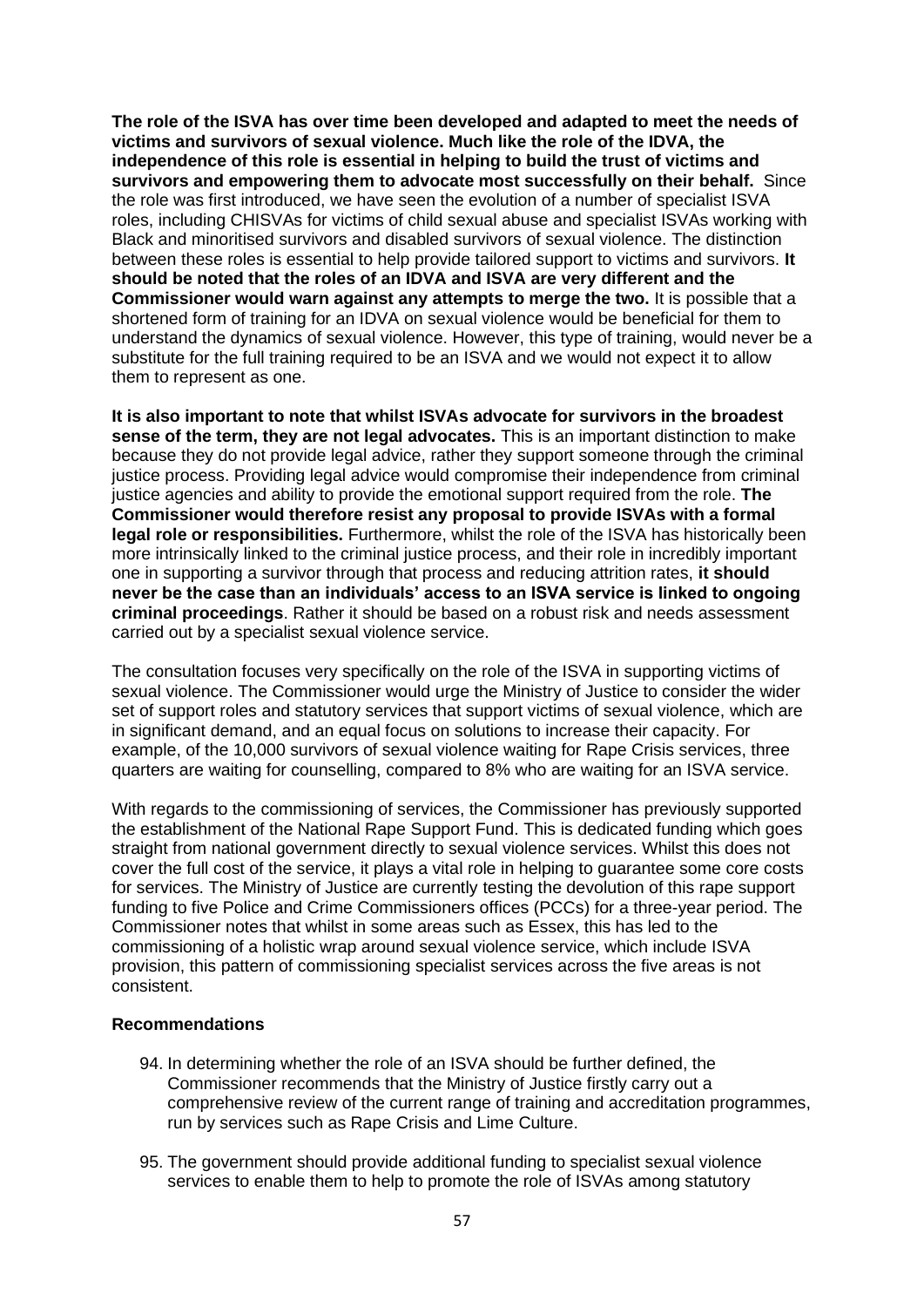**The role of the ISVA has over time been developed and adapted to meet the needs of victims and survivors of sexual violence. Much like the role of the IDVA, the independence of this role is essential in helping to build the trust of victims and survivors and empowering them to advocate most successfully on their behalf.** Since the role was first introduced, we have seen the evolution of a number of specialist ISVA roles, including CHISVAs for victims of child sexual abuse and specialist ISVAs working with Black and minoritised survivors and disabled survivors of sexual violence. The distinction between these roles is essential to help provide tailored support to victims and survivors. **It should be noted that the roles of an IDVA and ISVA are very different and the Commissioner would warn against any attempts to merge the two.** It is possible that a shortened form of training for an IDVA on sexual violence would be beneficial for them to understand the dynamics of sexual violence. However, this type of training, would never be a substitute for the full training required to be an ISVA and we would not expect it to allow them to represent as one.

**It is also important to note that whilst ISVAs advocate for survivors in the broadest sense of the term, they are not legal advocates.** This is an important distinction to make because they do not provide legal advice, rather they support someone through the criminal justice process. Providing legal advice would compromise their independence from criminal justice agencies and ability to provide the emotional support required from the role. **The Commissioner would therefore resist any proposal to provide ISVAs with a formal legal role or responsibilities.** Furthermore, whilst the role of the ISVA has historically been more intrinsically linked to the criminal justice process, and their role in incredibly important one in supporting a survivor through that process and reducing attrition rates, **it should never be the case than an individuals' access to an ISVA service is linked to ongoing criminal proceedings**. Rather it should be based on a robust risk and needs assessment carried out by a specialist sexual violence service.

The consultation focuses very specifically on the role of the ISVA in supporting victims of sexual violence. The Commissioner would urge the Ministry of Justice to consider the wider set of support roles and statutory services that support victims of sexual violence, which are in significant demand, and an equal focus on solutions to increase their capacity. For example, of the 10,000 survivors of sexual violence waiting for Rape Crisis services, three quarters are waiting for counselling, compared to 8% who are waiting for an ISVA service.

With regards to the commissioning of services, the Commissioner has previously supported the establishment of the National Rape Support Fund. This is dedicated funding which goes straight from national government directly to sexual violence services. Whilst this does not cover the full cost of the service, it plays a vital role in helping to guarantee some core costs for services. The Ministry of Justice are currently testing the devolution of this rape support funding to five Police and Crime Commissioners offices (PCCs) for a three-year period. The Commissioner notes that whilst in some areas such as Essex, this has led to the commissioning of a holistic wrap around sexual violence service, which include ISVA provision, this pattern of commissioning specialist services across the five areas is not consistent.

**Recommendations**

94. In determining whether the role of an ISVA should be further defined, the Commissioner recommends that the Ministry of Justice firstly carry out a comprehensive review of the current range of training and accreditation programmes, run by services such as Rape Crisis and Lime Culture.

95. The government should provide additional funding to specialist sexual violence services to enable them to help to promote the role of ISVAs among statutory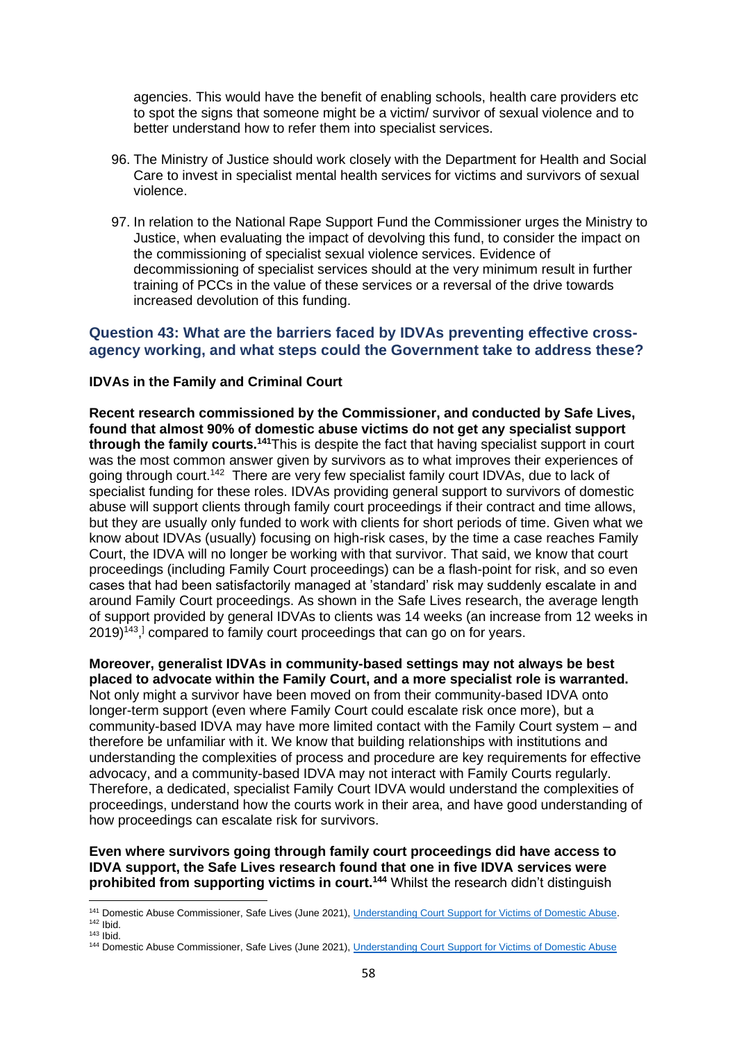agencies. This would have the benefit of enabling schools, health care providers etc to spot the signs that someone might be a victim/ survivor of sexual violence and to better understand how to refer them into specialist services.

96. The Ministry of Justice should work closely with the Department for Health and Social Care to invest in specialist mental health services for victims and survivors of sexual violence.

97. In relation to the National Rape Support Fund the Commissioner urges the Ministry to Justice, when evaluating the impact of devolving this fund, to consider the impact on the commissioning of specialist sexual violence services. Evidence of decommissioning of specialist services should at the very minimum result in further training of PCCs in the value of these services or a reversal of the drive towards increased devolution of this funding.

### Question 43: What are the barriers faced by IDVAs preventing effective cross-agency working, and what steps could the Government take to address these?

**IDVAs in the Family and Criminal Court**

**Recent research commissioned by the Commissioner, and conducted by Safe Lives, found that almost 90% of domestic abuse victims do not get any specialist support through the family courts.[141]** This is despite the fact that having specialist support in court was the most common answer given by survivors as to what improves their experiences of going through court.[142] There are very few specialist family court IDVAs, due to lack of specialist funding for these roles. IDVAs providing general support to survivors of domestic abuse will support clients through family court proceedings if their contract and time allows, but they are usually only funded to work with clients for short periods of time. Given what we know about IDVAs (usually) focusing on high-risk cases, by the time a case reaches Family Court, the IDVA will no longer be working with that survivor. That said, we know that court proceedings (including Family Court proceedings) can be a flash-point for risk, and so even cases that had been satisfactorily managed at 'standard' risk may suddenly escalate in and around Family Court proceedings. As shown in the Safe Lives research, the average length of support provided by general IDVAs to clients was 14 weeks (an increase from 12 weeks in 2019)[143], compared to family court proceedings that can go on for years.

**Moreover, generalist IDVAs in community-based settings may not always be best placed to advocate within the Family Court, and a more specialist role is warranted.** Not only might a survivor have been moved on from their community-based IDVA onto longer-term support (even where Family Court could escalate risk once more), but a community-based IDVA may have more limited contact with the Family Court system – and therefore be unfamiliar with it. We know that building relationships with institutions and understanding the complexities of process and procedure are key requirements for effective advocacy, and a community-based IDVA may not interact with Family Courts regularly. Therefore, a dedicated, specialist Family Court IDVA would understand the complexities of proceedings, understand how the courts work in their area, and have good understanding of how proceedings can escalate risk for survivors.

**Even where survivors going through family court proceedings did have access to IDVA support, the Safe Lives research found that one in five IDVA services were prohibited from supporting victims in court.[144]** Whilst the research didn't distinguish

---

[141] Domestic Abuse Commissioner, Safe Lives (June 2021), Understanding Court Support for Victims of Domestic Abuse.
[142] Ibid.
[143] Ibid.
[144] Domestic Abuse Commissioner, Safe Lives (June 2021), Understanding Court Support for Victims of Domestic Abuse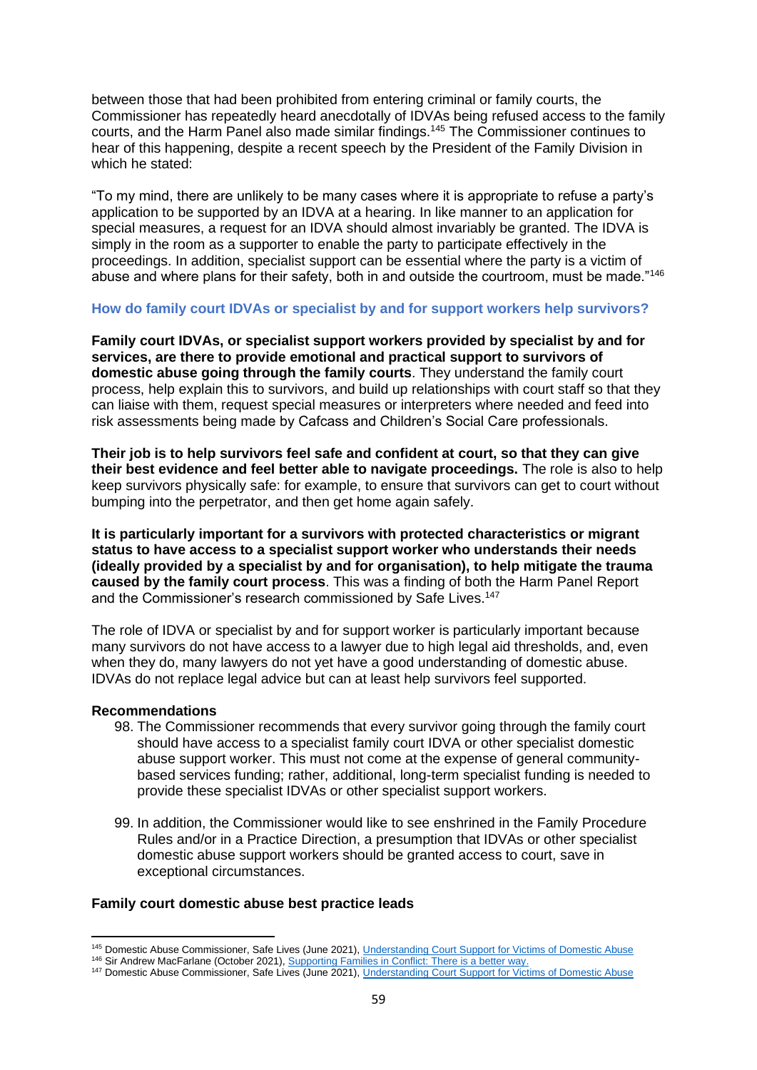between those that had been prohibited from entering criminal or family courts, the Commissioner has repeatedly heard anecdotally of IDVAs being refused access to the family courts, and the Harm Panel also made similar findings.[145] The Commissioner continues to hear of this happening, despite a recent speech by the President of the Family Division in which he stated:

"To my mind, there are unlikely to be many cases where it is appropriate to refuse a party's application to be supported by an IDVA at a hearing. In like manner to an application for special measures, a request for an IDVA should almost invariably be granted. The IDVA is simply in the room as a supporter to enable the party to participate effectively in the proceedings. In addition, specialist support can be essential where the party is a victim of abuse and where plans for their safety, both in and outside the courtroom, must be made."[146]

### How do family court IDVAs or specialist by and for support workers help survivors?

**Family court IDVAs, or specialist support workers provided by specialist by and for services, are there to provide emotional and practical support to survivors of domestic abuse going through the family courts**. They understand the family court process, help explain this to survivors, and build up relationships with court staff so that they can liaise with them, request special measures or interpreters where needed and feed into risk assessments being made by Cafcass and Children's Social Care professionals.

**Their job is to help survivors feel safe and confident at court, so that they can give their best evidence and feel better able to navigate proceedings.** The role is also to help keep survivors physically safe: for example, to ensure that survivors can get to court without bumping into the perpetrator, and then get home again safely.

**It is particularly important for a survivors with protected characteristics or migrant status to have access to a specialist support worker who understands their needs (ideally provided by a specialist by and for organisation), to help mitigate the trauma caused by the family court process**. This was a finding of both the Harm Panel Report and the Commissioner's research commissioned by Safe Lives.[147]

The role of IDVA or specialist by and for support worker is particularly important because many survivors do not have access to a lawyer due to high legal aid thresholds, and, even when they do, many lawyers do not yet have a good understanding of domestic abuse. IDVAs do not replace legal advice but can at least help survivors feel supported.

**Recommendations**

98. The Commissioner recommends that every survivor going through the family court should have access to a specialist family court IDVA or other specialist domestic abuse support worker. This must not come at the expense of general community-based services funding; rather, additional, long-term specialist funding is needed to provide these specialist IDVAs or other specialist support workers.

99. In addition, the Commissioner would like to see enshrined in the Family Procedure Rules and/or in a Practice Direction, a presumption that IDVAs or other specialist domestic abuse support workers should be granted access to court, save in exceptional circumstances.

**Family court domestic abuse best practice leads**

---

[145] Domestic Abuse Commissioner, Safe Lives (June 2021), Understanding Court Support for Victims of Domestic Abuse

[146] Sir Andrew MacFarlane (October 2021), Supporting Families in Conflict: There is a better way.

[147] Domestic Abuse Commissioner, Safe Lives (June 2021), Understanding Court Support for Victims of Domestic Abuse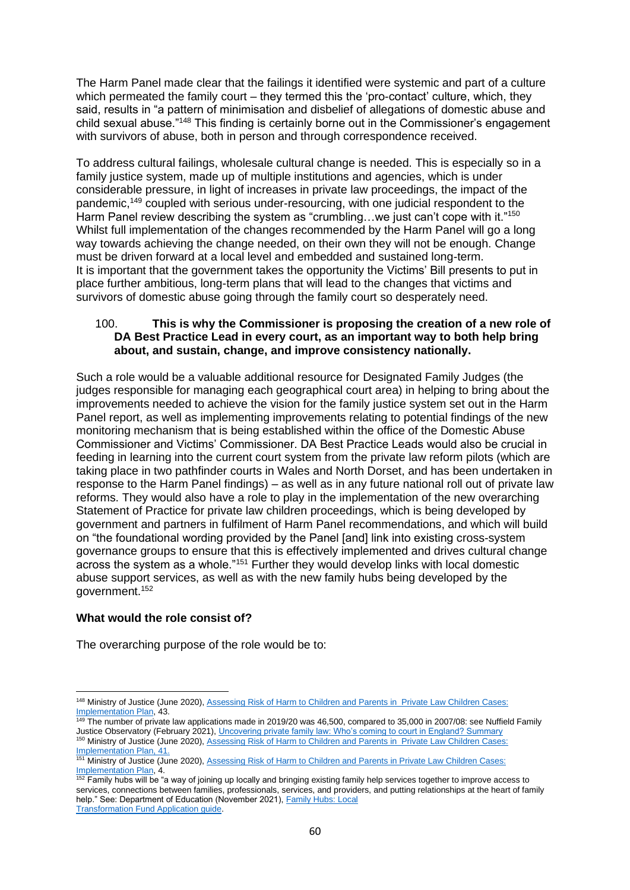The Harm Panel made clear that the failings it identified were systemic and part of a culture which permeated the family court – they termed this the 'pro-contact' culture, which, they said, results in "a pattern of minimisation and disbelief of allegations of domestic abuse and child sexual abuse."[148] This finding is certainly borne out in the Commissioner's engagement with survivors of abuse, both in person and through correspondence received.

To address cultural failings, wholesale cultural change is needed. This is especially so in a family justice system, made up of multiple institutions and agencies, which is under considerable pressure, in light of increases in private law proceedings, the impact of the pandemic,[149] coupled with serious under-resourcing, with one judicial respondent to the Harm Panel review describing the system as "crumbling…we just can't cope with it."[150] Whilst full implementation of the changes recommended by the Harm Panel will go a long way towards achieving the change needed, on their own they will not be enough. Change must be driven forward at a local level and embedded and sustained long-term. It is important that the government takes the opportunity the Victims' Bill presents to put in place further ambitious, long-term plans that will lead to the changes that victims and survivors of domestic abuse going through the family court so desperately need.

100. **This is why the Commissioner is proposing the creation of a new role of DA Best Practice Lead in every court, as an important way to both help bring about, and sustain, change, and improve consistency nationally.**

Such a role would be a valuable additional resource for Designated Family Judges (the judges responsible for managing each geographical court area) in helping to bring about the improvements needed to achieve the vision for the family justice system set out in the Harm Panel report, as well as implementing improvements relating to potential findings of the new monitoring mechanism that is being established within the office of the Domestic Abuse Commissioner and Victims' Commissioner. DA Best Practice Leads would also be crucial in feeding in learning into the current court system from the private law reform pilots (which are taking place in two pathfinder courts in Wales and North Dorset, and has been undertaken in response to the Harm Panel findings) – as well as in any future national roll out of private law reforms. They would also have a role to play in the implementation of the new overarching Statement of Practice for private law children proceedings, which is being developed by government and partners in fulfilment of Harm Panel recommendations, and which will build on "the foundational wording provided by the Panel [and] link into existing cross-system governance groups to ensure that this is effectively implemented and drives cultural change across the system as a whole."[151] Further they would develop links with local domestic abuse support services, as well as with the new family hubs being developed by the government.[152]

### What would the role consist of?

The overarching purpose of the role would be to:

---

[148] Ministry of Justice (June 2020), Assessing Risk of Harm to Children and Parents in Private Law Children Cases: Implementation Plan, 43.

[149] The number of private law applications made in 2019/20 was 46,500, compared to 35,000 in 2007/08: see Nuffield Family Justice Observatory (February 2021), Uncovering private family law: Who's coming to court in England? Summary

[150] Ministry of Justice (June 2020), Assessing Risk of Harm to Children and Parents in Private Law Children Cases: Implementation Plan, 41.

[151] Ministry of Justice (June 2020), Assessing Risk of Harm to Children and Parents in Private Law Children Cases: Implementation Plan, 4.

[152] Family hubs will be "a way of joining up locally and bringing existing family help services together to improve access to services, connections between families, professionals, services, and providers, and putting relationships at the heart of family help." See: Department of Education (November 2021), Family Hubs: Local Transformation Fund Application guide.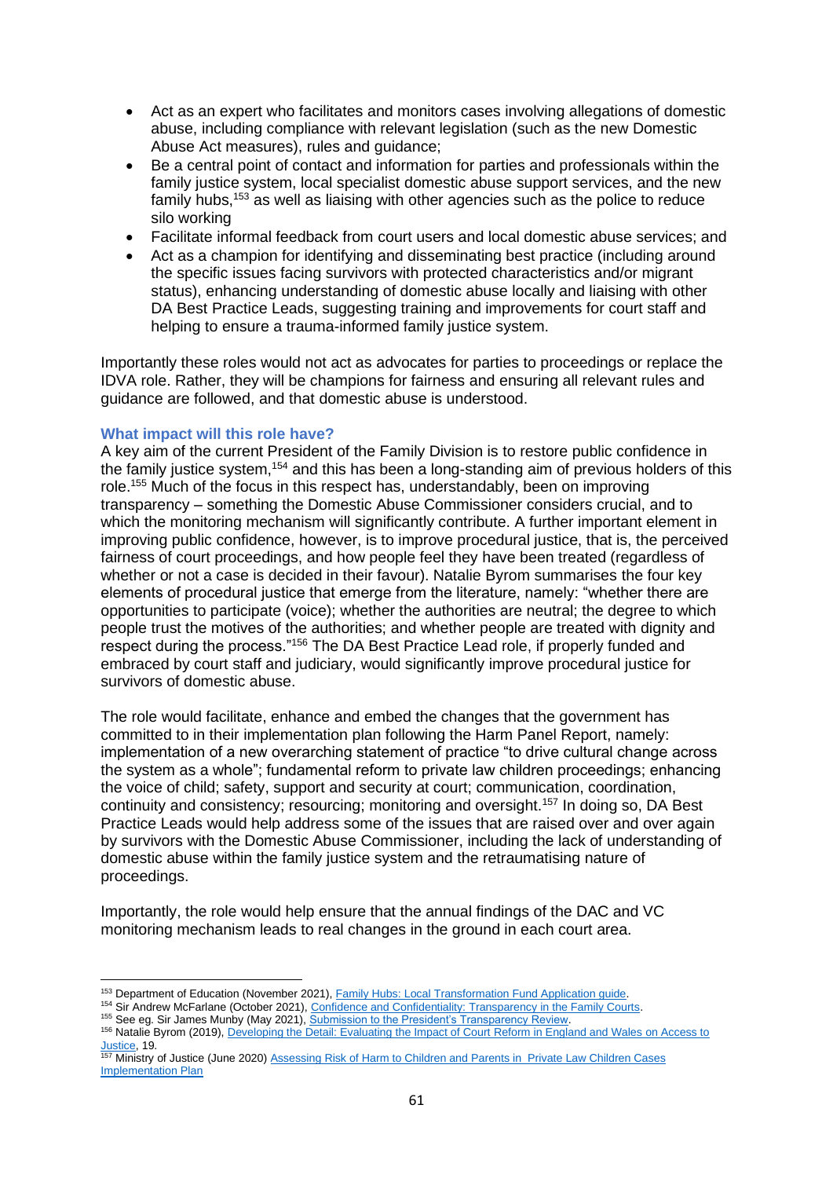- Act as an expert who facilitates and monitors cases involving allegations of domestic abuse, including compliance with relevant legislation (such as the new Domestic Abuse Act measures), rules and guidance;
- Be a central point of contact and information for parties and professionals within the family justice system, local specialist domestic abuse support services, and the new family hubs,[153] as well as liaising with other agencies such as the police to reduce silo working
- Facilitate informal feedback from court users and local domestic abuse services; and
- Act as a champion for identifying and disseminating best practice (including around the specific issues facing survivors with protected characteristics and/or migrant status), enhancing understanding of domestic abuse locally and liaising with other DA Best Practice Leads, suggesting training and improvements for court staff and helping to ensure a trauma-informed family justice system.

Importantly these roles would not act as advocates for parties to proceedings or replace the IDVA role. Rather, they will be champions for fairness and ensuring all relevant rules and guidance are followed, and that domestic abuse is understood.

### What impact will this role have?

A key aim of the current President of the Family Division is to restore public confidence in the family justice system,[154] and this has been a long-standing aim of previous holders of this role.[155] Much of the focus in this respect has, understandably, been on improving transparency – something the Domestic Abuse Commissioner considers crucial, and to which the monitoring mechanism will significantly contribute. A further important element in improving public confidence, however, is to improve procedural justice, that is, the perceived fairness of court proceedings, and how people feel they have been treated (regardless of whether or not a case is decided in their favour). Natalie Byrom summarises the four key elements of procedural justice that emerge from the literature, namely: "whether there are opportunities to participate (voice); whether the authorities are neutral; the degree to which people trust the motives of the authorities; and whether people are treated with dignity and respect during the process."[156] The DA Best Practice Lead role, if properly funded and embraced by court staff and judiciary, would significantly improve procedural justice for survivors of domestic abuse.

The role would facilitate, enhance and embed the changes that the government has committed to in their implementation plan following the Harm Panel Report, namely: implementation of a new overarching statement of practice "to drive cultural change across the system as a whole"; fundamental reform to private law children proceedings; enhancing the voice of child; safety, support and security at court; communication, coordination, continuity and consistency; resourcing; monitoring and oversight.[157] In doing so, DA Best Practice Leads would help address some of the issues that are raised over and over again by survivors with the Domestic Abuse Commissioner, including the lack of understanding of domestic abuse within the family justice system and the retraumatising nature of proceedings.

Importantly, the role would help ensure that the annual findings of the DAC and VC monitoring mechanism leads to real changes in the ground in each court area.

---

[153] Department of Education (November 2021), Family Hubs: Local Transformation Fund Application guide.

[154] Sir Andrew McFarlane (October 2021), Confidence and Confidentiality: Transparency in the Family Courts.

[155] See eg. Sir James Munby (May 2021), Submission to the President's Transparency Review.

[156] Natalie Byrom (2019), Developing the Detail: Evaluating the Impact of Court Reform in England and Wales on Access to Justice, 19.

[157] Ministry of Justice (June 2020) Assessing Risk of Harm to Children and Parents in Private Law Children Cases Implementation Plan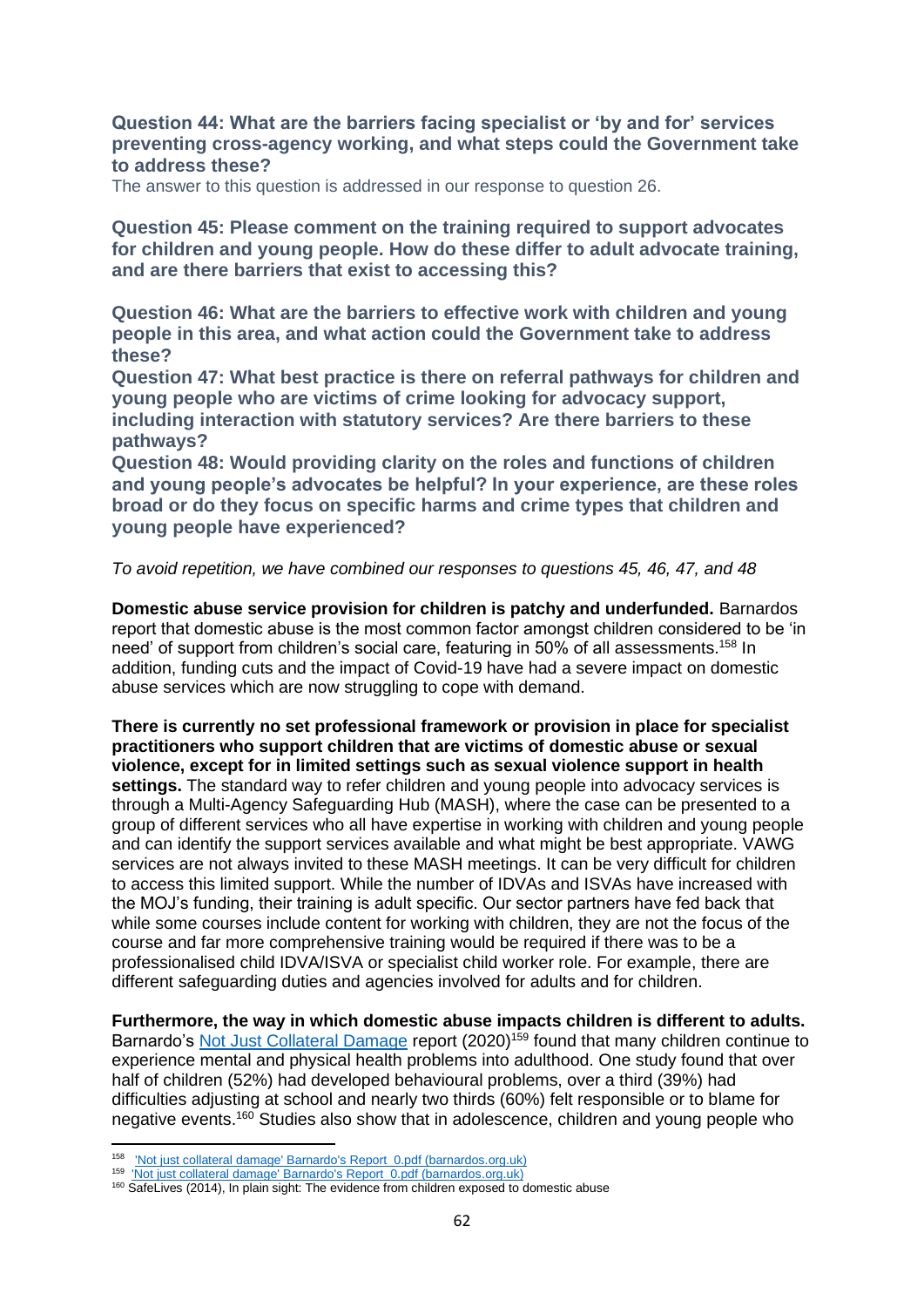**Question 44: What are the barriers facing specialist or 'by and for' services preventing cross-agency working, and what steps could the Government take to address these?**

The answer to this question is addressed in our response to question 26.

**Question 45: Please comment on the training required to support advocates for children and young people. How do these differ to adult advocate training, and are there barriers that exist to accessing this?**

**Question 46: What are the barriers to effective work with children and young people in this area, and what action could the Government take to address these?**

**Question 47: What best practice is there on referral pathways for children and young people who are victims of crime looking for advocacy support, including interaction with statutory services? Are there barriers to these pathways?**

**Question 48: Would providing clarity on the roles and functions of children and young people's advocates be helpful? In your experience, are these roles broad or do they focus on specific harms and crime types that children and young people have experienced?**

*To avoid repetition, we have combined our responses to questions 45, 46, 47, and 48*

**Domestic abuse service provision for children is patchy and underfunded.** Barnardos report that domestic abuse is the most common factor amongst children considered to be 'in need' of support from children's social care, featuring in 50% of all assessments.[158] In addition, funding cuts and the impact of Covid-19 have had a severe impact on domestic abuse services which are now struggling to cope with demand.

**There is currently no set professional framework or provision in place for specialist practitioners who support children that are victims of domestic abuse or sexual violence, except for in limited settings such as sexual violence support in health settings.** The standard way to refer children and young people into advocacy services is through a Multi-Agency Safeguarding Hub (MASH), where the case can be presented to a group of different services who all have expertise in working with children and young people and can identify the support services available and what might be best appropriate. VAWG services are not always invited to these MASH meetings. It can be very difficult for children to access this limited support. While the number of IDVAs and ISVAs have increased with the MOJ's funding, their training is adult specific. Our sector partners have fed back that while some courses include content for working with children, they are not the focus of the course and far more comprehensive training would be required if there was to be a professionalised child IDVA/ISVA or specialist child worker role. For example, there are different safeguarding duties and agencies involved for adults and for children.

**Furthermore, the way in which domestic abuse impacts children is different to adults.** Barnardo's [Not Just Collateral Damage](https://www.barnardos.org.uk) report (2020)[159] found that many children continue to experience mental and physical health problems into adulthood. One study found that over half of children (52%) had developed behavioural problems, over a third (39%) had difficulties adjusting at school and nearly two thirds (60%) felt responsible or to blame for negative events.[160] Studies also show that in adolescence, children and young people who

---

[158] ['Not just collateral damage' Barnardo's Report_0.pdf (barnardos.org.uk)](https://www.barnardos.org.uk)

[159] ['Not just collateral damage' Barnardo's Report_0.pdf (barnardos.org.uk)](https://www.barnardos.org.uk)

[160] SafeLives (2014), In plain sight: The evidence from children exposed to domestic abuse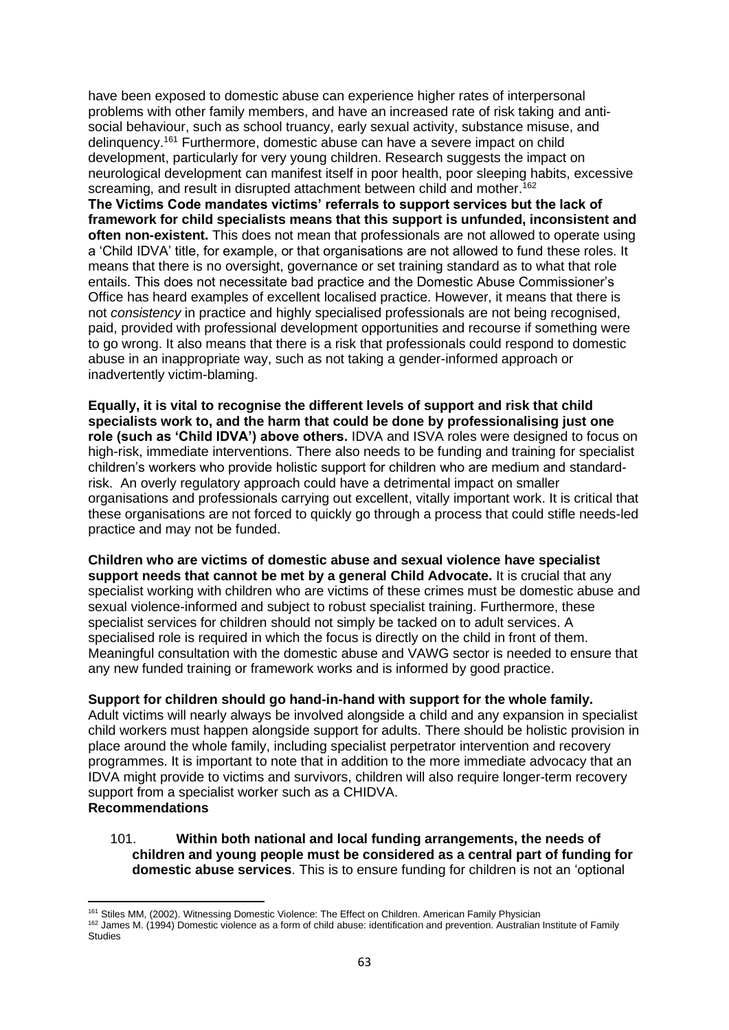have been exposed to domestic abuse can experience higher rates of interpersonal problems with other family members, and have an increased rate of risk taking and anti-social behaviour, such as school truancy, early sexual activity, substance misuse, and delinquency.[161] Furthermore, domestic abuse can have a severe impact on child development, particularly for very young children. Research suggests the impact on neurological development can manifest itself in poor health, poor sleeping habits, excessive screaming, and result in disrupted attachment between child and mother.[162]

**The Victims Code mandates victims' referrals to support services but the lack of framework for child specialists means that this support is unfunded, inconsistent and often non-existent.** This does not mean that professionals are not allowed to operate using a 'Child IDVA' title, for example, or that organisations are not allowed to fund these roles. It means that there is no oversight, governance or set training standard as to what that role entails. This does not necessitate bad practice and the Domestic Abuse Commissioner's Office has heard examples of excellent localised practice. However, it means that there is not *consistency* in practice and highly specialised professionals are not being recognised, paid, provided with professional development opportunities and recourse if something were to go wrong. It also means that there is a risk that professionals could respond to domestic abuse in an inappropriate way, such as not taking a gender-informed approach or inadvertently victim-blaming.

**Equally, it is vital to recognise the different levels of support and risk that child specialists work to, and the harm that could be done by professionalising just one role (such as 'Child IDVA') above others.** IDVA and ISVA roles were designed to focus on high-risk, immediate interventions. There also needs to be funding and training for specialist children's workers who provide holistic support for children who are medium and standard-risk. An overly regulatory approach could have a detrimental impact on smaller organisations and professionals carrying out excellent, vitally important work. It is critical that these organisations are not forced to quickly go through a process that could stifle needs-led practice and may not be funded.

**Children who are victims of domestic abuse and sexual violence have specialist support needs that cannot be met by a general Child Advocate.** It is crucial that any specialist working with children who are victims of these crimes must be domestic abuse and sexual violence-informed and subject to robust specialist training. Furthermore, these specialist services for children should not simply be tacked on to adult services. A specialised role is required in which the focus is directly on the child in front of them. Meaningful consultation with the domestic abuse and VAWG sector is needed to ensure that any new funded training or framework works and is informed by good practice.

**Support for children should go hand-in-hand with support for the whole family.** Adult victims will nearly always be involved alongside a child and any expansion in specialist child workers must happen alongside support for adults. There should be holistic provision in place around the whole family, including specialist perpetrator intervention and recovery programmes. It is important to note that in addition to the more immediate advocacy that an IDVA might provide to victims and survivors, children will also require longer-term recovery support from a specialist worker such as a CHIDVA.

**Recommendations**

101. **Within both national and local funding arrangements, the needs of children and young people must be considered as a central part of funding for domestic abuse services**. This is to ensure funding for children is not an 'optional

[161] Stiles MM, (2002). Witnessing Domestic Violence: The Effect on Children. American Family Physician

[162] James M. (1994) Domestic violence as a form of child abuse: identification and prevention. Australian Institute of Family Studies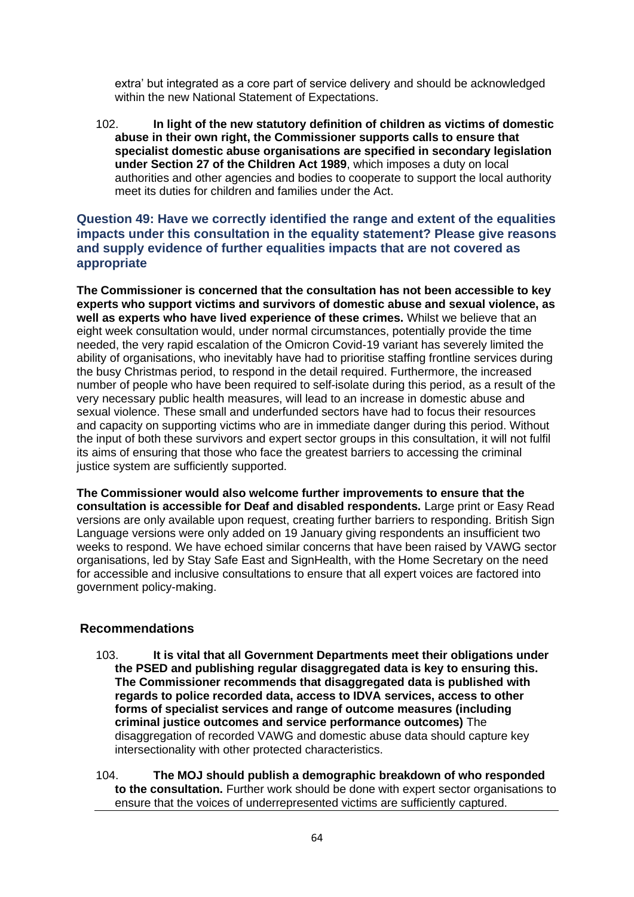extra' but integrated as a core part of service delivery and should be acknowledged within the new National Statement of Expectations.

102. **In light of the new statutory definition of children as victims of domestic abuse in their own right, the Commissioner supports calls to ensure that specialist domestic abuse organisations are specified in secondary legislation under Section 27 of the Children Act 1989**, which imposes a duty on local authorities and other agencies and bodies to cooperate to support the local authority meet its duties for children and families under the Act.

### Question 49: Have we correctly identified the range and extent of the equalities impacts under this consultation in the equality statement? Please give reasons and supply evidence of further equalities impacts that are not covered as appropriate

**The Commissioner is concerned that the consultation has not been accessible to key experts who support victims and survivors of domestic abuse and sexual violence, as well as experts who have lived experience of these crimes.** Whilst we believe that an eight week consultation would, under normal circumstances, potentially provide the time needed, the very rapid escalation of the Omicron Covid-19 variant has severely limited the ability of organisations, who inevitably have had to prioritise staffing frontline services during the busy Christmas period, to respond in the detail required. Furthermore, the increased number of people who have been required to self-isolate during this period, as a result of the very necessary public health measures, will lead to an increase in domestic abuse and sexual violence. These small and underfunded sectors have had to focus their resources and capacity on supporting victims who are in immediate danger during this period. Without the input of both these survivors and expert sector groups in this consultation, it will not fulfil its aims of ensuring that those who face the greatest barriers to accessing the criminal justice system are sufficiently supported.

**The Commissioner would also welcome further improvements to ensure that the consultation is accessible for Deaf and disabled respondents.** Large print or Easy Read versions are only available upon request, creating further barriers to responding. British Sign Language versions were only added on 19 January giving respondents an insufficient two weeks to respond. We have echoed similar concerns that have been raised by VAWG sector organisations, led by Stay Safe East and SignHealth, with the Home Secretary on the need for accessible and inclusive consultations to ensure that all expert voices are factored into government policy-making.

### Recommendations

103. **It is vital that all Government Departments meet their obligations under the PSED and publishing regular disaggregated data is key to ensuring this. The Commissioner recommends that disaggregated data is published with regards to police recorded data, access to IDVA services, access to other forms of specialist services and range of outcome measures (including criminal justice outcomes and service performance outcomes)** The disaggregation of recorded VAWG and domestic abuse data should capture key intersectionality with other protected characteristics.

104. **The MOJ should publish a demographic breakdown of who responded to the consultation.** Further work should be done with expert sector organisations to ensure that the voices of underrepresented victims are sufficiently captured.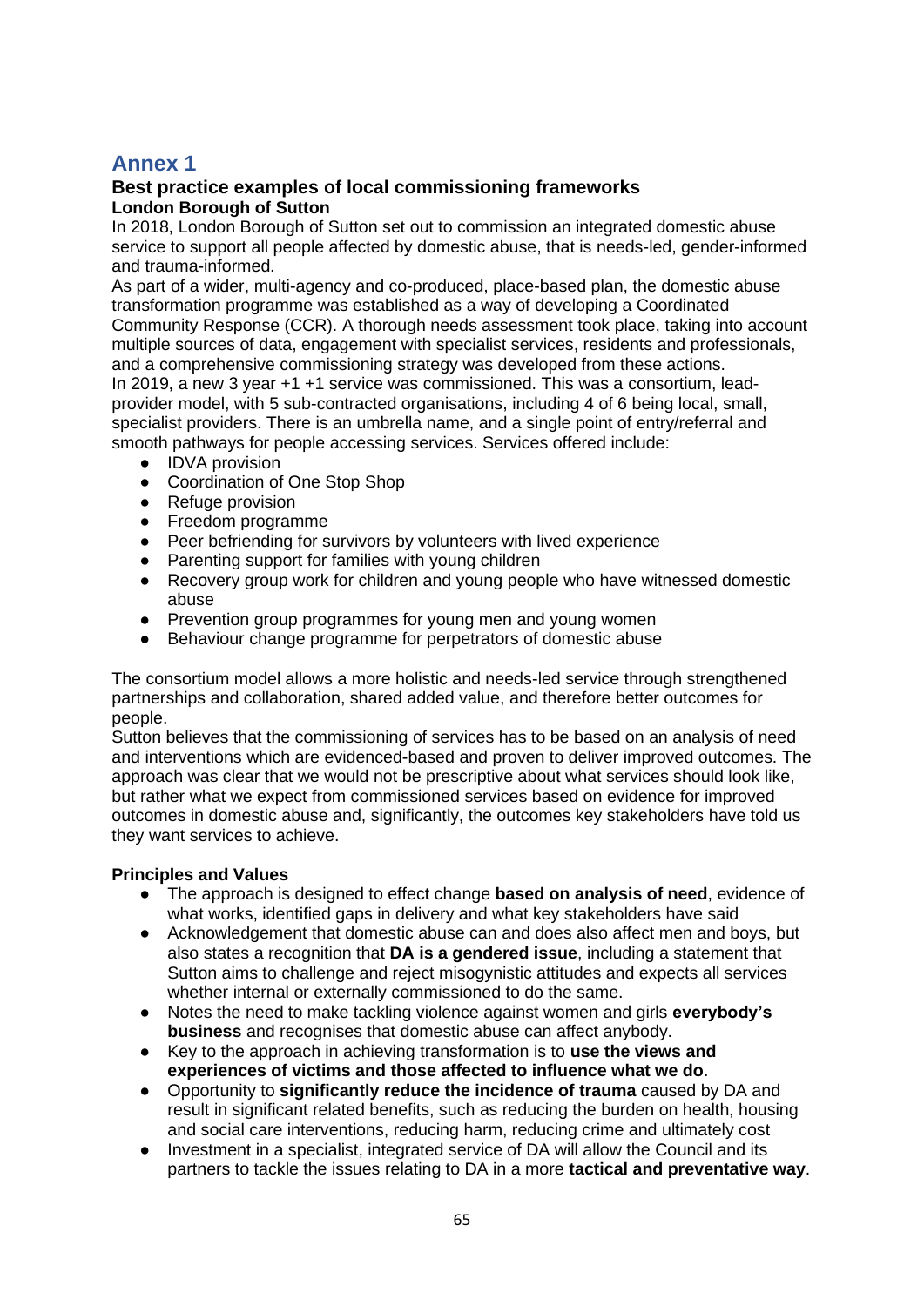# Annex 1

## Best practice examples of local commissioning frameworks

### London Borough of Sutton

In 2018, London Borough of Sutton set out to commission an integrated domestic abuse service to support all people affected by domestic abuse, that is needs-led, gender-informed and trauma-informed.

As part of a wider, multi-agency and co-produced, place-based plan, the domestic abuse transformation programme was established as a way of developing a Coordinated Community Response (CCR). A thorough needs assessment took place, taking into account multiple sources of data, engagement with specialist services, residents and professionals, and a comprehensive commissioning strategy was developed from these actions.

In 2019, a new 3 year +1 +1 service was commissioned. This was a consortium, lead-provider model, with 5 sub-contracted organisations, including 4 of 6 being local, small, specialist providers. There is an umbrella name, and a single point of entry/referral and smooth pathways for people accessing services. Services offered include:

- IDVA provision
- Coordination of One Stop Shop
- Refuge provision
- Freedom programme
- Peer befriending for survivors by volunteers with lived experience
- Parenting support for families with young children
- Recovery group work for children and young people who have witnessed domestic abuse
- Prevention group programmes for young men and young women
- Behaviour change programme for perpetrators of domestic abuse

The consortium model allows a more holistic and needs-led service through strengthened partnerships and collaboration, shared added value, and therefore better outcomes for people.

Sutton believes that the commissioning of services has to be based on an analysis of need and interventions which are evidenced-based and proven to deliver improved outcomes. The approach was clear that we would not be prescriptive about what services should look like, but rather what we expect from commissioned services based on evidence for improved outcomes in domestic abuse and, significantly, the outcomes key stakeholders have told us they want services to achieve.

**Principles and Values**

- The approach is designed to effect change **based on analysis of need**, evidence of what works, identified gaps in delivery and what key stakeholders have said
- Acknowledgement that domestic abuse can and does also affect men and boys, but also states a recognition that **DA is a gendered issue**, including a statement that Sutton aims to challenge and reject misogynistic attitudes and expects all services whether internal or externally commissioned to do the same.
- Notes the need to make tackling violence against women and girls **everybody's business** and recognises that domestic abuse can affect anybody.
- Key to the approach in achieving transformation is to **use the views and experiences of victims and those affected to influence what we do**.
- Opportunity to **significantly reduce the incidence of trauma** caused by DA and result in significant related benefits, such as reducing the burden on health, housing and social care interventions, reducing harm, reducing crime and ultimately cost
- Investment in a specialist, integrated service of DA will allow the Council and its partners to tackle the issues relating to DA in a more **tactical and preventative way**.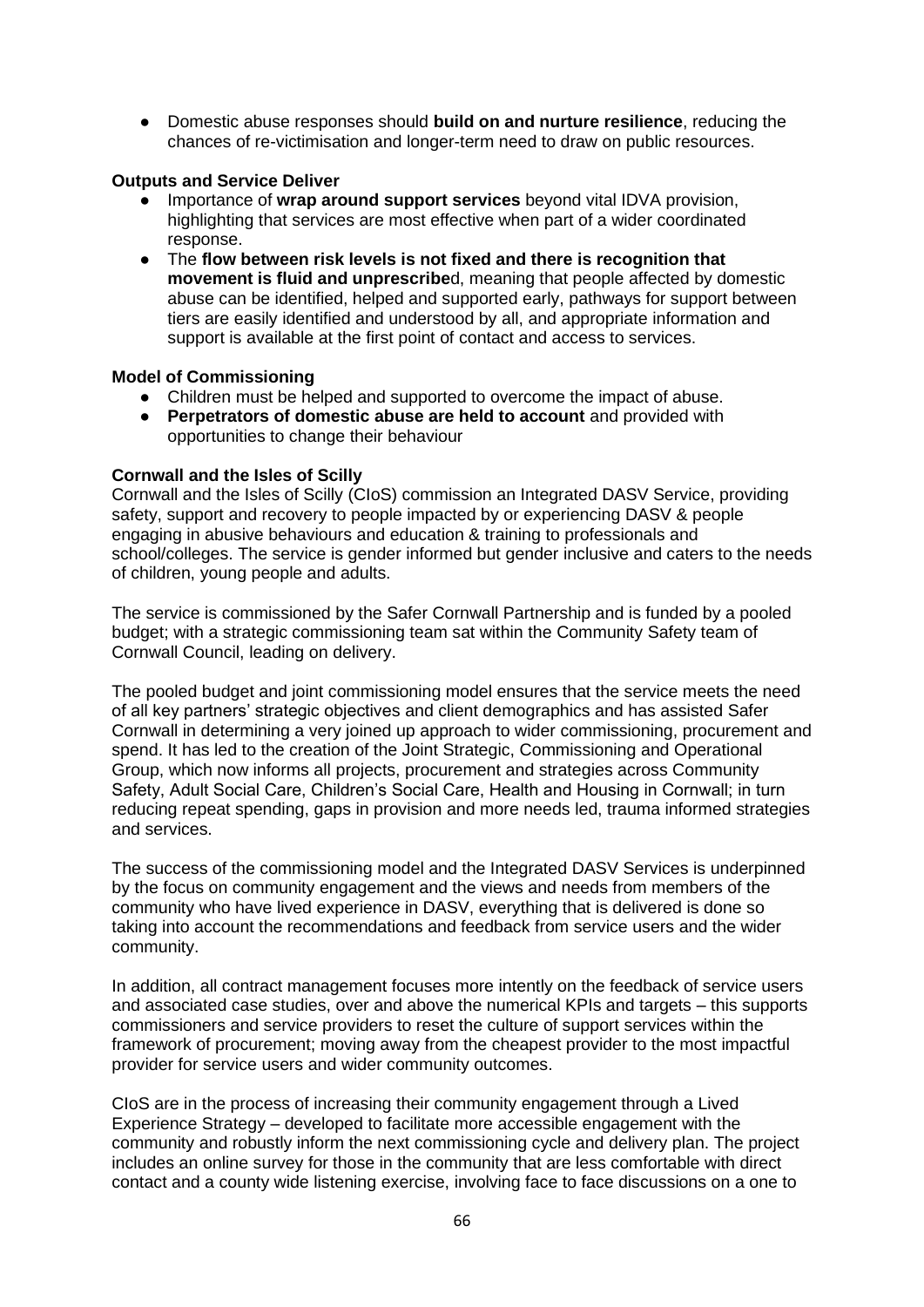- Domestic abuse responses should **build on and nurture resilience**, reducing the chances of re-victimisation and longer-term need to draw on public resources.

**Outputs and Service Deliver**

- Importance of **wrap around support services** beyond vital IDVA provision, highlighting that services are most effective when part of a wider coordinated response.
- The **flow between risk levels is not fixed and there is recognition that movement is fluid and unprescribe**d, meaning that people affected by domestic abuse can be identified, helped and supported early, pathways for support between tiers are easily identified and understood by all, and appropriate information and support is available at the first point of contact and access to services.

**Model of Commissioning**

- Children must be helped and supported to overcome the impact of abuse.
- **Perpetrators of domestic abuse are held to account** and provided with opportunities to change their behaviour

**Cornwall and the Isles of Scilly**

Cornwall and the Isles of Scilly (CIoS) commission an Integrated DASV Service, providing safety, support and recovery to people impacted by or experiencing DASV & people engaging in abusive behaviours and education & training to professionals and school/colleges. The service is gender informed but gender inclusive and caters to the needs of children, young people and adults.

The service is commissioned by the Safer Cornwall Partnership and is funded by a pooled budget; with a strategic commissioning team sat within the Community Safety team of Cornwall Council, leading on delivery.

The pooled budget and joint commissioning model ensures that the service meets the need of all key partners' strategic objectives and client demographics and has assisted Safer Cornwall in determining a very joined up approach to wider commissioning, procurement and spend. It has led to the creation of the Joint Strategic, Commissioning and Operational Group, which now informs all projects, procurement and strategies across Community Safety, Adult Social Care, Children's Social Care, Health and Housing in Cornwall; in turn reducing repeat spending, gaps in provision and more needs led, trauma informed strategies and services.

The success of the commissioning model and the Integrated DASV Services is underpinned by the focus on community engagement and the views and needs from members of the community who have lived experience in DASV, everything that is delivered is done so taking into account the recommendations and feedback from service users and the wider community.

In addition, all contract management focuses more intently on the feedback of service users and associated case studies, over and above the numerical KPIs and targets – this supports commissioners and service providers to reset the culture of support services within the framework of procurement; moving away from the cheapest provider to the most impactful provider for service users and wider community outcomes.

CIoS are in the process of increasing their community engagement through a Lived Experience Strategy – developed to facilitate more accessible engagement with the community and robustly inform the next commissioning cycle and delivery plan. The project includes an online survey for those in the community that are less comfortable with direct contact and a county wide listening exercise, involving face to face discussions on a one to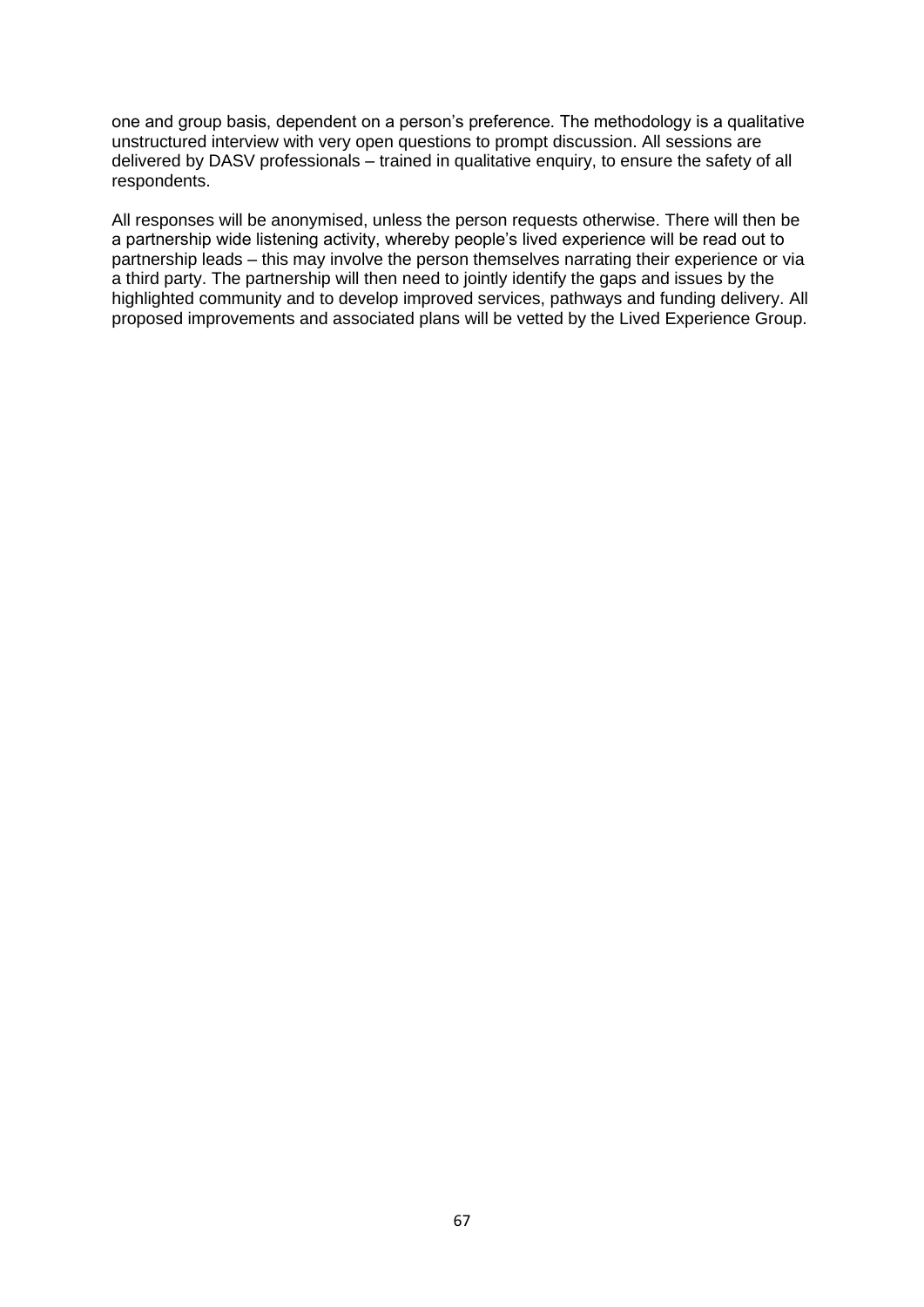one and group basis, dependent on a person's preference. The methodology is a qualitative unstructured interview with very open questions to prompt discussion. All sessions are delivered by DASV professionals – trained in qualitative enquiry, to ensure the safety of all respondents.

All responses will be anonymised, unless the person requests otherwise. There will then be a partnership wide listening activity, whereby people's lived experience will be read out to partnership leads – this may involve the person themselves narrating their experience or via a third party. The partnership will then need to jointly identify the gaps and issues by the highlighted community and to develop improved services, pathways and funding delivery. All proposed improvements and associated plans will be vetted by the Lived Experience Group.